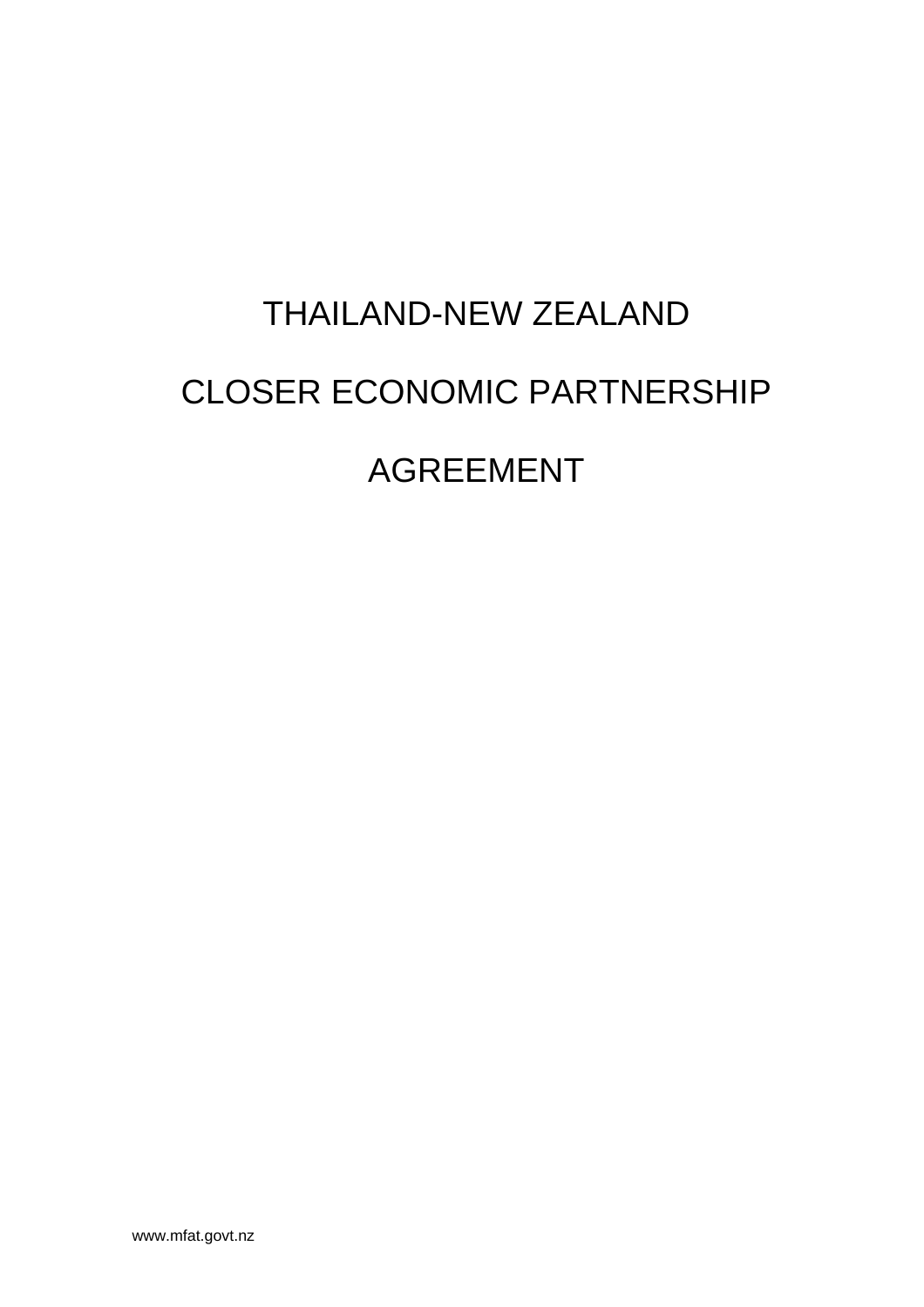# THAILAND-NEW ZEALAND

# CLOSER ECONOMIC PARTNERSHIP

# AGREEMENT

www.mfat.govt.nz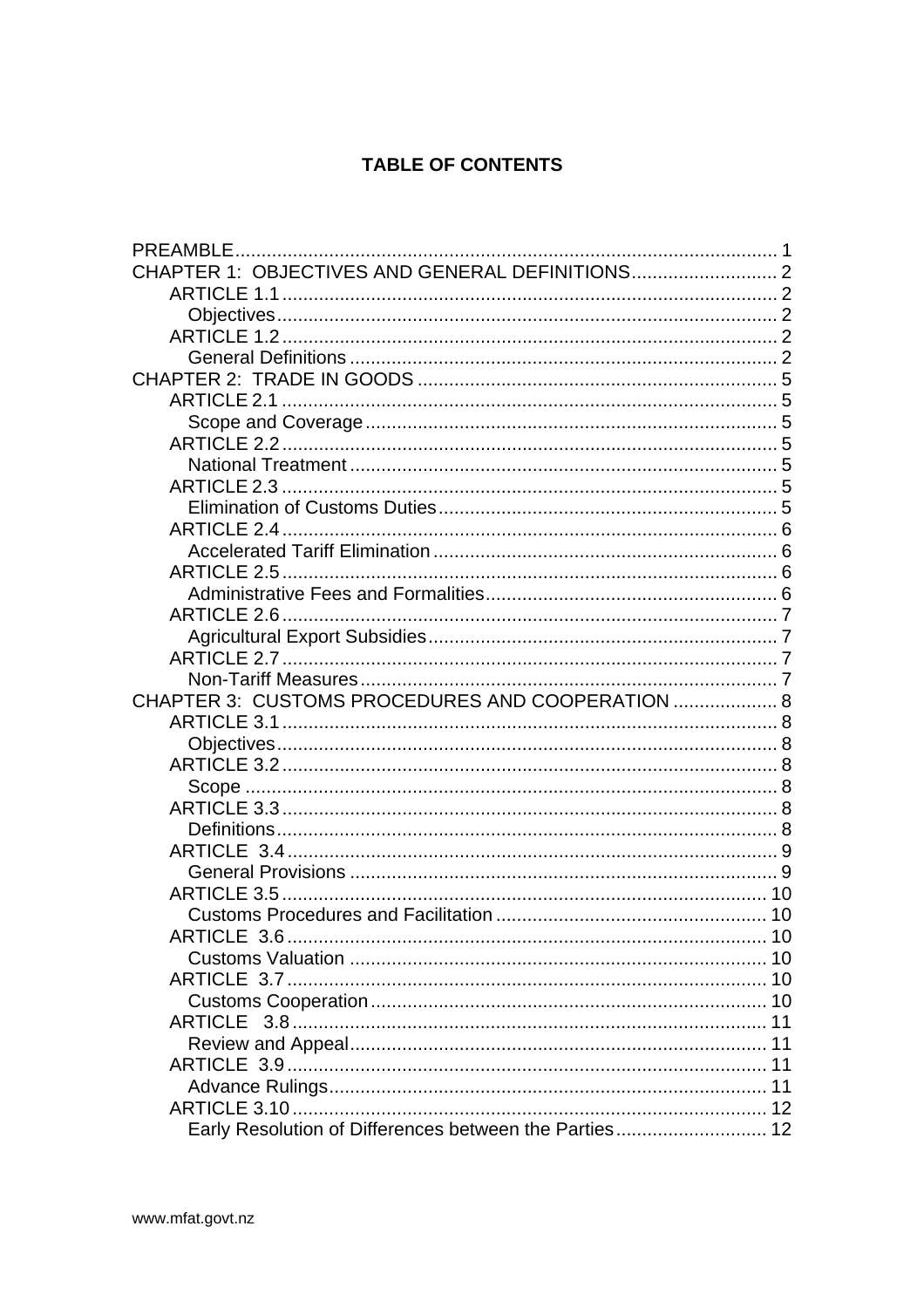# TABLE OF CONTENTS

PREAMBLE ........ 1
CHAPTER 1: OBJECTIVES AND GENERAL DEFINITIONS ........ 2
- ARTICLE 1.1 ........ 2
  - Objectives ........ 2
- ARTICLE 1.2 ........ 2
  - General Definitions ........ 2

CHAPTER 2: TRADE IN GOODS ........ 5
- ARTICLE 2.1 ........ 5
  - Scope and Coverage ........ 5
- ARTICLE 2.2 ........ 5
  - National Treatment ........ 5
- ARTICLE 2.3 ........ 5
  - Elimination of Customs Duties ........ 5
- ARTICLE 2.4 ........ 6
  - Accelerated Tariff Elimination ........ 6
- ARTICLE 2.5 ........ 6
  - Administrative Fees and Formalities ........ 6
- ARTICLE 2.6 ........ 7
  - Agricultural Export Subsidies ........ 7
- ARTICLE 2.7 ........ 7
  - Non-Tariff Measures ........ 7

CHAPTER 3: CUSTOMS PROCEDURES AND COOPERATION ........ 8
- ARTICLE 3.1 ........ 8
  - Objectives ........ 8
- ARTICLE 3.2 ........ 8
  - Scope ........ 8
- ARTICLE 3.3 ........ 8
  - Definitions ........ 8
- ARTICLE 3.4 ........ 9
  - General Provisions ........ 9
- ARTICLE 3.5 ........ 10
  - Customs Procedures and Facilitation ........ 10
- ARTICLE 3.6 ........ 10
  - Customs Valuation ........ 10
- ARTICLE 3.7 ........ 10
  - Customs Cooperation ........ 10
- ARTICLE 3.8 ........ 11
  - Review and Appeal ........ 11
- ARTICLE 3.9 ........ 11
  - Advance Rulings ........ 11
- ARTICLE 3.10 ........ 12
  - Early Resolution of Differences between the Parties ........ 12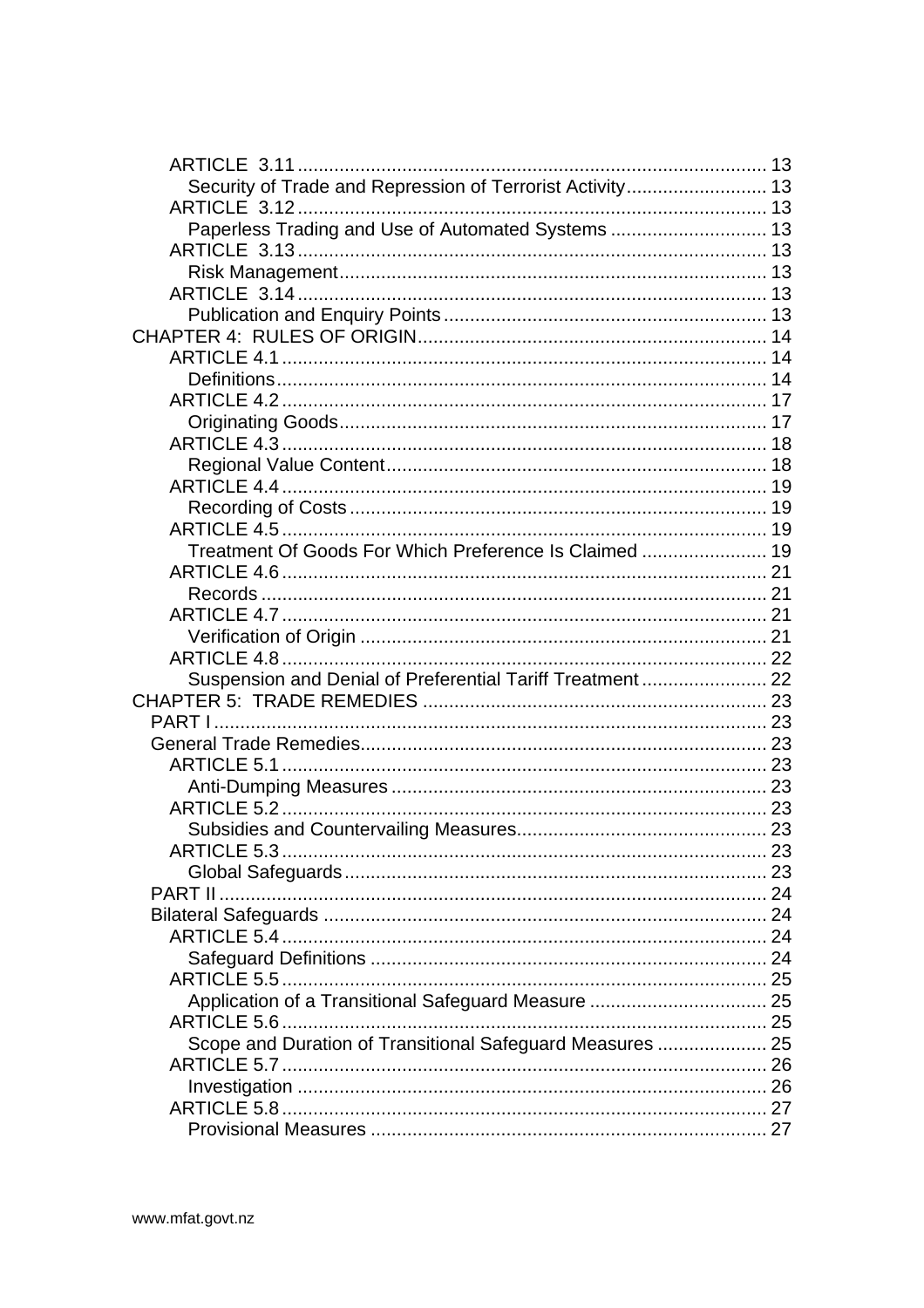ARTICLE 3.11 ........................................................................................ 13
Security of Trade and Repression of Terrorist Activity.......................... 13
ARTICLE 3.12 ........................................................................................ 13
Paperless Trading and Use of Automated Systems ............................. 13
ARTICLE 3.13 ........................................................................................ 13
Risk Management................................................................................. 13
ARTICLE 3.14 ........................................................................................ 13
Publication and Enquiry Points............................................................. 13
CHAPTER 4: RULES OF ORIGIN.................................................................. 14
ARTICLE 4.1 ........................................................................................... 14
Definitions............................................................................................. 14
ARTICLE 4.2 ........................................................................................... 17
Originating Goods................................................................................. 17
ARTICLE 4.3 ........................................................................................... 18
Regional Value Content........................................................................ 18
ARTICLE 4.4 ........................................................................................... 19
Recording of Costs ............................................................................... 19
ARTICLE 4.5 ........................................................................................... 19
Treatment Of Goods For Which Preference Is Claimed ........................ 19
ARTICLE 4.6 ........................................................................................... 21
Records ................................................................................................ 21
ARTICLE 4.7 ........................................................................................... 21
Verification of Origin ............................................................................. 21
ARTICLE 4.8 ........................................................................................... 22
Suspension and Denial of Preferential Tariff Treatment ........................ 22
CHAPTER 5: TRADE REMEDIES ................................................................. 23
PART I ......................................................................................................... 23
General Trade Remedies............................................................................. 23
ARTICLE 5.1 ........................................................................................... 23
Anti-Dumping Measures ....................................................................... 23
ARTICLE 5.2 ........................................................................................... 23
Subsidies and Countervailing Measures................................................ 23
ARTICLE 5.3 ........................................................................................... 23
Global Safeguards ................................................................................ 23
PART II ........................................................................................................ 24
Bilateral Safeguards .................................................................................... 24
ARTICLE 5.4 ........................................................................................... 24
Safeguard Definitions ........................................................................... 24
ARTICLE 5.5 ........................................................................................... 25
Application of a Transitional Safeguard Measure .................................. 25
ARTICLE 5.6 ........................................................................................... 25
Scope and Duration of Transitional Safeguard Measures ..................... 25
ARTICLE 5.7 ........................................................................................... 26
Investigation ......................................................................................... 26
ARTICLE 5.8 ........................................................................................... 27
Provisional Measures ........................................................................... 27

www.mfat.govt.nz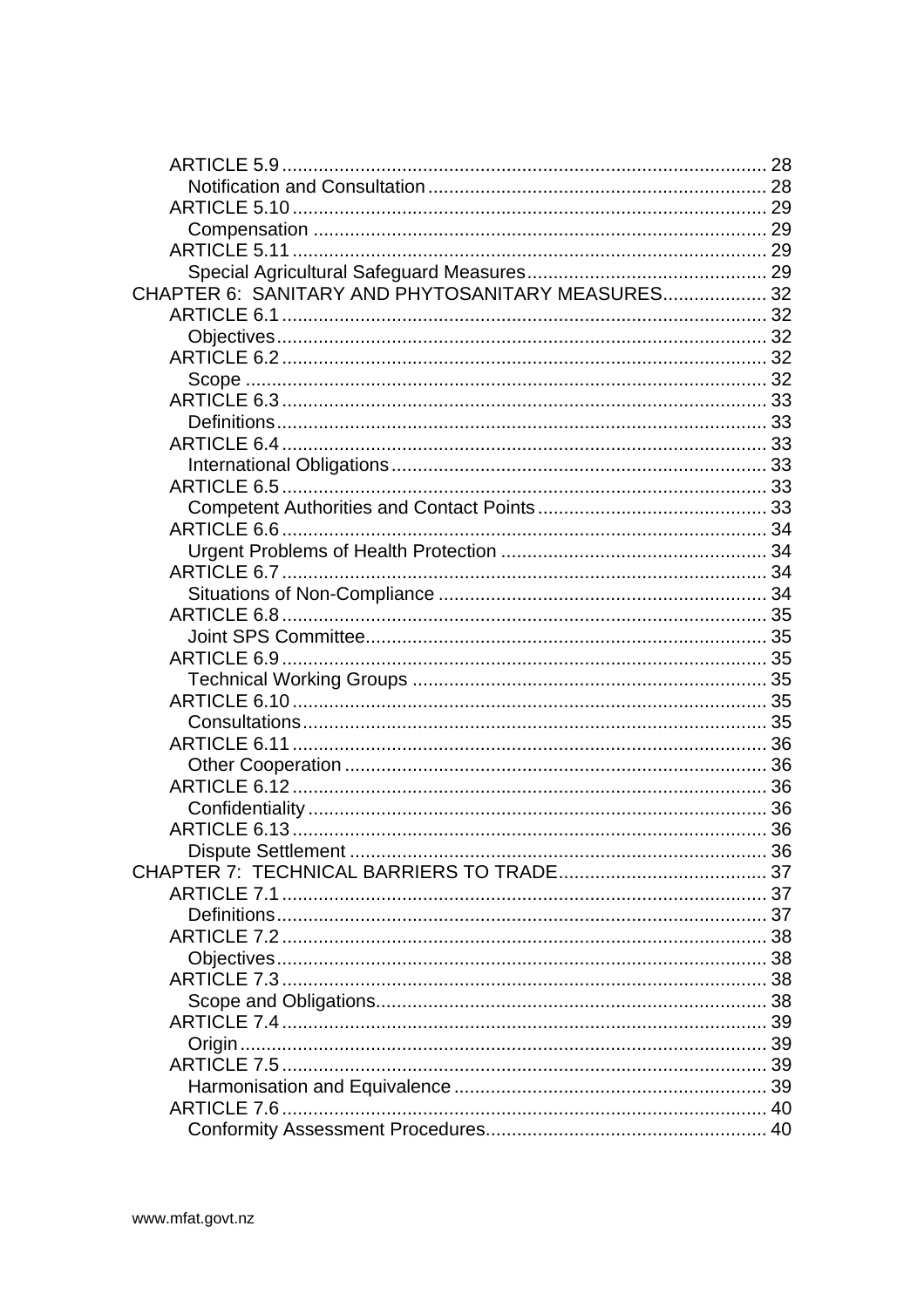ARTICLE 5.9 ........................................................................................ 28
  Notification and Consultation ................................................................ 28
ARTICLE 5.10 ...................................................................................... 29
  Compensation ........................................................................................ 29
ARTICLE 5.11 ...................................................................................... 29
  Special Agricultural Safeguard Measures ............................................. 29
CHAPTER 6: SANITARY AND PHYTOSANITARY MEASURES ................... 32
ARTICLE 6.1 ........................................................................................ 32
  Objectives ............................................................................................. 32
ARTICLE 6.2 ........................................................................................ 32
  Scope .................................................................................................... 32
ARTICLE 6.3 ........................................................................................ 33
  Definitions ............................................................................................. 33
ARTICLE 6.4 ........................................................................................ 33
  International Obligations ........................................................................ 33
ARTICLE 6.5 ........................................................................................ 33
  Competent Authorities and Contact Points ............................................ 33
ARTICLE 6.6 ........................................................................................ 34
  Urgent Problems of Health Protection .................................................. 34
ARTICLE 6.7 ........................................................................................ 34
  Situations of Non-Compliance .............................................................. 34
ARTICLE 6.8 ........................................................................................ 35
  Joint SPS Committee ............................................................................ 35
ARTICLE 6.9 ........................................................................................ 35
  Technical Working Groups ................................................................... 35
ARTICLE 6.10 ...................................................................................... 35
  Consultations ........................................................................................ 35
ARTICLE 6.11 ...................................................................................... 36
  Other Cooperation ................................................................................ 36
ARTICLE 6.12 ...................................................................................... 36
  Confidentiality ....................................................................................... 36
ARTICLE 6.13 ...................................................................................... 36
  Dispute Settlement ............................................................................... 36
CHAPTER 7: TECHNICAL BARRIERS TO TRADE ........................................ 37
ARTICLE 7.1 ........................................................................................ 37
  Definitions ............................................................................................. 37
ARTICLE 7.2 ........................................................................................ 38
  Objectives ............................................................................................. 38
ARTICLE 7.3 ........................................................................................ 38
  Scope and Obligations .......................................................................... 38
ARTICLE 7.4 ........................................................................................ 39
  Origin .................................................................................................... 39
ARTICLE 7.5 ........................................................................................ 39
  Harmonisation and Equivalence ........................................................... 39
ARTICLE 7.6 ........................................................................................ 40
  Conformity Assessment Procedures ..................................................... 40

www.mfat.govt.nz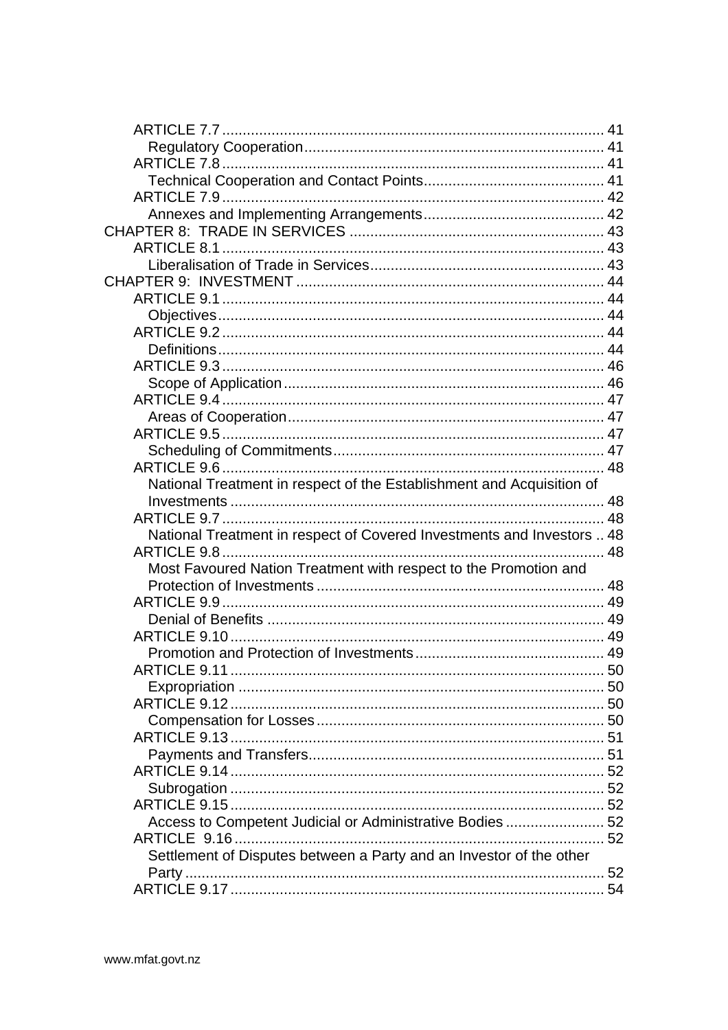ARTICLE 7.7 .......................................................................................... 41
Regulatory Cooperation........................................................................ 41
ARTICLE 7.8 .......................................................................................... 41
Technical Cooperation and Contact Points........................................... 41
ARTICLE 7.9 .......................................................................................... 42
Annexes and Implementing Arrangements........................................... 42
CHAPTER 8: TRADE IN SERVICES ............................................................ 43
ARTICLE 8.1 .......................................................................................... 43
Liberalisation of Trade in Services........................................................ 43
CHAPTER 9: INVESTMENT .......................................................................... 44
ARTICLE 9.1 .......................................................................................... 44
Objectives.............................................................................................. 44
ARTICLE 9.2 .......................................................................................... 44
Definitions.............................................................................................. 44
ARTICLE 9.3 .......................................................................................... 46
Scope of Application.............................................................................. 46
ARTICLE 9.4 .......................................................................................... 47
Areas of Cooperation............................................................................. 47
ARTICLE 9.5 .......................................................................................... 47
Scheduling of Commitments.................................................................. 47
ARTICLE 9.6 .......................................................................................... 48
National Treatment in respect of the Establishment and Acquisition of Investments .......................................................................................... 48
ARTICLE 9.7 .......................................................................................... 48
National Treatment in respect of Covered Investments and Investors .. 48
ARTICLE 9.8 .......................................................................................... 48
Most Favoured Nation Treatment with respect to the Promotion and Protection of Investments ...................................................................... 48
ARTICLE 9.9 .......................................................................................... 49
Denial of Benefits .................................................................................. 49
ARTICLE 9.10 ........................................................................................ 49
Promotion and Protection of Investments.............................................. 49
ARTICLE 9.11 ........................................................................................ 50
Expropriation ......................................................................................... 50
ARTICLE 9.12 ........................................................................................ 50
Compensation for Losses...................................................................... 50
ARTICLE 9.13 ........................................................................................ 51
Payments and Transfers........................................................................ 51
ARTICLE 9.14 ........................................................................................ 52
Subrogation ........................................................................................... 52
ARTICLE 9.15 ........................................................................................ 52
Access to Competent Judicial or Administrative Bodies ........................ 52
ARTICLE 9.16 ........................................................................................ 52
Settlement of Disputes between a Party and an Investor of the other Party ...................................................................................................... 52
ARTICLE 9.17 ........................................................................................ 54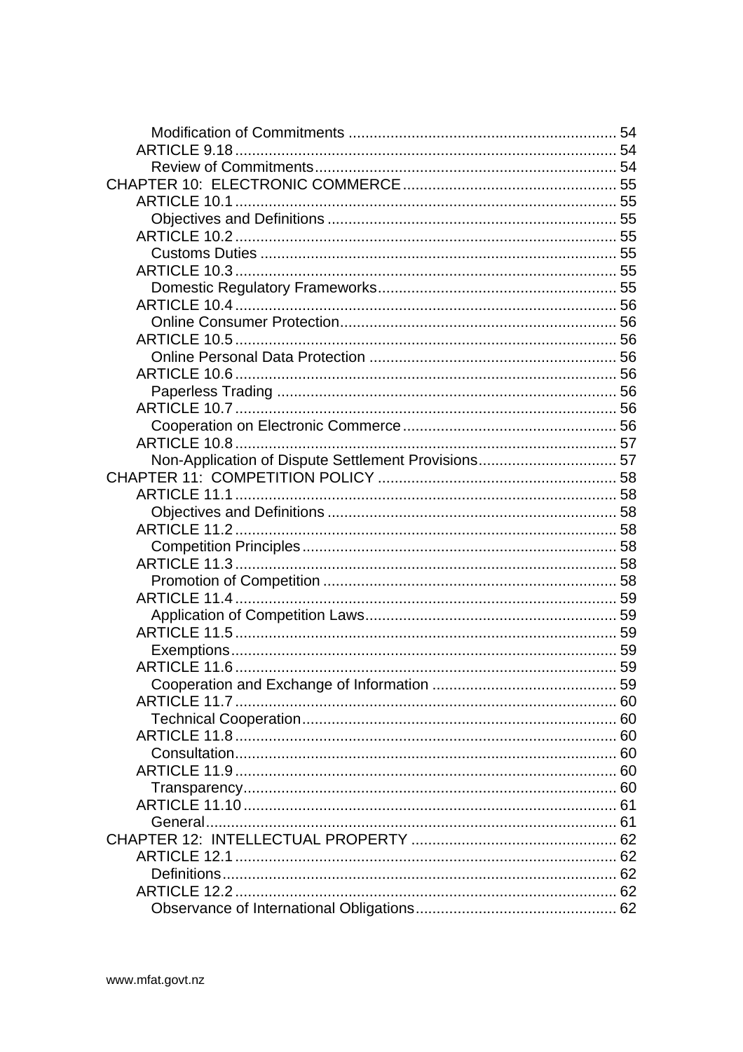Modification of Commitments ................................................................ 54
ARTICLE 9.18 .......................................................................................... 54
Review of Commitments ....................................................................... 54
CHAPTER 10: ELECTRONIC COMMERCE .................................................. 55
ARTICLE 10.1 .......................................................................................... 55
Objectives and Definitions .................................................................... 55
ARTICLE 10.2 .......................................................................................... 55
Customs Duties .................................................................................... 55
ARTICLE 10.3 .......................................................................................... 55
Domestic Regulatory Frameworks ......................................................... 55
ARTICLE 10.4 .......................................................................................... 56
Online Consumer Protection ................................................................. 56
ARTICLE 10.5 .......................................................................................... 56
Online Personal Data Protection ........................................................... 56
ARTICLE 10.6 .......................................................................................... 56
Paperless Trading ................................................................................ 56
ARTICLE 10.7 .......................................................................................... 56
Cooperation on Electronic Commerce ................................................... 56
ARTICLE 10.8 .......................................................................................... 57
Non-Application of Dispute Settlement Provisions ................................. 57
CHAPTER 11: COMPETITION POLICY ........................................................ 58
ARTICLE 11.1 .......................................................................................... 58
Objectives and Definitions .................................................................... 58
ARTICLE 11.2 .......................................................................................... 58
Competition Principles .......................................................................... 58
ARTICLE 11.3 .......................................................................................... 58
Promotion of Competition ..................................................................... 58
ARTICLE 11.4 .......................................................................................... 59
Application of Competition Laws ........................................................... 59
ARTICLE 11.5 .......................................................................................... 59
Exemptions ........................................................................................... 59
ARTICLE 11.6 .......................................................................................... 59
Cooperation and Exchange of Information ........................................... 59
ARTICLE 11.7 .......................................................................................... 60
Technical Cooperation .......................................................................... 60
ARTICLE 11.8 .......................................................................................... 60
Consultation .......................................................................................... 60
ARTICLE 11.9 .......................................................................................... 60
Transparency ........................................................................................ 60
ARTICLE 11.10 ........................................................................................ 61
General ................................................................................................. 61
CHAPTER 12: INTELLECTUAL PROPERTY ................................................. 62
ARTICLE 12.1 .......................................................................................... 62
Definitions ............................................................................................. 62
ARTICLE 12.2 .......................................................................................... 62
Observance of International Obligations ................................................ 62

www.mfat.govt.nz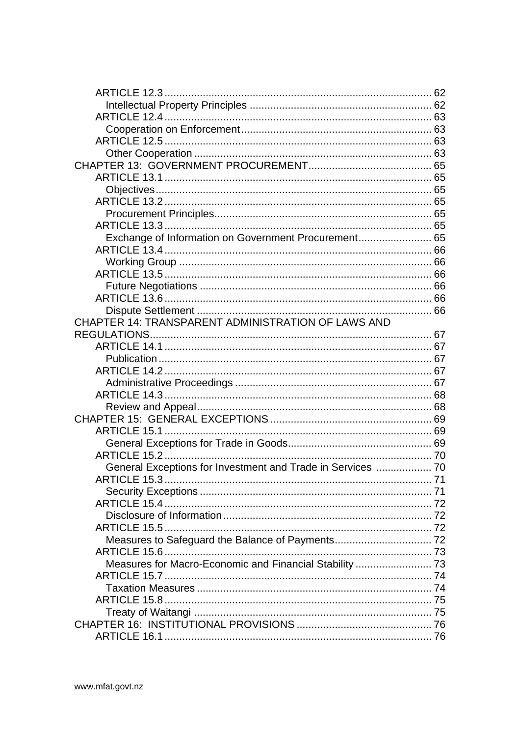ARTICLE 12.3 .......................................................................................... 62
Intellectual Property Principles ............................................................. 62
ARTICLE 12.4 .......................................................................................... 63
Cooperation on Enforcement ................................................................ 63
ARTICLE 12.5 .......................................................................................... 63
Other Cooperation ................................................................................ 63
CHAPTER 13: GOVERNMENT PROCUREMENT ......................................... 65
ARTICLE 13.1 .......................................................................................... 65
Objectives ............................................................................................. 65
ARTICLE 13.2 .......................................................................................... 65
Procurement Principles ......................................................................... 65
ARTICLE 13.3 .......................................................................................... 65
Exchange of Information on Government Procurement ......................... 65
ARTICLE 13.4 .......................................................................................... 66
Working Group ..................................................................................... 66
ARTICLE 13.5 .......................................................................................... 66
Future Negotiations .............................................................................. 66
ARTICLE 13.6 .......................................................................................... 66
Dispute Settlement ............................................................................... 66
CHAPTER 14: TRANSPARENT ADMINISTRATION OF LAWS AND REGULATIONS ............................................................................................ 67
ARTICLE 14.1 .......................................................................................... 67
Publication ............................................................................................ 67
ARTICLE 14.2 .......................................................................................... 67
Administrative Proceedings .................................................................. 67
ARTICLE 14.3 .......................................................................................... 68
Review and Appeal ............................................................................... 68
CHAPTER 15: GENERAL EXCEPTIONS ...................................................... 69
ARTICLE 15.1 .......................................................................................... 69
General Exceptions for Trade in Goods ................................................. 69
ARTICLE 15.2 .......................................................................................... 70
General Exceptions for Investment and Trade in Services ................... 70
ARTICLE 15.3 .......................................................................................... 71
Security Exceptions .............................................................................. 71
ARTICLE 15.4 .......................................................................................... 72
Disclosure of Information ...................................................................... 72
ARTICLE 15.5 .......................................................................................... 72
Measures to Safeguard the Balance of Payments ................................. 72
ARTICLE 15.6 .......................................................................................... 73
Measures for Macro-Economic and Financial Stability .......................... 73
ARTICLE 15.7 .......................................................................................... 74
Taxation Measures ................................................................................ 74
ARTICLE 15.8 .......................................................................................... 75
Treaty of Waitangi ................................................................................. 75
CHAPTER 16: INSTITUTIONAL PROVISIONS ............................................. 76
ARTICLE 16.1 .......................................................................................... 76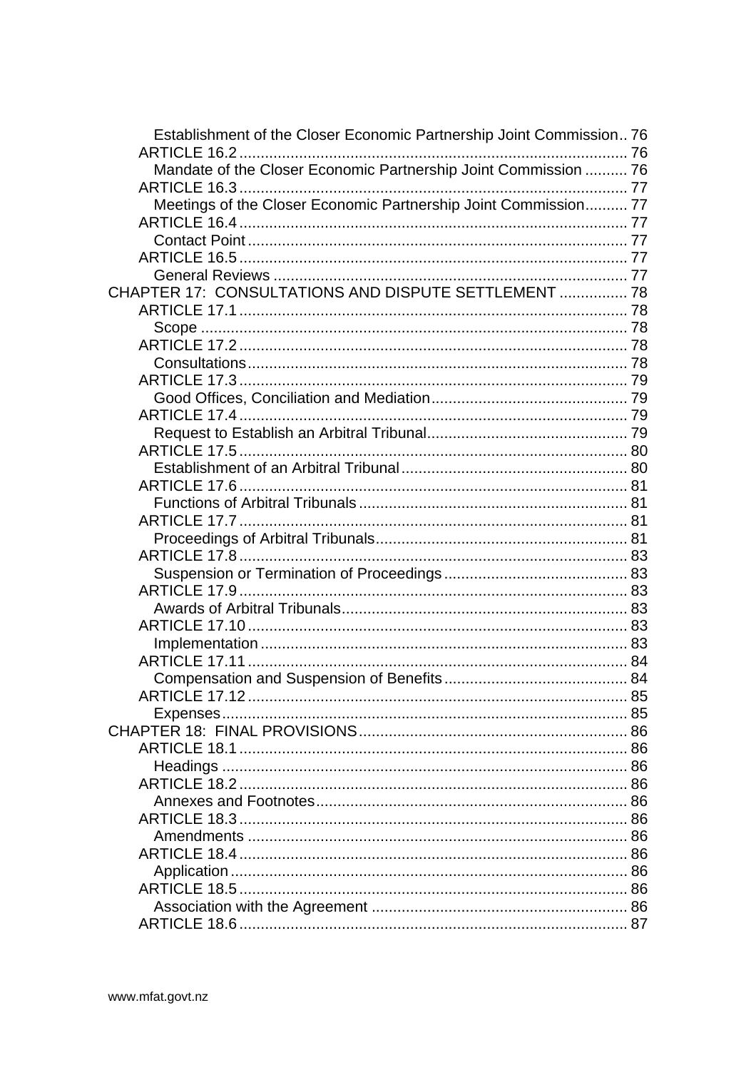Establishment of the Closer Economic Partnership Joint Commission.. 76
ARTICLE 16.2 .......................................................................................... 76
Mandate of the Closer Economic Partnership Joint Commission .......... 76
ARTICLE 16.3 .......................................................................................... 77
Meetings of the Closer Economic Partnership Joint Commission.......... 77
ARTICLE 16.4 .......................................................................................... 77
Contact Point ........................................................................................ 77
ARTICLE 16.5 .......................................................................................... 77
General Reviews .................................................................................. 77
CHAPTER 17: CONSULTATIONS AND DISPUTE SETTLEMENT ................ 78
ARTICLE 17.1 .......................................................................................... 78
Scope .................................................................................................. 78
ARTICLE 17.2 .......................................................................................... 78
Consultations........................................................................................ 78
ARTICLE 17.3 .......................................................................................... 79
Good Offices, Conciliation and Mediation............................................. 79
ARTICLE 17.4 .......................................................................................... 79
Request to Establish an Arbitral Tribunal.............................................. 79
ARTICLE 17.5 .......................................................................................... 80
Establishment of an Arbitral Tribunal.................................................... 80
ARTICLE 17.6 .......................................................................................... 81
Functions of Arbitral Tribunals .............................................................. 81
ARTICLE 17.7 .......................................................................................... 81
Proceedings of Arbitral Tribunals.......................................................... 81
ARTICLE 17.8 .......................................................................................... 83
Suspension or Termination of Proceedings.......................................... 83
ARTICLE 17.9 .......................................................................................... 83
Awards of Arbitral Tribunals.................................................................. 83
ARTICLE 17.10 ........................................................................................ 83
Implementation ..................................................................................... 83
ARTICLE 17.11 ........................................................................................ 84
Compensation and Suspension of Benefits .......................................... 84
ARTICLE 17.12 ........................................................................................ 85
Expenses.............................................................................................. 85
CHAPTER 18: FINAL PROVISIONS.............................................................. 86
ARTICLE 18.1 .......................................................................................... 86
Headings .............................................................................................. 86
ARTICLE 18.2 .......................................................................................... 86
Annexes and Footnotes........................................................................ 86
ARTICLE 18.3 .......................................................................................... 86
Amendments ........................................................................................ 86
ARTICLE 18.4 .......................................................................................... 86
Application ............................................................................................ 86
ARTICLE 18.5 .......................................................................................... 86
Association with the Agreement ........................................................... 86
ARTICLE 18.6 .......................................................................................... 87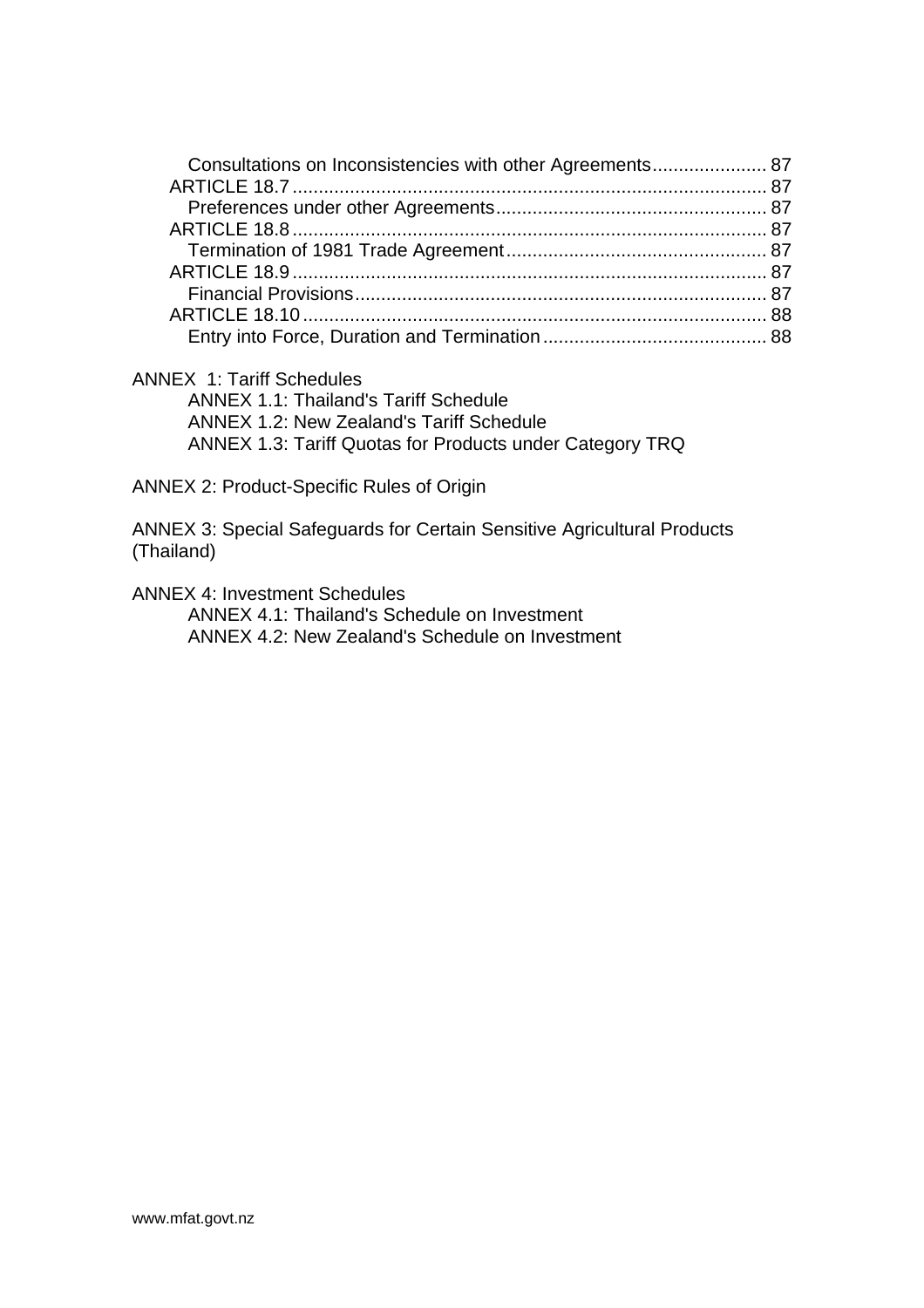Consultations on Inconsistencies with other Agreements ...................... 87
ARTICLE 18.7 ........................................................................................ 87
Preferences under other Agreements .................................................... 87
ARTICLE 18.8 ........................................................................................ 87
Termination of 1981 Trade Agreement .................................................. 87
ARTICLE 18.9 ........................................................................................ 87
Financial Provisions ............................................................................... 87
ARTICLE 18.10 ...................................................................................... 88
Entry into Force, Duration and Termination ........................................... 88

ANNEX 1: Tariff Schedules
- ANNEX 1.1: Thailand's Tariff Schedule
- ANNEX 1.2: New Zealand's Tariff Schedule
- ANNEX 1.3: Tariff Quotas for Products under Category TRQ

ANNEX 2: Product-Specific Rules of Origin

ANNEX 3: Special Safeguards for Certain Sensitive Agricultural Products (Thailand)

ANNEX 4: Investment Schedules
- ANNEX 4.1: Thailand's Schedule on Investment
- ANNEX 4.2: New Zealand's Schedule on Investment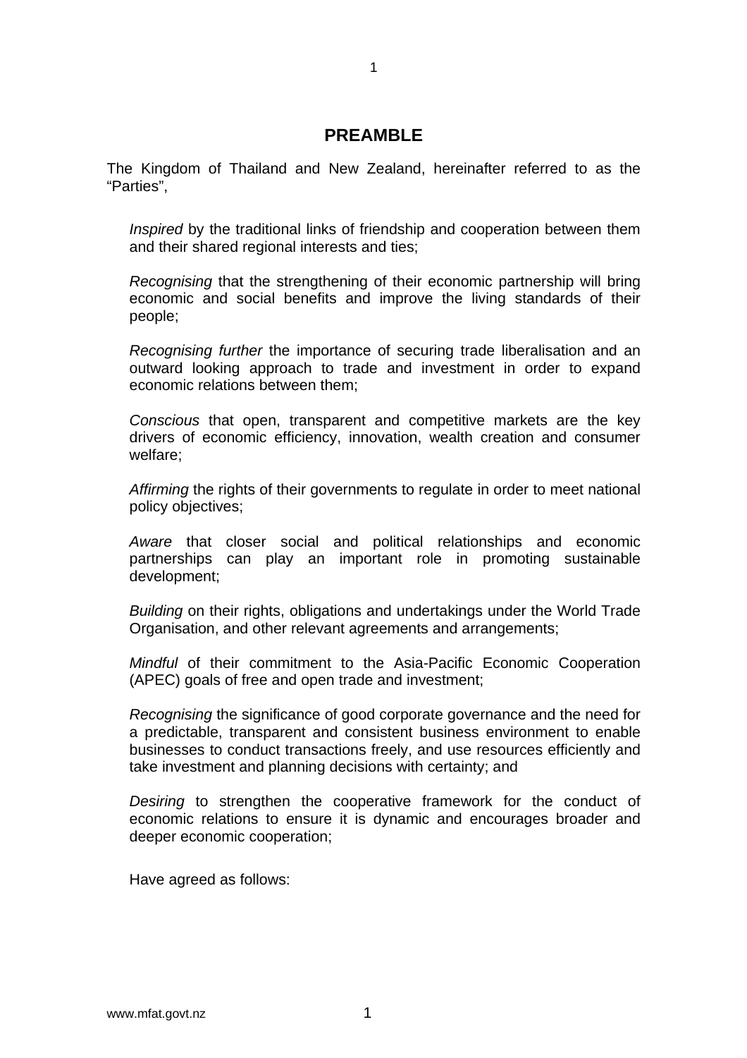# PREAMBLE

The Kingdom of Thailand and New Zealand, hereinafter referred to as the "Parties",

*Inspired* by the traditional links of friendship and cooperation between them and their shared regional interests and ties;

*Recognising* that the strengthening of their economic partnership will bring economic and social benefits and improve the living standards of their people;

*Recognising further* the importance of securing trade liberalisation and an outward looking approach to trade and investment in order to expand economic relations between them;

*Conscious* that open, transparent and competitive markets are the key drivers of economic efficiency, innovation, wealth creation and consumer welfare;

*Affirming* the rights of their governments to regulate in order to meet national policy objectives;

*Aware* that closer social and political relationships and economic partnerships can play an important role in promoting sustainable development;

*Building* on their rights, obligations and undertakings under the World Trade Organisation, and other relevant agreements and arrangements;

*Mindful* of their commitment to the Asia-Pacific Economic Cooperation (APEC) goals of free and open trade and investment;

*Recognising* the significance of good corporate governance and the need for a predictable, transparent and consistent business environment to enable businesses to conduct transactions freely, and use resources efficiently and take investment and planning decisions with certainty; and

*Desiring* to strengthen the cooperative framework for the conduct of economic relations to ensure it is dynamic and encourages broader and deeper economic cooperation;

Have agreed as follows: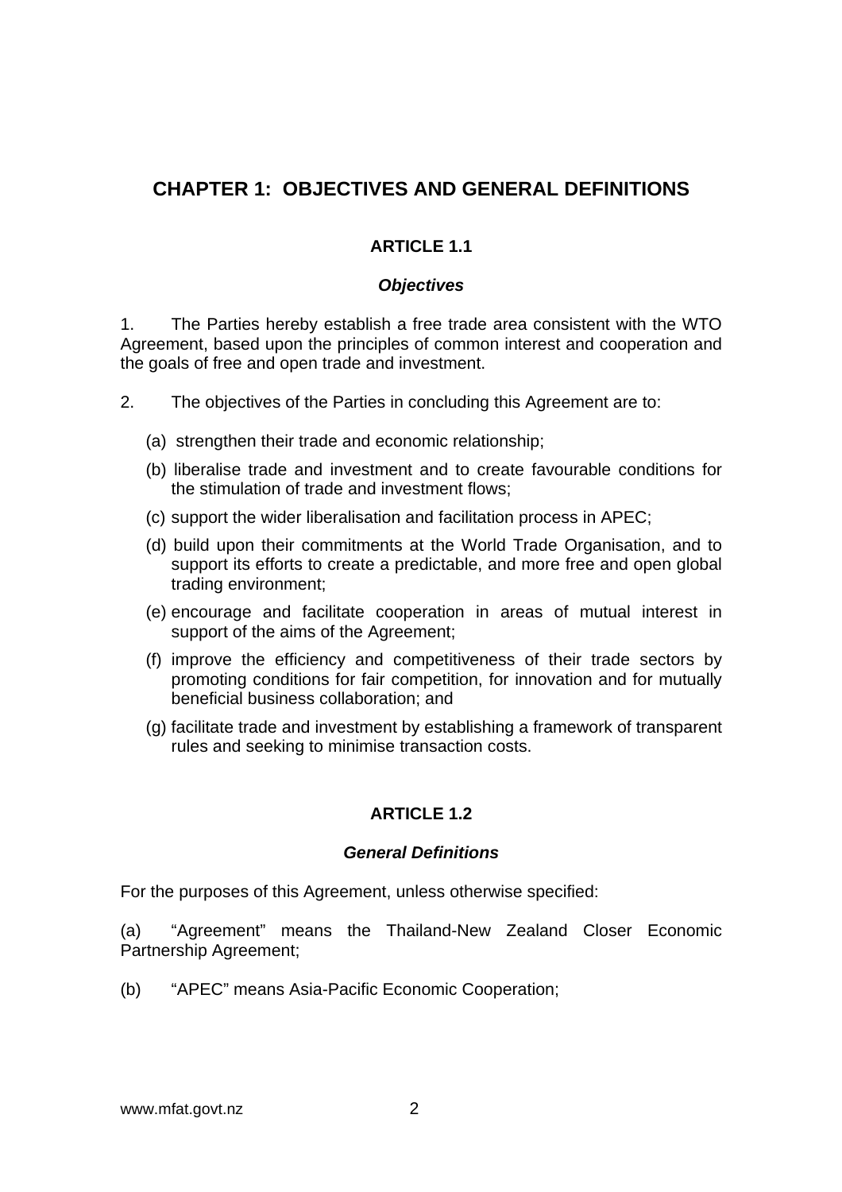# CHAPTER 1: OBJECTIVES AND GENERAL DEFINITIONS

## ARTICLE 1.1

### *Objectives*

1. The Parties hereby establish a free trade area consistent with the WTO Agreement, based upon the principles of common interest and cooperation and the goals of free and open trade and investment.

2. The objectives of the Parties in concluding this Agreement are to:

   (a) strengthen their trade and economic relationship;

   (b) liberalise trade and investment and to create favourable conditions for the stimulation of trade and investment flows;

   (c) support the wider liberalisation and facilitation process in APEC;

   (d) build upon their commitments at the World Trade Organisation, and to support its efforts to create a predictable, and more free and open global trading environment;

   (e) encourage and facilitate cooperation in areas of mutual interest in support of the aims of the Agreement;

   (f) improve the efficiency and competitiveness of their trade sectors by promoting conditions for fair competition, for innovation and for mutually beneficial business collaboration; and

   (g) facilitate trade and investment by establishing a framework of transparent rules and seeking to minimise transaction costs.

## ARTICLE 1.2

### *General Definitions*

For the purposes of this Agreement, unless otherwise specified:

(a) "Agreement" means the Thailand-New Zealand Closer Economic Partnership Agreement;

(b) "APEC" means Asia-Pacific Economic Cooperation;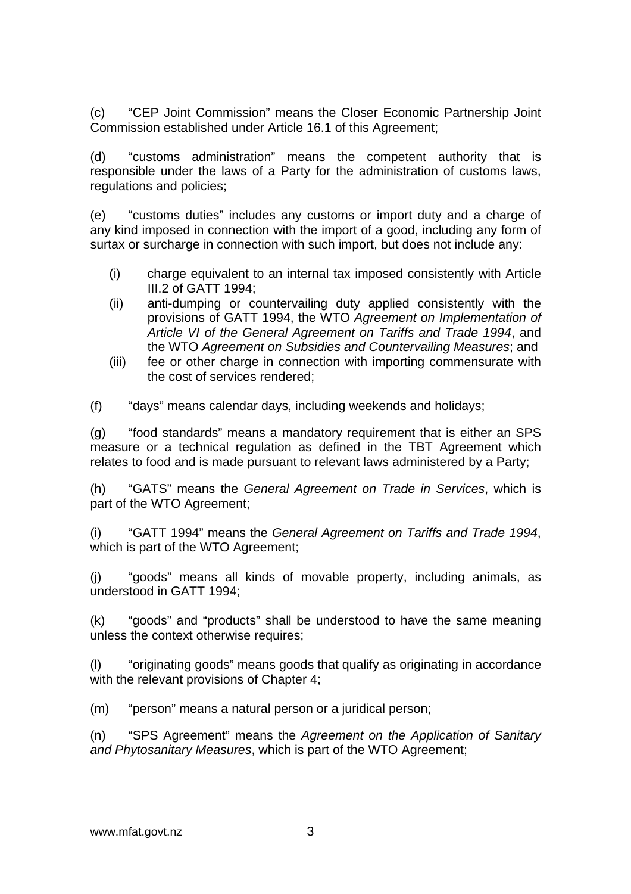(c) "CEP Joint Commission" means the Closer Economic Partnership Joint Commission established under Article 16.1 of this Agreement;

(d) "customs administration" means the competent authority that is responsible under the laws of a Party for the administration of customs laws, regulations and policies;

(e) "customs duties" includes any customs or import duty and a charge of any kind imposed in connection with the import of a good, including any form of surtax or surcharge in connection with such import, but does not include any:

- (i) charge equivalent to an internal tax imposed consistently with Article III.2 of GATT 1994;
- (ii) anti-dumping or countervailing duty applied consistently with the provisions of GATT 1994, the WTO *Agreement on Implementation of Article VI of the General Agreement on Tariffs and Trade 1994*, and the WTO *Agreement on Subsidies and Countervailing Measures*; and
- (iii) fee or other charge in connection with importing commensurate with the cost of services rendered;

(f) "days" means calendar days, including weekends and holidays;

(g) "food standards" means a mandatory requirement that is either an SPS measure or a technical regulation as defined in the TBT Agreement which relates to food and is made pursuant to relevant laws administered by a Party;

(h) "GATS" means the *General Agreement on Trade in Services*, which is part of the WTO Agreement;

(i) "GATT 1994" means the *General Agreement on Tariffs and Trade 1994*, which is part of the WTO Agreement;

(j) "goods" means all kinds of movable property, including animals, as understood in GATT 1994;

(k) "goods" and "products" shall be understood to have the same meaning unless the context otherwise requires;

(l) "originating goods" means goods that qualify as originating in accordance with the relevant provisions of Chapter 4;

(m) "person" means a natural person or a juridical person;

(n) "SPS Agreement" means the *Agreement on the Application of Sanitary and Phytosanitary Measures*, which is part of the WTO Agreement;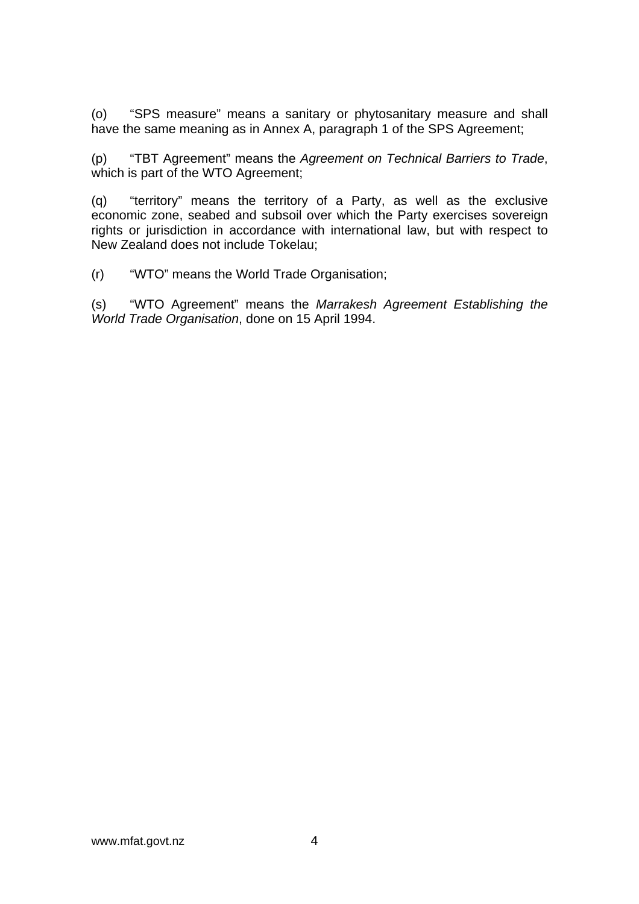(o) “SPS measure” means a sanitary or phytosanitary measure and shall have the same meaning as in Annex A, paragraph 1 of the SPS Agreement;

(p) “TBT Agreement” means the *Agreement on Technical Barriers to Trade*, which is part of the WTO Agreement;

(q) “territory” means the territory of a Party, as well as the exclusive economic zone, seabed and subsoil over which the Party exercises sovereign rights or jurisdiction in accordance with international law, but with respect to New Zealand does not include Tokelau;

(r) “WTO” means the World Trade Organisation;

(s) “WTO Agreement” means the *Marrakesh Agreement Establishing the World Trade Organisation*, done on 15 April 1994.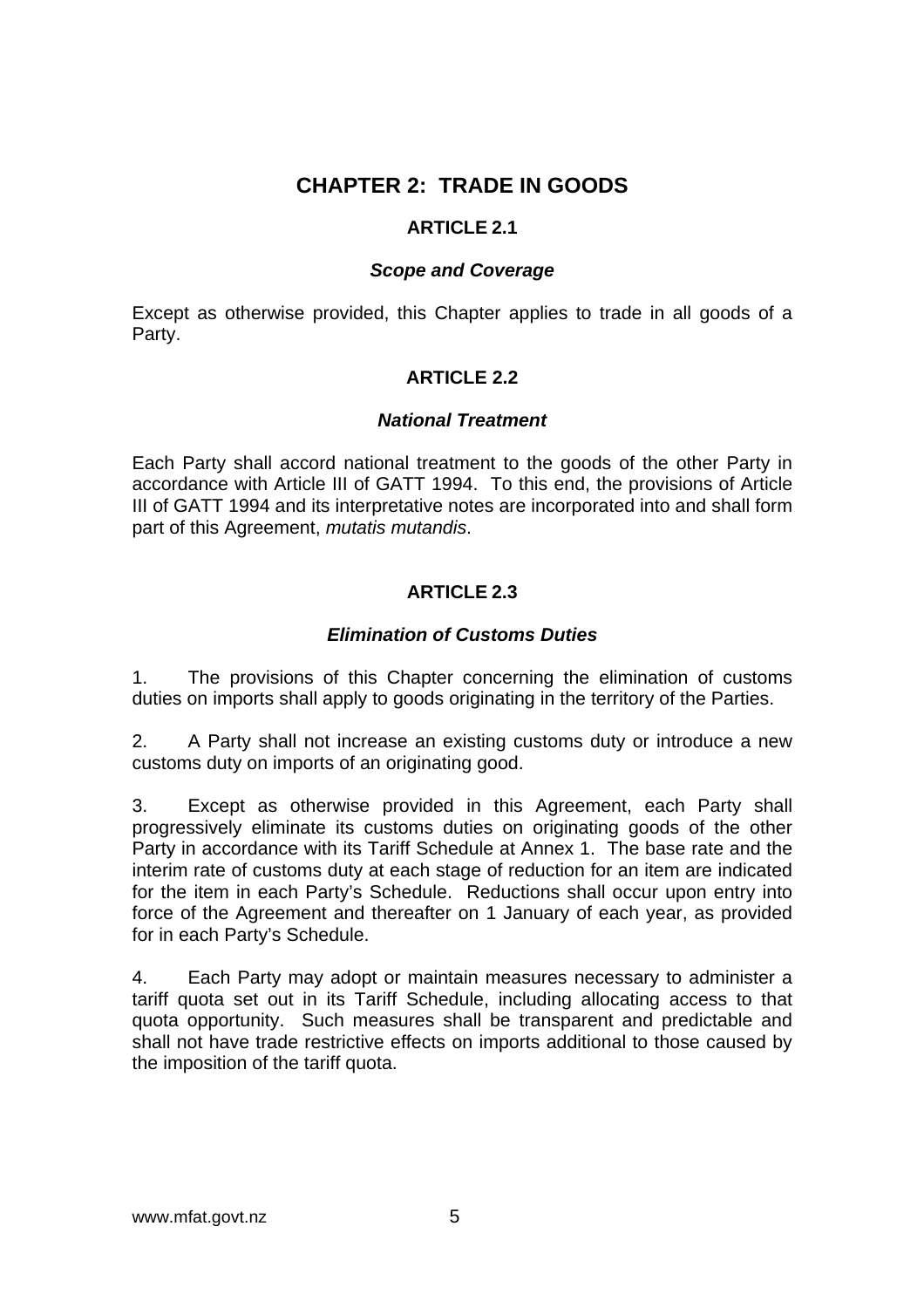# CHAPTER 2: TRADE IN GOODS

## ARTICLE 2.1

### *Scope and Coverage*

Except as otherwise provided, this Chapter applies to trade in all goods of a Party.

## ARTICLE 2.2

### *National Treatment*

Each Party shall accord national treatment to the goods of the other Party in accordance with Article III of GATT 1994. To this end, the provisions of Article III of GATT 1994 and its interpretative notes are incorporated into and shall form part of this Agreement, *mutatis mutandis*.

## ARTICLE 2.3

### *Elimination of Customs Duties*

1. The provisions of this Chapter concerning the elimination of customs duties on imports shall apply to goods originating in the territory of the Parties.

2. A Party shall not increase an existing customs duty or introduce a new customs duty on imports of an originating good.

3. Except as otherwise provided in this Agreement, each Party shall progressively eliminate its customs duties on originating goods of the other Party in accordance with its Tariff Schedule at Annex 1. The base rate and the interim rate of customs duty at each stage of reduction for an item are indicated for the item in each Party's Schedule. Reductions shall occur upon entry into force of the Agreement and thereafter on 1 January of each year, as provided for in each Party's Schedule.

4. Each Party may adopt or maintain measures necessary to administer a tariff quota set out in its Tariff Schedule, including allocating access to that quota opportunity. Such measures shall be transparent and predictable and shall not have trade restrictive effects on imports additional to those caused by the imposition of the tariff quota.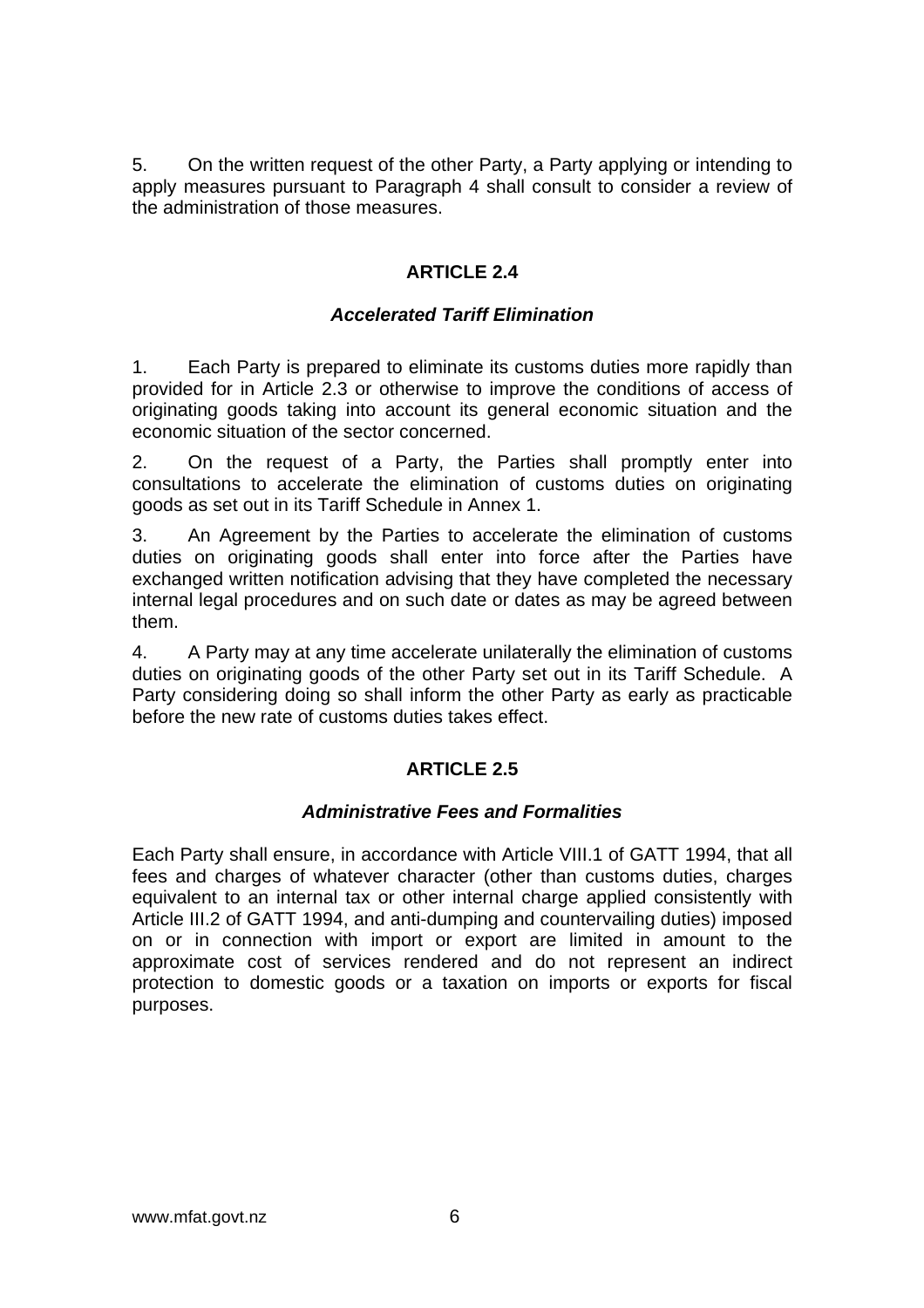5. On the written request of the other Party, a Party applying or intending to apply measures pursuant to Paragraph 4 shall consult to consider a review of the administration of those measures.

## ARTICLE 2.4

### *Accelerated Tariff Elimination*

1. Each Party is prepared to eliminate its customs duties more rapidly than provided for in Article 2.3 or otherwise to improve the conditions of access of originating goods taking into account its general economic situation and the economic situation of the sector concerned.

2. On the request of a Party, the Parties shall promptly enter into consultations to accelerate the elimination of customs duties on originating goods as set out in its Tariff Schedule in Annex 1.

3. An Agreement by the Parties to accelerate the elimination of customs duties on originating goods shall enter into force after the Parties have exchanged written notification advising that they have completed the necessary internal legal procedures and on such date or dates as may be agreed between them.

4. A Party may at any time accelerate unilaterally the elimination of customs duties on originating goods of the other Party set out in its Tariff Schedule. A Party considering doing so shall inform the other Party as early as practicable before the new rate of customs duties takes effect.

## ARTICLE 2.5

### *Administrative Fees and Formalities*

Each Party shall ensure, in accordance with Article VIII.1 of GATT 1994, that all fees and charges of whatever character (other than customs duties, charges equivalent to an internal tax or other internal charge applied consistently with Article III.2 of GATT 1994, and anti-dumping and countervailing duties) imposed on or in connection with import or export are limited in amount to the approximate cost of services rendered and do not represent an indirect protection to domestic goods or a taxation on imports or exports for fiscal purposes.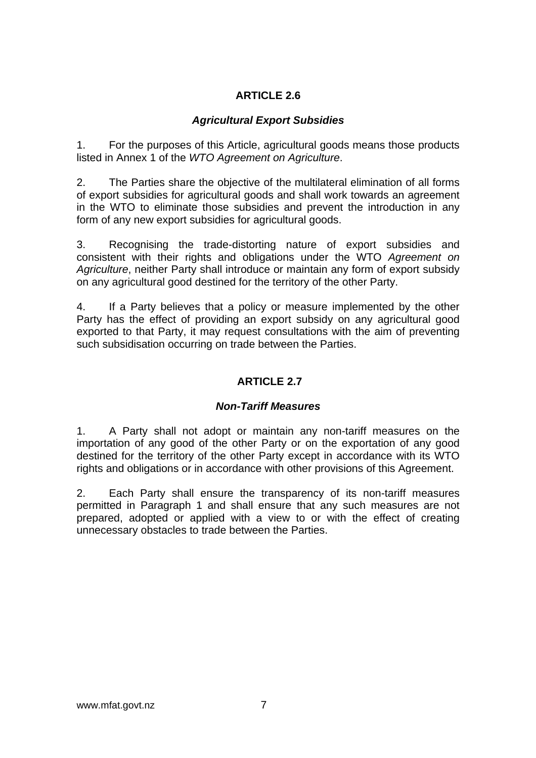## ARTICLE 2.6

### *Agricultural Export Subsidies*

1. For the purposes of this Article, agricultural goods means those products listed in Annex 1 of the *WTO Agreement on Agriculture*.

2. The Parties share the objective of the multilateral elimination of all forms of export subsidies for agricultural goods and shall work towards an agreement in the WTO to eliminate those subsidies and prevent the introduction in any form of any new export subsidies for agricultural goods.

3. Recognising the trade-distorting nature of export subsidies and consistent with their rights and obligations under the WTO *Agreement on Agriculture*, neither Party shall introduce or maintain any form of export subsidy on any agricultural good destined for the territory of the other Party.

4. If a Party believes that a policy or measure implemented by the other Party has the effect of providing an export subsidy on any agricultural good exported to that Party, it may request consultations with the aim of preventing such subsidisation occurring on trade between the Parties.

## ARTICLE 2.7

### *Non-Tariff Measures*

1. A Party shall not adopt or maintain any non-tariff measures on the importation of any good of the other Party or on the exportation of any good destined for the territory of the other Party except in accordance with its WTO rights and obligations or in accordance with other provisions of this Agreement.

2. Each Party shall ensure the transparency of its non-tariff measures permitted in Paragraph 1 and shall ensure that any such measures are not prepared, adopted or applied with a view to or with the effect of creating unnecessary obstacles to trade between the Parties.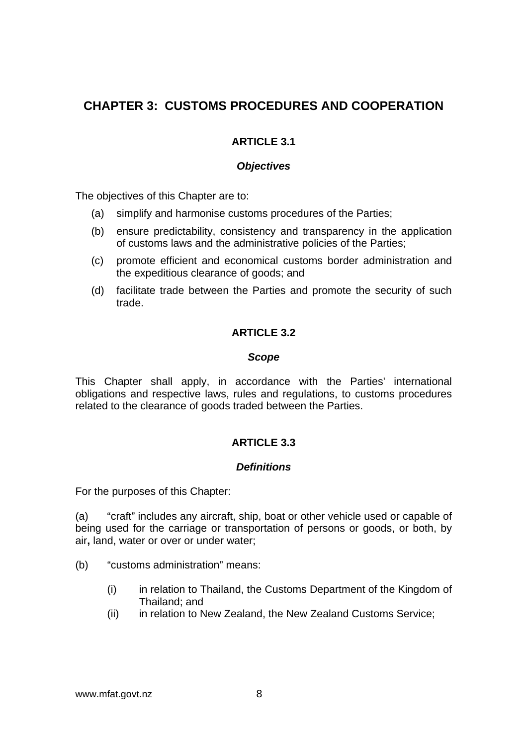# CHAPTER 3: CUSTOMS PROCEDURES AND COOPERATION

## ARTICLE 3.1

### *Objectives*

The objectives of this Chapter are to:

(a) simplify and harmonise customs procedures of the Parties;

(b) ensure predictability, consistency and transparency in the application of customs laws and the administrative policies of the Parties;

(c) promote efficient and economical customs border administration and the expeditious clearance of goods; and

(d) facilitate trade between the Parties and promote the security of such trade.

## ARTICLE 3.2

### *Scope*

This Chapter shall apply, in accordance with the Parties' international obligations and respective laws, rules and regulations, to customs procedures related to the clearance of goods traded between the Parties.

## ARTICLE 3.3

### *Definitions*

For the purposes of this Chapter:

(a) "craft" includes any aircraft, ship, boat or other vehicle used or capable of being used for the carriage or transportation of persons or goods, or both, by air**,** land, water or over or under water;

(b) "customs administration" means:

(i) in relation to Thailand, the Customs Department of the Kingdom of Thailand; and

(ii) in relation to New Zealand, the New Zealand Customs Service;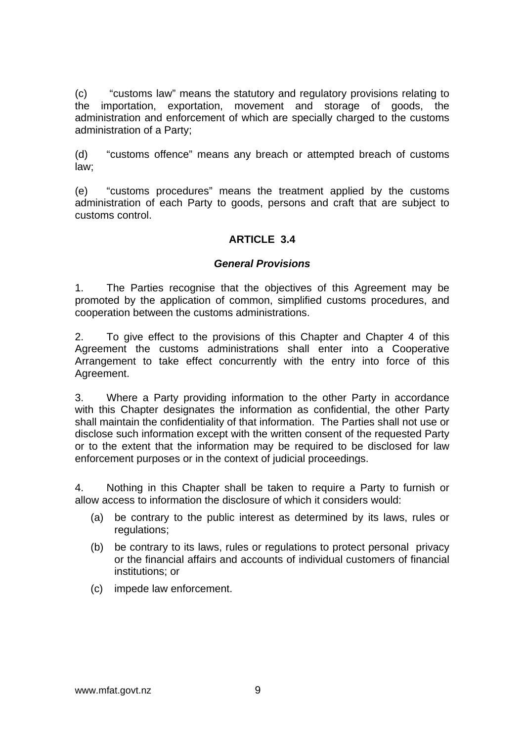(c) "customs law" means the statutory and regulatory provisions relating to the importation, exportation, movement and storage of goods, the administration and enforcement of which are specially charged to the customs administration of a Party;

(d) "customs offence" means any breach or attempted breach of customs law;

(e) "customs procedures" means the treatment applied by the customs administration of each Party to goods, persons and craft that are subject to customs control.

## ARTICLE 3.4

### *General Provisions*

1. The Parties recognise that the objectives of this Agreement may be promoted by the application of common, simplified customs procedures, and cooperation between the customs administrations.

2. To give effect to the provisions of this Chapter and Chapter 4 of this Agreement the customs administrations shall enter into a Cooperative Arrangement to take effect concurrently with the entry into force of this Agreement.

3. Where a Party providing information to the other Party in accordance with this Chapter designates the information as confidential, the other Party shall maintain the confidentiality of that information. The Parties shall not use or disclose such information except with the written consent of the requested Party or to the extent that the information may be required to be disclosed for law enforcement purposes or in the context of judicial proceedings.

4. Nothing in this Chapter shall be taken to require a Party to furnish or allow access to information the disclosure of which it considers would:

(a) be contrary to the public interest as determined by its laws, rules or regulations;

(b) be contrary to its laws, rules or regulations to protect personal privacy or the financial affairs and accounts of individual customers of financial institutions; or

(c) impede law enforcement.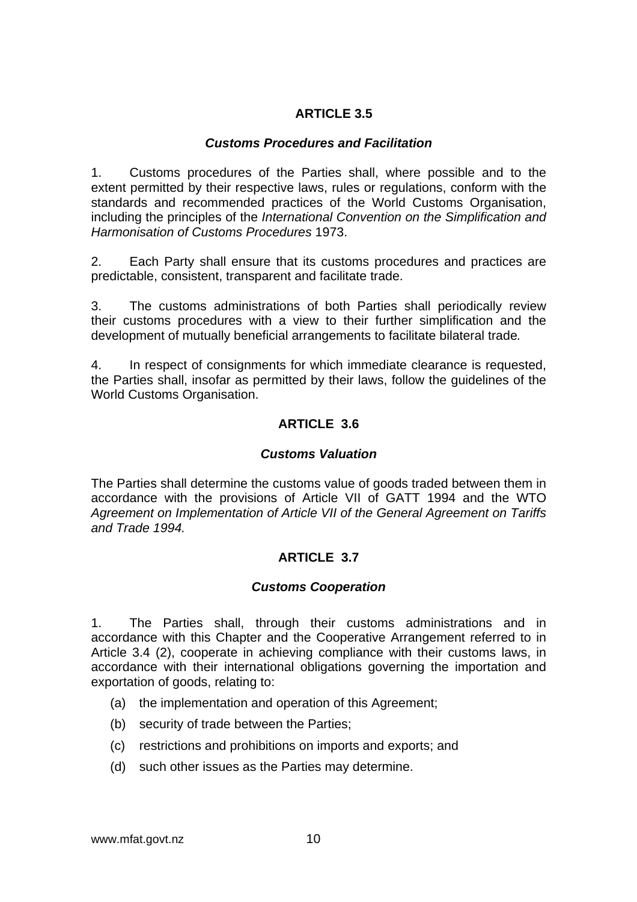## ARTICLE 3.5

### *Customs Procedures and Facilitation*

1. Customs procedures of the Parties shall, where possible and to the extent permitted by their respective laws, rules or regulations, conform with the standards and recommended practices of the World Customs Organisation, including the principles of the *International Convention on the Simplification and Harmonisation of Customs Procedures* 1973.

2. Each Party shall ensure that its customs procedures and practices are predictable, consistent, transparent and facilitate trade.

3. The customs administrations of both Parties shall periodically review their customs procedures with a view to their further simplification and the development of mutually beneficial arrangements to facilitate bilateral trade.

4. In respect of consignments for which immediate clearance is requested, the Parties shall, insofar as permitted by their laws, follow the guidelines of the World Customs Organisation.

## ARTICLE 3.6

### *Customs Valuation*

The Parties shall determine the customs value of goods traded between them in accordance with the provisions of Article VII of GATT 1994 and the WTO *Agreement on Implementation of Article VII of the General Agreement on Tariffs and Trade 1994.*

## ARTICLE 3.7

### *Customs Cooperation*

1. The Parties shall, through their customs administrations and in accordance with this Chapter and the Cooperative Arrangement referred to in Article 3.4 (2), cooperate in achieving compliance with their customs laws, in accordance with their international obligations governing the importation and exportation of goods, relating to:

(a) the implementation and operation of this Agreement;

(b) security of trade between the Parties;

(c) restrictions and prohibitions on imports and exports; and

(d) such other issues as the Parties may determine.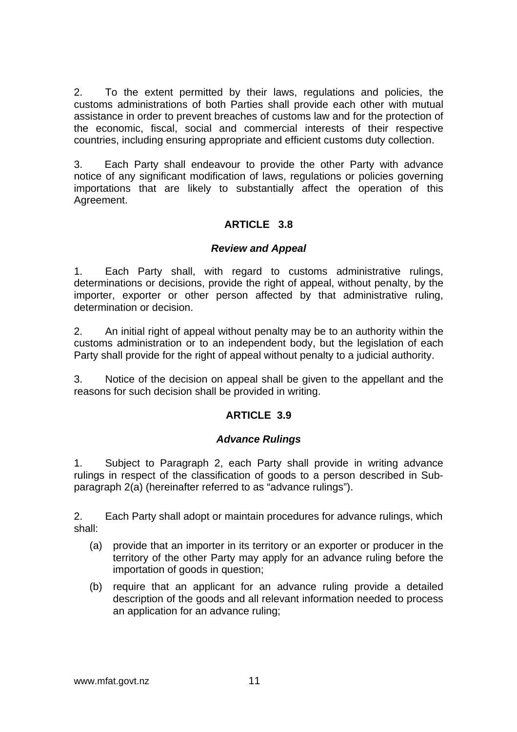2. To the extent permitted by their laws, regulations and policies, the customs administrations of both Parties shall provide each other with mutual assistance in order to prevent breaches of customs law and for the protection of the economic, fiscal, social and commercial interests of their respective countries, including ensuring appropriate and efficient customs duty collection.

3. Each Party shall endeavour to provide the other Party with advance notice of any significant modification of laws, regulations or policies governing importations that are likely to substantially affect the operation of this Agreement.

## ARTICLE 3.8

### *Review and Appeal*

1. Each Party shall, with regard to customs administrative rulings, determinations or decisions, provide the right of appeal, without penalty, by the importer, exporter or other person affected by that administrative ruling, determination or decision.

2. An initial right of appeal without penalty may be to an authority within the customs administration or to an independent body, but the legislation of each Party shall provide for the right of appeal without penalty to a judicial authority.

3. Notice of the decision on appeal shall be given to the appellant and the reasons for such decision shall be provided in writing.

## ARTICLE 3.9

### *Advance Rulings*

1. Subject to Paragraph 2, each Party shall provide in writing advance rulings in respect of the classification of goods to a person described in Sub-paragraph 2(a) (hereinafter referred to as "advance rulings").

2. Each Party shall adopt or maintain procedures for advance rulings, which shall:

(a) provide that an importer in its territory or an exporter or producer in the territory of the other Party may apply for an advance ruling before the importation of goods in question;

(b) require that an applicant for an advance ruling provide a detailed description of the goods and all relevant information needed to process an application for an advance ruling;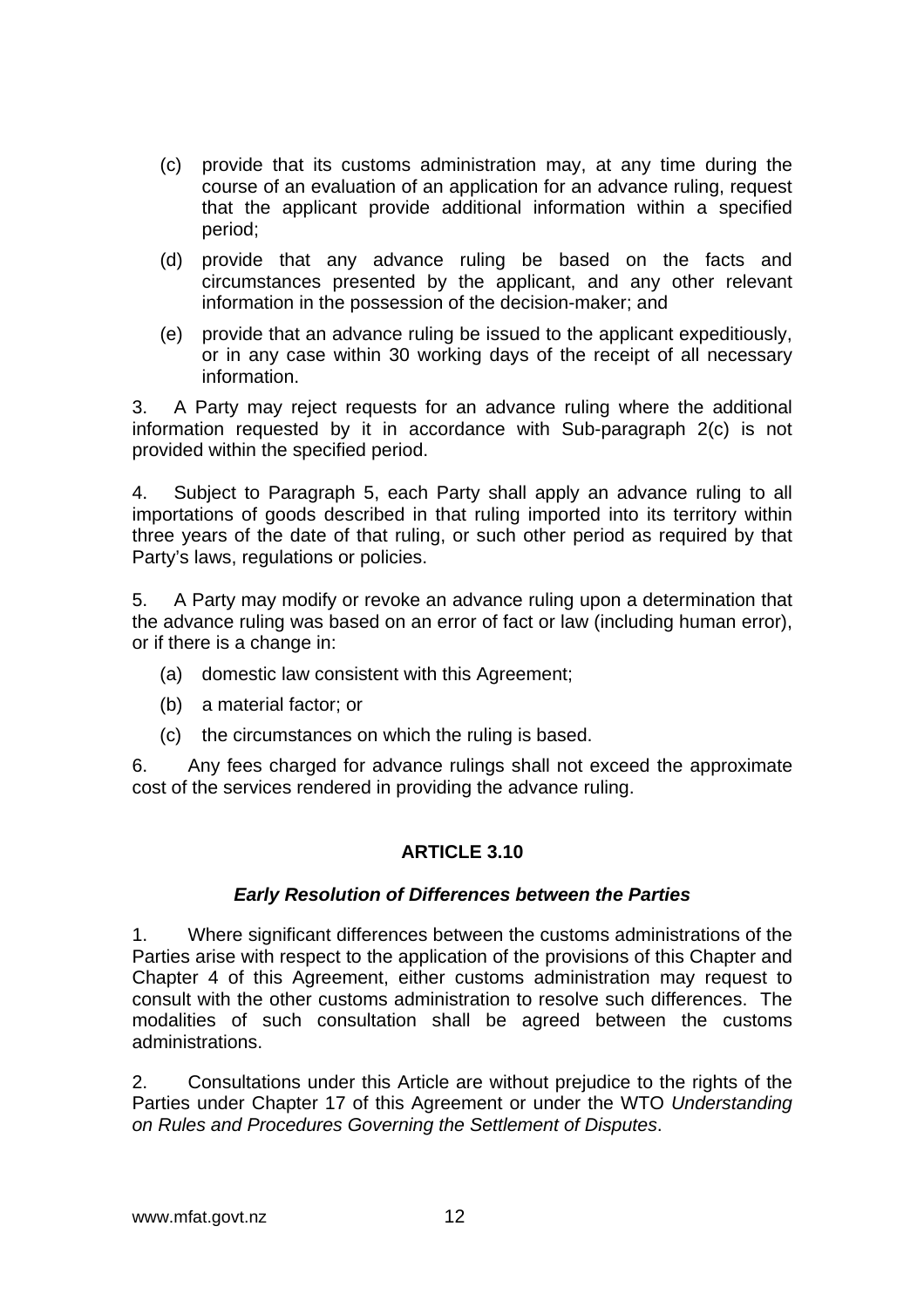(c) provide that its customs administration may, at any time during the course of an evaluation of an application for an advance ruling, request that the applicant provide additional information within a specified period;

(d) provide that any advance ruling be based on the facts and circumstances presented by the applicant, and any other relevant information in the possession of the decision-maker; and

(e) provide that an advance ruling be issued to the applicant expeditiously, or in any case within 30 working days of the receipt of all necessary information.

3. A Party may reject requests for an advance ruling where the additional information requested by it in accordance with Sub-paragraph 2(c) is not provided within the specified period.

4. Subject to Paragraph 5, each Party shall apply an advance ruling to all importations of goods described in that ruling imported into its territory within three years of the date of that ruling, or such other period as required by that Party's laws, regulations or policies.

5. A Party may modify or revoke an advance ruling upon a determination that the advance ruling was based on an error of fact or law (including human error), or if there is a change in:

(a) domestic law consistent with this Agreement;

(b) a material factor; or

(c) the circumstances on which the ruling is based.

6. Any fees charged for advance rulings shall not exceed the approximate cost of the services rendered in providing the advance ruling.

## ARTICLE 3.10

### *Early Resolution of Differences between the Parties*

1. Where significant differences between the customs administrations of the Parties arise with respect to the application of the provisions of this Chapter and Chapter 4 of this Agreement, either customs administration may request to consult with the other customs administration to resolve such differences. The modalities of such consultation shall be agreed between the customs administrations.

2. Consultations under this Article are without prejudice to the rights of the Parties under Chapter 17 of this Agreement or under the WTO *Understanding on Rules and Procedures Governing the Settlement of Disputes*.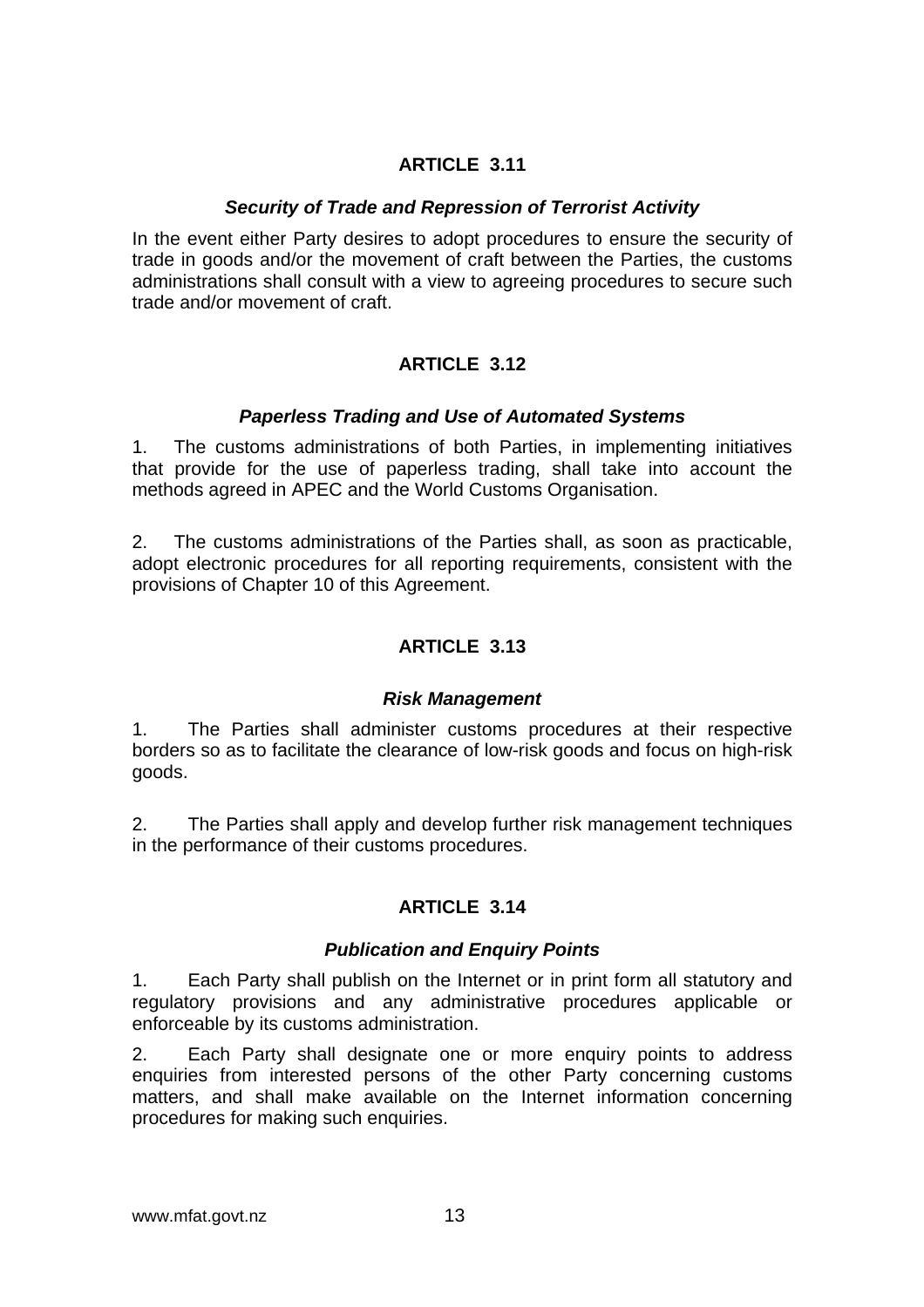## ARTICLE 3.11

### *Security of Trade and Repression of Terrorist Activity*

In the event either Party desires to adopt procedures to ensure the security of trade in goods and/or the movement of craft between the Parties, the customs administrations shall consult with a view to agreeing procedures to secure such trade and/or movement of craft.

## ARTICLE 3.12

### *Paperless Trading and Use of Automated Systems*

1. The customs administrations of both Parties, in implementing initiatives that provide for the use of paperless trading, shall take into account the methods agreed in APEC and the World Customs Organisation.

2. The customs administrations of the Parties shall, as soon as practicable, adopt electronic procedures for all reporting requirements, consistent with the provisions of Chapter 10 of this Agreement.

## ARTICLE 3.13

### *Risk Management*

1. The Parties shall administer customs procedures at their respective borders so as to facilitate the clearance of low-risk goods and focus on high-risk goods.

2. The Parties shall apply and develop further risk management techniques in the performance of their customs procedures.

## ARTICLE 3.14

### *Publication and Enquiry Points*

1. Each Party shall publish on the Internet or in print form all statutory and regulatory provisions and any administrative procedures applicable or enforceable by its customs administration.

2. Each Party shall designate one or more enquiry points to address enquiries from interested persons of the other Party concerning customs matters, and shall make available on the Internet information concerning procedures for making such enquiries.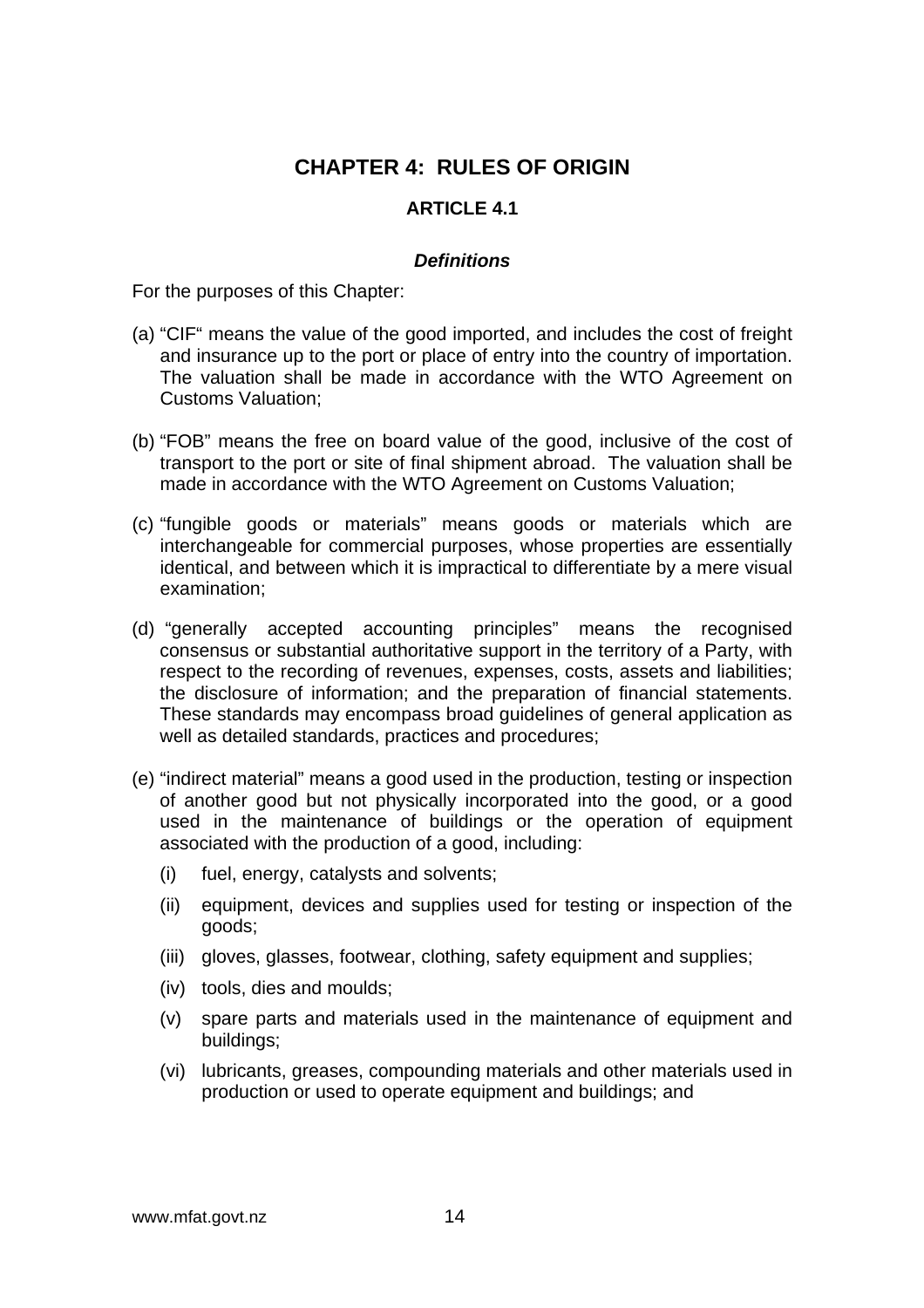# CHAPTER 4: RULES OF ORIGIN

## ARTICLE 4.1

### *Definitions*

For the purposes of this Chapter:

(a) "CIF" means the value of the good imported, and includes the cost of freight and insurance up to the port or place of entry into the country of importation. The valuation shall be made in accordance with the WTO Agreement on Customs Valuation;

(b) "FOB" means the free on board value of the good, inclusive of the cost of transport to the port or site of final shipment abroad. The valuation shall be made in accordance with the WTO Agreement on Customs Valuation;

(c) "fungible goods or materials" means goods or materials which are interchangeable for commercial purposes, whose properties are essentially identical, and between which it is impractical to differentiate by a mere visual examination;

(d) "generally accepted accounting principles" means the recognised consensus or substantial authoritative support in the territory of a Party, with respect to the recording of revenues, expenses, costs, assets and liabilities; the disclosure of information; and the preparation of financial statements. These standards may encompass broad guidelines of general application as well as detailed standards, practices and procedures;

(e) "indirect material" means a good used in the production, testing or inspection of another good but not physically incorporated into the good, or a good used in the maintenance of buildings or the operation of equipment associated with the production of a good, including:

   (i) fuel, energy, catalysts and solvents;

   (ii) equipment, devices and supplies used for testing or inspection of the goods;

   (iii) gloves, glasses, footwear, clothing, safety equipment and supplies;

   (iv) tools, dies and moulds;

   (v) spare parts and materials used in the maintenance of equipment and buildings;

   (vi) lubricants, greases, compounding materials and other materials used in production or used to operate equipment and buildings; and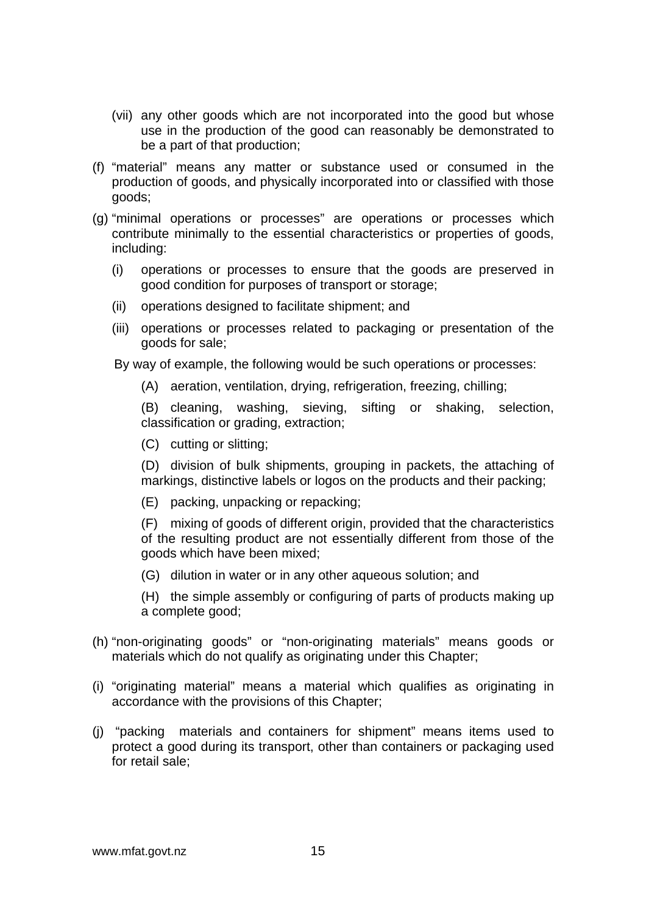(vii) any other goods which are not incorporated into the good but whose use in the production of the good can reasonably be demonstrated to be a part of that production;

(f) "material" means any matter or substance used or consumed in the production of goods, and physically incorporated into or classified with those goods;

(g) "minimal operations or processes" are operations or processes which contribute minimally to the essential characteristics or properties of goods, including:

   (i) operations or processes to ensure that the goods are preserved in good condition for purposes of transport or storage;

   (ii) operations designed to facilitate shipment; and

   (iii) operations or processes related to packaging or presentation of the goods for sale;

   By way of example, the following would be such operations or processes:

   (A) aeration, ventilation, drying, refrigeration, freezing, chilling;

   (B) cleaning, washing, sieving, sifting or shaking, selection, classification or grading, extraction;

   (C) cutting or slitting;

   (D) division of bulk shipments, grouping in packets, the attaching of markings, distinctive labels or logos on the products and their packing;

   (E) packing, unpacking or repacking;

   (F) mixing of goods of different origin, provided that the characteristics of the resulting product are not essentially different from those of the goods which have been mixed;

   (G) dilution in water or in any other aqueous solution; and

   (H) the simple assembly or configuring of parts of products making up a complete good;

(h) "non-originating goods" or "non-originating materials" means goods or materials which do not qualify as originating under this Chapter;

(i) "originating material" means a material which qualifies as originating in accordance with the provisions of this Chapter;

(j) "packing materials and containers for shipment" means items used to protect a good during its transport, other than containers or packaging used for retail sale;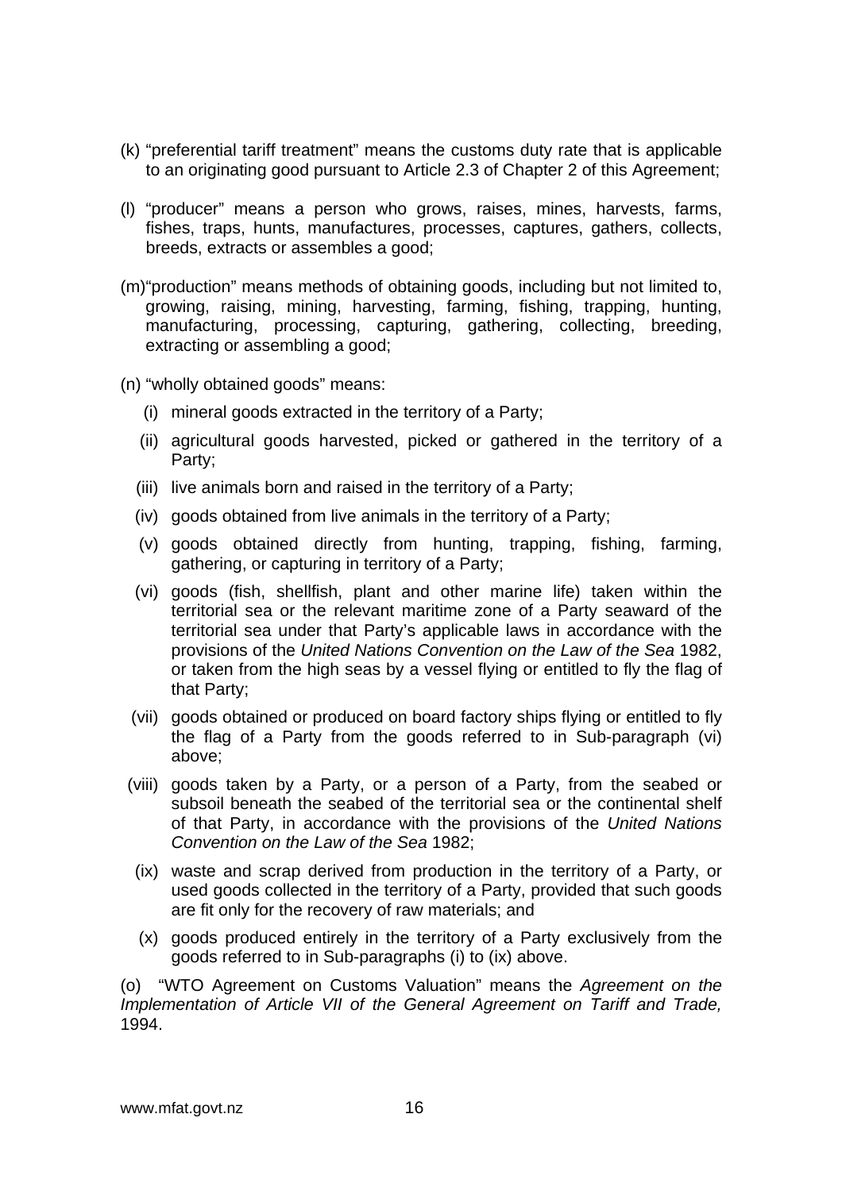(k) "preferential tariff treatment" means the customs duty rate that is applicable to an originating good pursuant to Article 2.3 of Chapter 2 of this Agreement;

(l) "producer" means a person who grows, raises, mines, harvests, farms, fishes, traps, hunts, manufactures, processes, captures, gathers, collects, breeds, extracts or assembles a good;

(m) "production" means methods of obtaining goods, including but not limited to, growing, raising, mining, harvesting, farming, fishing, trapping, hunting, manufacturing, processing, capturing, gathering, collecting, breeding, extracting or assembling a good;

(n) "wholly obtained goods" means:

- (i) mineral goods extracted in the territory of a Party;
- (ii) agricultural goods harvested, picked or gathered in the territory of a Party;
- (iii) live animals born and raised in the territory of a Party;
- (iv) goods obtained from live animals in the territory of a Party;
- (v) goods obtained directly from hunting, trapping, fishing, farming, gathering, or capturing in territory of a Party;
- (vi) goods (fish, shellfish, plant and other marine life) taken within the territorial sea or the relevant maritime zone of a Party seaward of the territorial sea under that Party's applicable laws in accordance with the provisions of the *United Nations Convention on the Law of the Sea* 1982, or taken from the high seas by a vessel flying or entitled to fly the flag of that Party;
- (vii) goods obtained or produced on board factory ships flying or entitled to fly the flag of a Party from the goods referred to in Sub-paragraph (vi) above;
- (viii) goods taken by a Party, or a person of a Party, from the seabed or subsoil beneath the seabed of the territorial sea or the continental shelf of that Party, in accordance with the provisions of the *United Nations Convention on the Law of the Sea* 1982;
- (ix) waste and scrap derived from production in the territory of a Party, or used goods collected in the territory of a Party, provided that such goods are fit only for the recovery of raw materials; and
- (x) goods produced entirely in the territory of a Party exclusively from the goods referred to in Sub-paragraphs (i) to (ix) above.

(o) "WTO Agreement on Customs Valuation" means the *Agreement on the Implementation of Article VII of the General Agreement on Tariff and Trade,* 1994.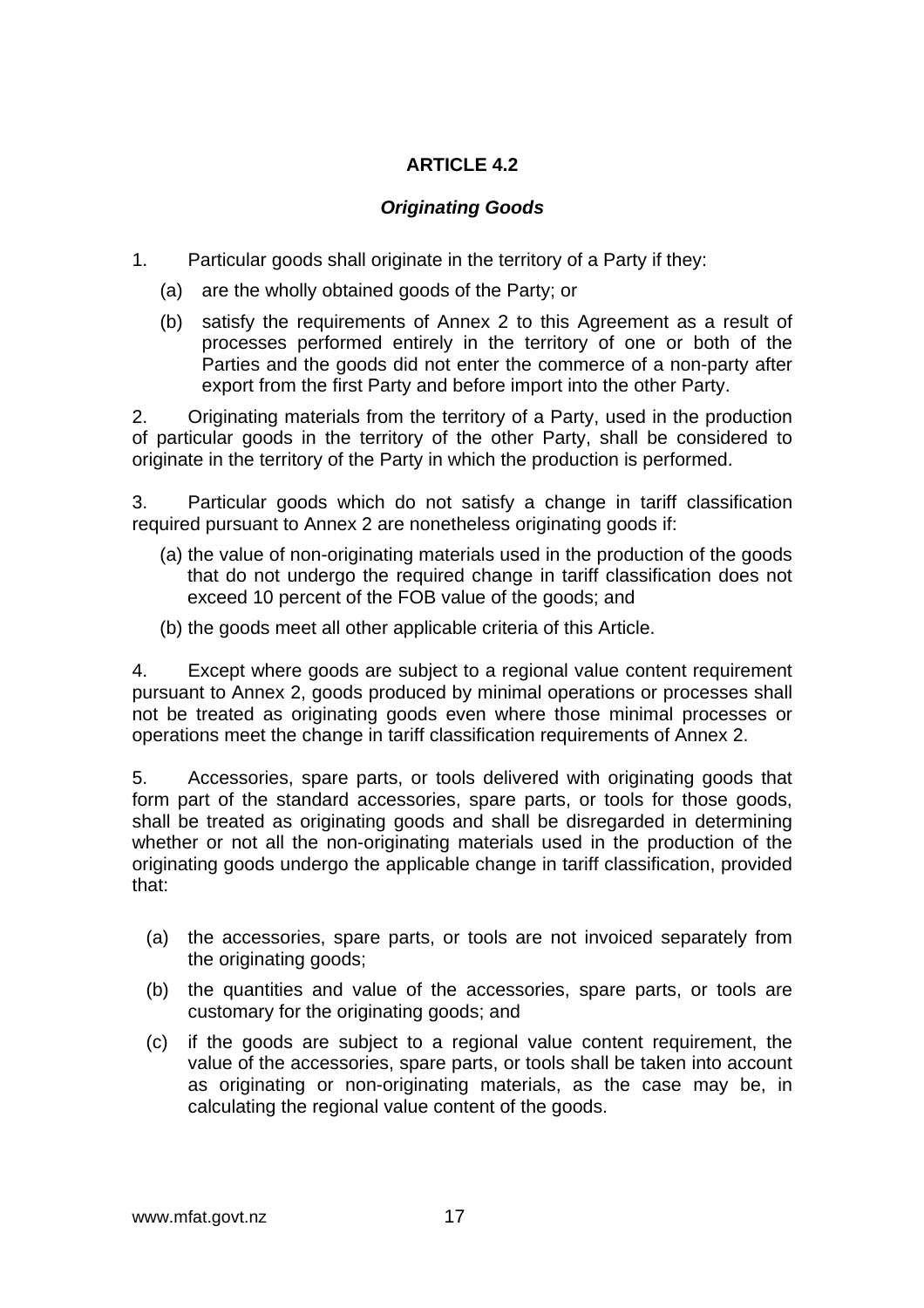## ARTICLE 4.2

### *Originating Goods*

1. Particular goods shall originate in the territory of a Party if they:

   (a) are the wholly obtained goods of the Party; or

   (b) satisfy the requirements of Annex 2 to this Agreement as a result of processes performed entirely in the territory of one or both of the Parties and the goods did not enter the commerce of a non-party after export from the first Party and before import into the other Party.

2. Originating materials from the territory of a Party, used in the production of particular goods in the territory of the other Party, shall be considered to originate in the territory of the Party in which the production is performed.

3. Particular goods which do not satisfy a change in tariff classification required pursuant to Annex 2 are nonetheless originating goods if:

   (a) the value of non-originating materials used in the production of the goods that do not undergo the required change in tariff classification does not exceed 10 percent of the FOB value of the goods; and

   (b) the goods meet all other applicable criteria of this Article.

4. Except where goods are subject to a regional value content requirement pursuant to Annex 2, goods produced by minimal operations or processes shall not be treated as originating goods even where those minimal processes or operations meet the change in tariff classification requirements of Annex 2.

5. Accessories, spare parts, or tools delivered with originating goods that form part of the standard accessories, spare parts, or tools for those goods, shall be treated as originating goods and shall be disregarded in determining whether or not all the non-originating materials used in the production of the originating goods undergo the applicable change in tariff classification, provided that:

   (a) the accessories, spare parts, or tools are not invoiced separately from the originating goods;

   (b) the quantities and value of the accessories, spare parts, or tools are customary for the originating goods; and

   (c) if the goods are subject to a regional value content requirement, the value of the accessories, spare parts, or tools shall be taken into account as originating or non-originating materials, as the case may be, in calculating the regional value content of the goods.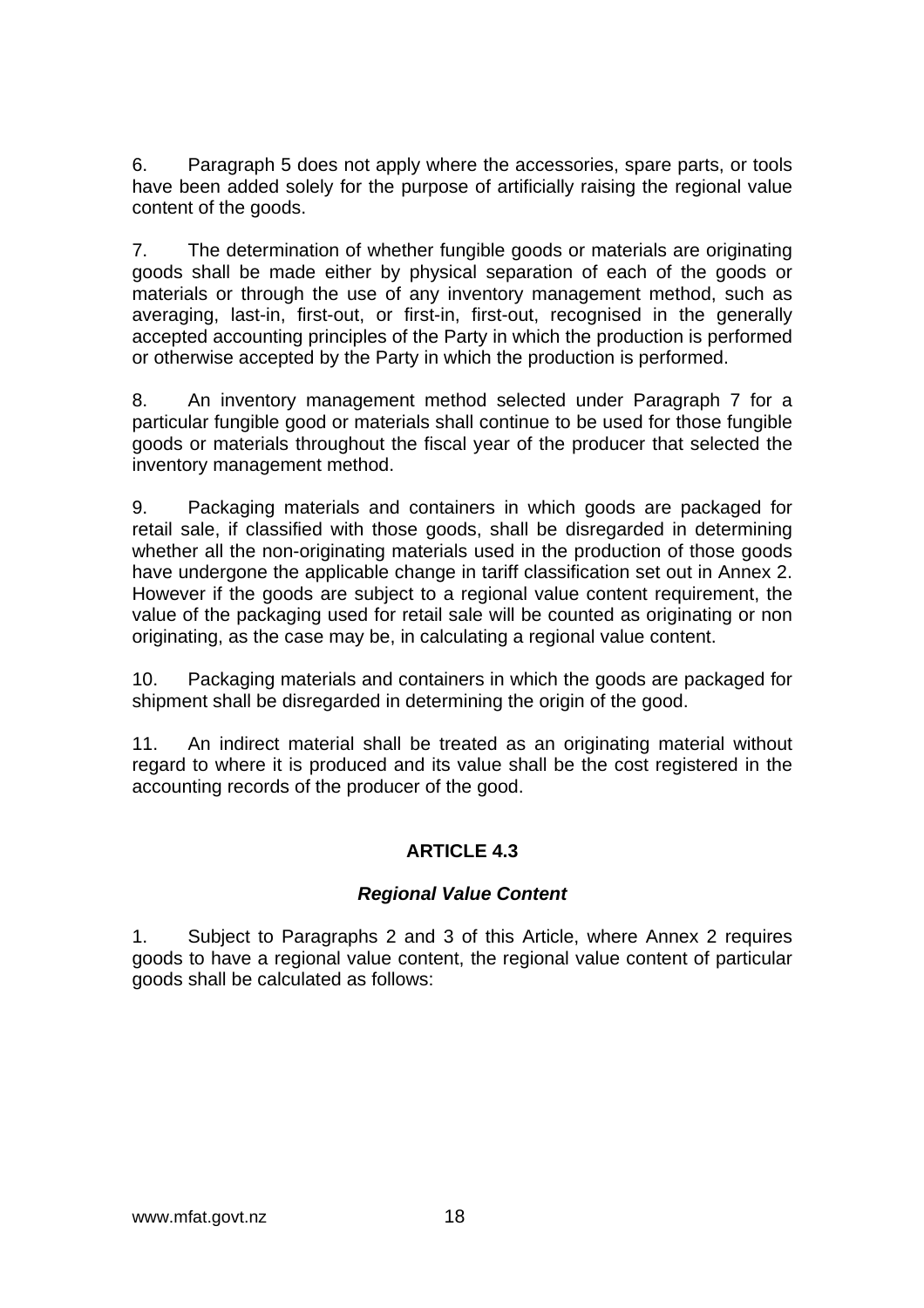6. Paragraph 5 does not apply where the accessories, spare parts, or tools have been added solely for the purpose of artificially raising the regional value content of the goods.

7. The determination of whether fungible goods or materials are originating goods shall be made either by physical separation of each of the goods or materials or through the use of any inventory management method, such as averaging, last-in, first-out, or first-in, first-out, recognised in the generally accepted accounting principles of the Party in which the production is performed or otherwise accepted by the Party in which the production is performed.

8. An inventory management method selected under Paragraph 7 for a particular fungible good or materials shall continue to be used for those fungible goods or materials throughout the fiscal year of the producer that selected the inventory management method.

9. Packaging materials and containers in which goods are packaged for retail sale, if classified with those goods, shall be disregarded in determining whether all the non-originating materials used in the production of those goods have undergone the applicable change in tariff classification set out in Annex 2. However if the goods are subject to a regional value content requirement, the value of the packaging used for retail sale will be counted as originating or non originating, as the case may be, in calculating a regional value content.

10. Packaging materials and containers in which the goods are packaged for shipment shall be disregarded in determining the origin of the good.

11. An indirect material shall be treated as an originating material without regard to where it is produced and its value shall be the cost registered in the accounting records of the producer of the good.

## ARTICLE 4.3

### *Regional Value Content*

1. Subject to Paragraphs 2 and 3 of this Article, where Annex 2 requires goods to have a regional value content, the regional value content of particular goods shall be calculated as follows: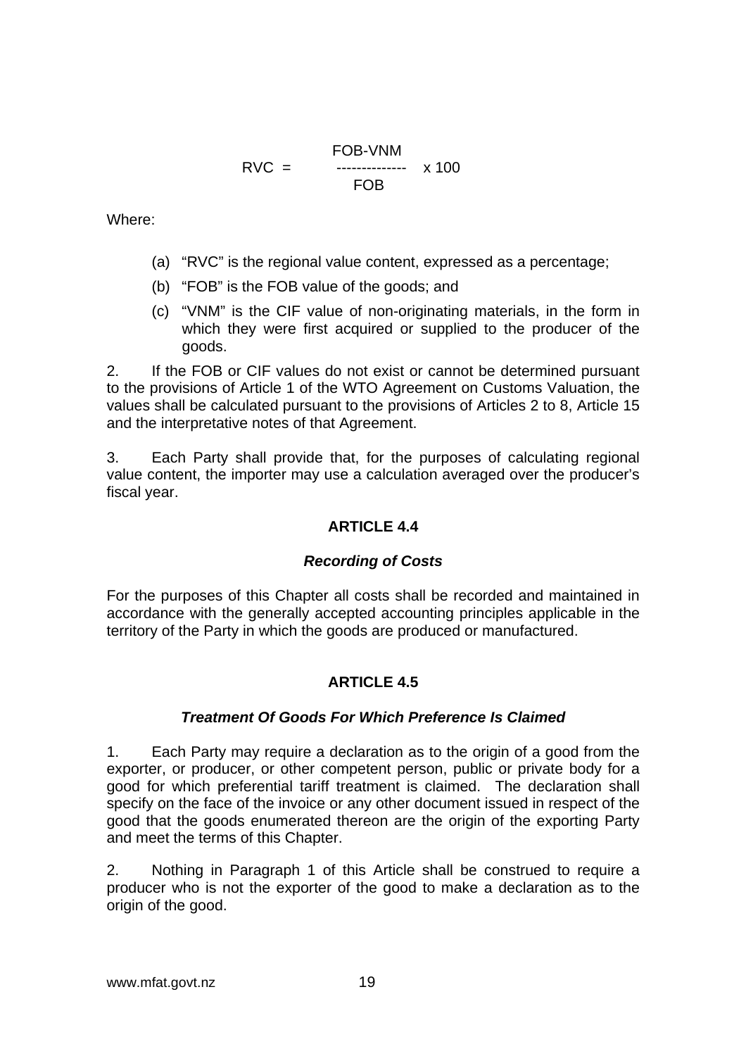$$RVC = \frac{FOB - VNM}{FOB} \times 100$$

Where:

(a) "RVC" is the regional value content, expressed as a percentage;

(b) "FOB" is the FOB value of the goods; and

(c) "VNM" is the CIF value of non-originating materials, in the form in which they were first acquired or supplied to the producer of the goods.

2. If the FOB or CIF values do not exist or cannot be determined pursuant to the provisions of Article 1 of the WTO Agreement on Customs Valuation, the values shall be calculated pursuant to the provisions of Articles 2 to 8, Article 15 and the interpretative notes of that Agreement.

3. Each Party shall provide that, for the purposes of calculating regional value content, the importer may use a calculation averaged over the producer's fiscal year.

## ARTICLE 4.4

### *Recording of Costs*

For the purposes of this Chapter all costs shall be recorded and maintained in accordance with the generally accepted accounting principles applicable in the territory of the Party in which the goods are produced or manufactured.

## ARTICLE 4.5

### *Treatment Of Goods For Which Preference Is Claimed*

1. Each Party may require a declaration as to the origin of a good from the exporter, or producer, or other competent person, public or private body for a good for which preferential tariff treatment is claimed. The declaration shall specify on the face of the invoice or any other document issued in respect of the good that the goods enumerated thereon are the origin of the exporting Party and meet the terms of this Chapter.

2. Nothing in Paragraph 1 of this Article shall be construed to require a producer who is not the exporter of the good to make a declaration as to the origin of the good.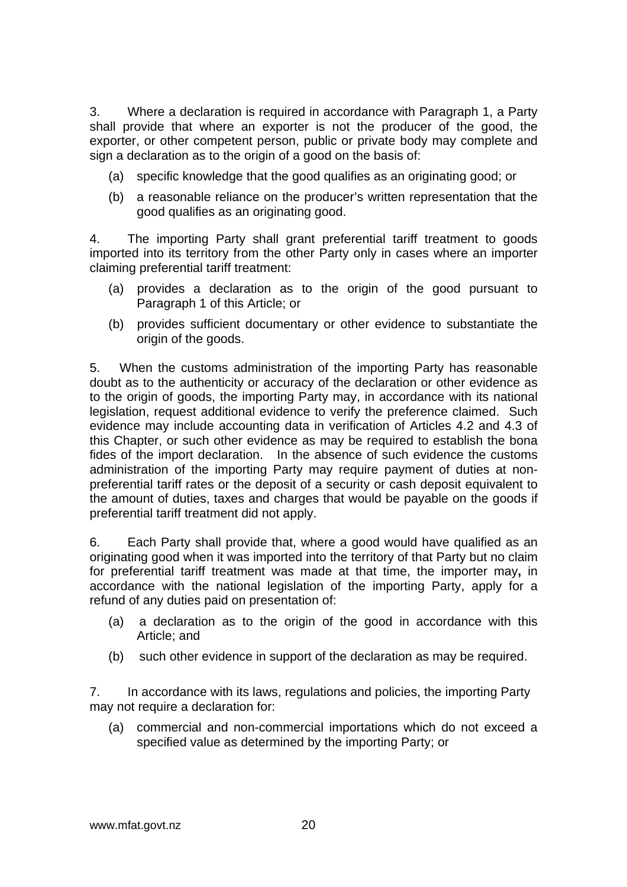3. Where a declaration is required in accordance with Paragraph 1, a Party shall provide that where an exporter is not the producer of the good, the exporter, or other competent person, public or private body may complete and sign a declaration as to the origin of a good on the basis of:

(a) specific knowledge that the good qualifies as an originating good; or

(b) a reasonable reliance on the producer's written representation that the good qualifies as an originating good.

4. The importing Party shall grant preferential tariff treatment to goods imported into its territory from the other Party only in cases where an importer claiming preferential tariff treatment:

(a) provides a declaration as to the origin of the good pursuant to Paragraph 1 of this Article; or

(b) provides sufficient documentary or other evidence to substantiate the origin of the goods.

5. When the customs administration of the importing Party has reasonable doubt as to the authenticity or accuracy of the declaration or other evidence as to the origin of goods, the importing Party may, in accordance with its national legislation, request additional evidence to verify the preference claimed. Such evidence may include accounting data in verification of Articles 4.2 and 4.3 of this Chapter, or such other evidence as may be required to establish the bona fides of the import declaration. In the absence of such evidence the customs administration of the importing Party may require payment of duties at non-preferential tariff rates or the deposit of a security or cash deposit equivalent to the amount of duties, taxes and charges that would be payable on the goods if preferential tariff treatment did not apply.

6. Each Party shall provide that, where a good would have qualified as an originating good when it was imported into the territory of that Party but no claim for preferential tariff treatment was made at that time, the importer may**,** in accordance with the national legislation of the importing Party, apply for a refund of any duties paid on presentation of:

(a) a declaration as to the origin of the good in accordance with this Article; and

(b) such other evidence in support of the declaration as may be required.

7. In accordance with its laws, regulations and policies, the importing Party may not require a declaration for:

(a) commercial and non-commercial importations which do not exceed a specified value as determined by the importing Party; or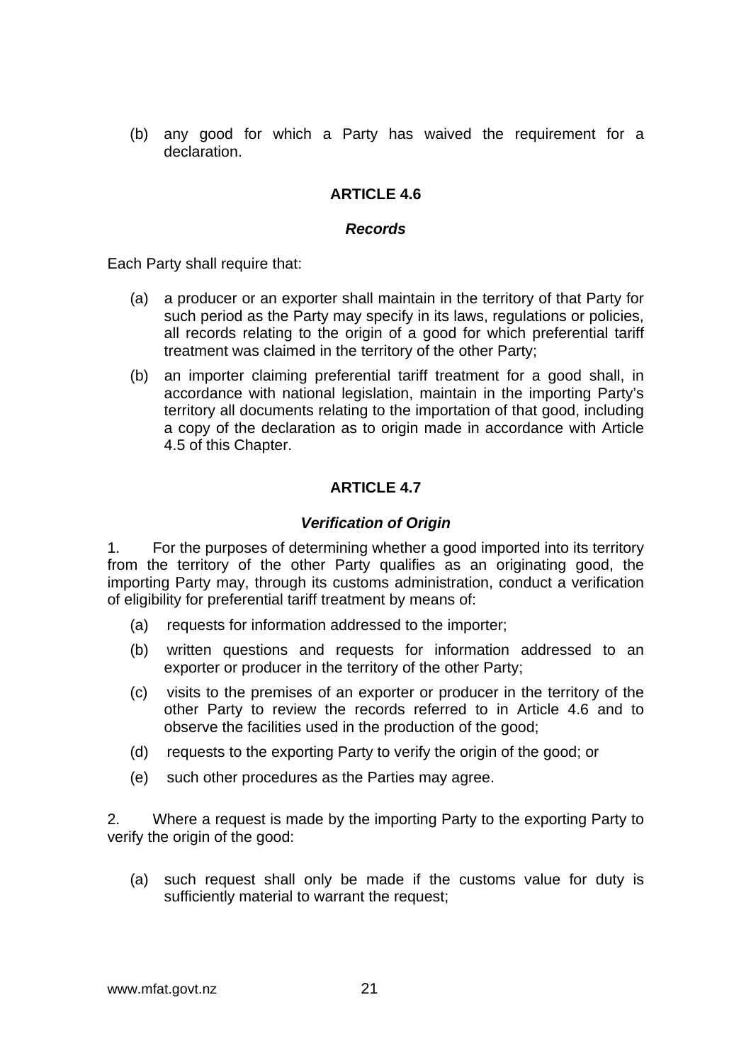(b) any good for which a Party has waived the requirement for a declaration.

## ARTICLE 4.6

### *Records*

Each Party shall require that:

(a) a producer or an exporter shall maintain in the territory of that Party for such period as the Party may specify in its laws, regulations or policies, all records relating to the origin of a good for which preferential tariff treatment was claimed in the territory of the other Party;

(b) an importer claiming preferential tariff treatment for a good shall, in accordance with national legislation, maintain in the importing Party's territory all documents relating to the importation of that good, including a copy of the declaration as to origin made in accordance with Article 4.5 of this Chapter.

## ARTICLE 4.7

### *Verification of Origin*

1. For the purposes of determining whether a good imported into its territory from the territory of the other Party qualifies as an originating good, the importing Party may, through its customs administration, conduct a verification of eligibility for preferential tariff treatment by means of:

(a) requests for information addressed to the importer;

(b) written questions and requests for information addressed to an exporter or producer in the territory of the other Party;

(c) visits to the premises of an exporter or producer in the territory of the other Party to review the records referred to in Article 4.6 and to observe the facilities used in the production of the good;

(d) requests to the exporting Party to verify the origin of the good; or

(e) such other procedures as the Parties may agree.

2. Where a request is made by the importing Party to the exporting Party to verify the origin of the good:

(a) such request shall only be made if the customs value for duty is sufficiently material to warrant the request;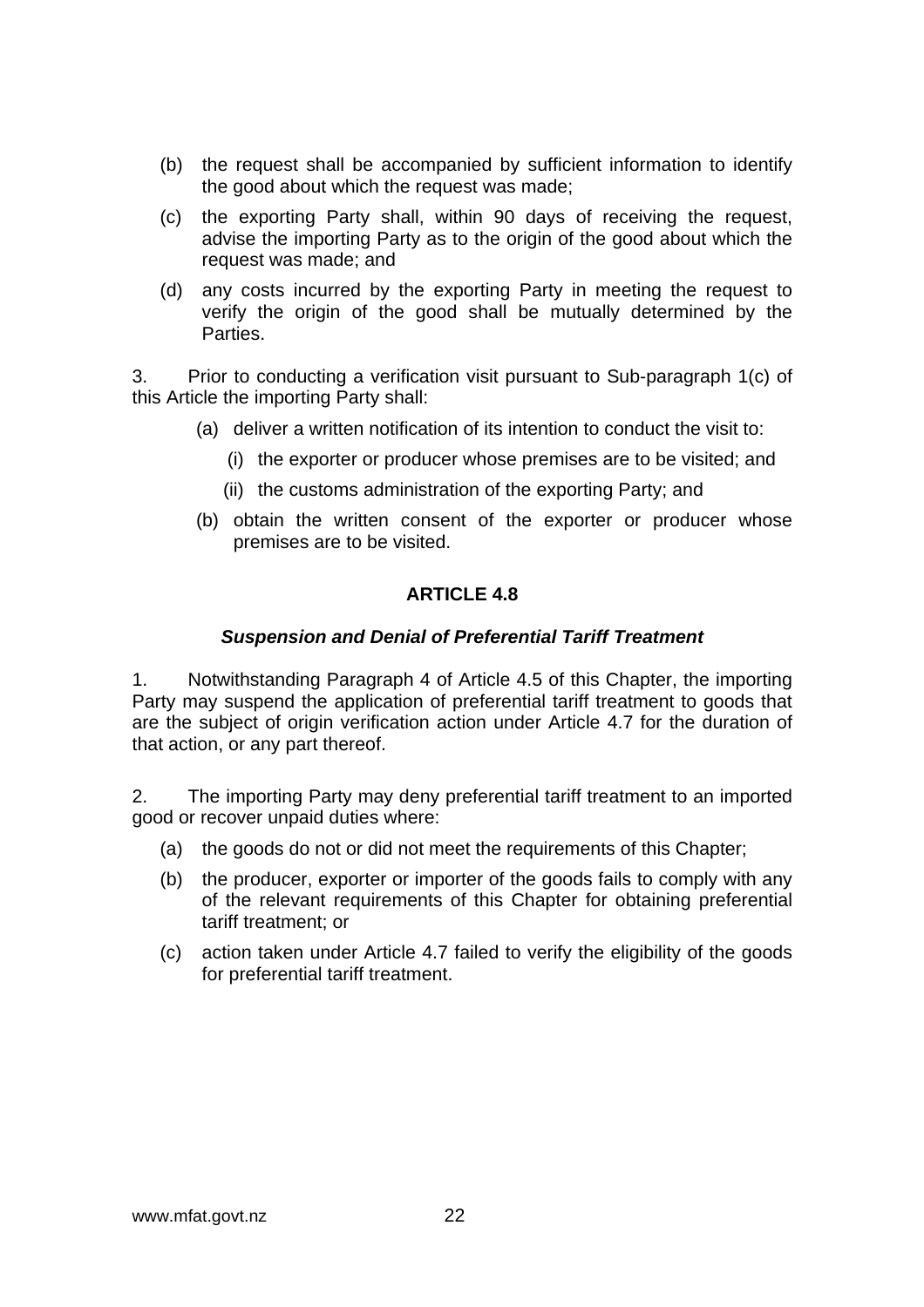(b) the request shall be accompanied by sufficient information to identify the good about which the request was made;

(c) the exporting Party shall, within 90 days of receiving the request, advise the importing Party as to the origin of the good about which the request was made; and

(d) any costs incurred by the exporting Party in meeting the request to verify the origin of the good shall be mutually determined by the Parties.

3. Prior to conducting a verification visit pursuant to Sub-paragraph 1(c) of this Article the importing Party shall:

(a) deliver a written notification of its intention to conduct the visit to:

  (i) the exporter or producer whose premises are to be visited; and

  (ii) the customs administration of the exporting Party; and

(b) obtain the written consent of the exporter or producer whose premises are to be visited.

## ARTICLE 4.8

### *Suspension and Denial of Preferential Tariff Treatment*

1. Notwithstanding Paragraph 4 of Article 4.5 of this Chapter, the importing Party may suspend the application of preferential tariff treatment to goods that are the subject of origin verification action under Article 4.7 for the duration of that action, or any part thereof.

2. The importing Party may deny preferential tariff treatment to an imported good or recover unpaid duties where:

(a) the goods do not or did not meet the requirements of this Chapter;

(b) the producer, exporter or importer of the goods fails to comply with any of the relevant requirements of this Chapter for obtaining preferential tariff treatment; or

(c) action taken under Article 4.7 failed to verify the eligibility of the goods for preferential tariff treatment.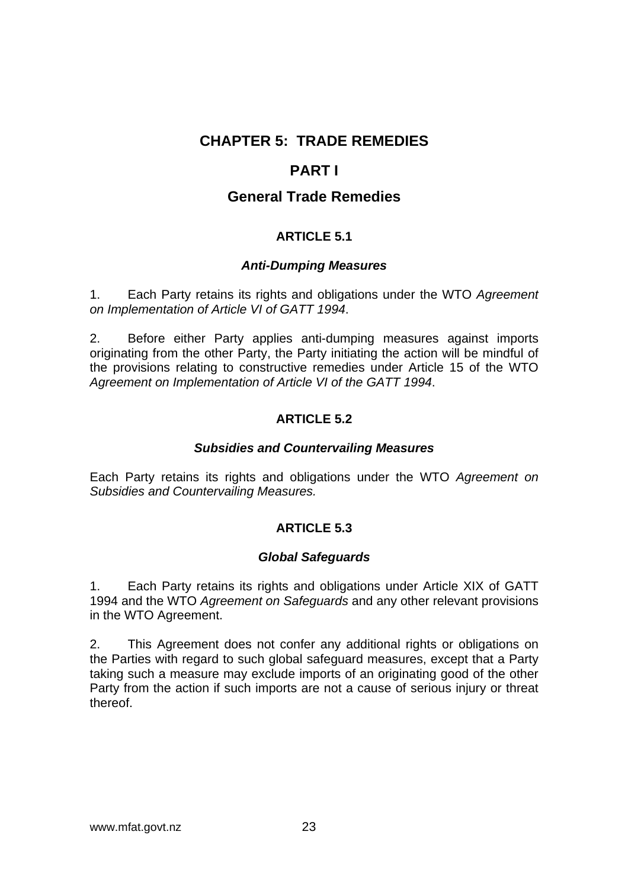# CHAPTER 5: TRADE REMEDIES

## PART I

## General Trade Remedies

### ARTICLE 5.1

#### *Anti-Dumping Measures*

1. Each Party retains its rights and obligations under the WTO *Agreement on Implementation of Article VI of GATT 1994*.

2. Before either Party applies anti-dumping measures against imports originating from the other Party, the Party initiating the action will be mindful of the provisions relating to constructive remedies under Article 15 of the WTO *Agreement on Implementation of Article VI of the GATT 1994*.

### ARTICLE 5.2

#### *Subsidies and Countervailing Measures*

Each Party retains its rights and obligations under the WTO *Agreement on Subsidies and Countervailing Measures.*

### ARTICLE 5.3

#### *Global Safeguards*

1. Each Party retains its rights and obligations under Article XIX of GATT 1994 and the WTO *Agreement on Safeguards* and any other relevant provisions in the WTO Agreement.

2. This Agreement does not confer any additional rights or obligations on the Parties with regard to such global safeguard measures, except that a Party taking such a measure may exclude imports of an originating good of the other Party from the action if such imports are not a cause of serious injury or threat thereof.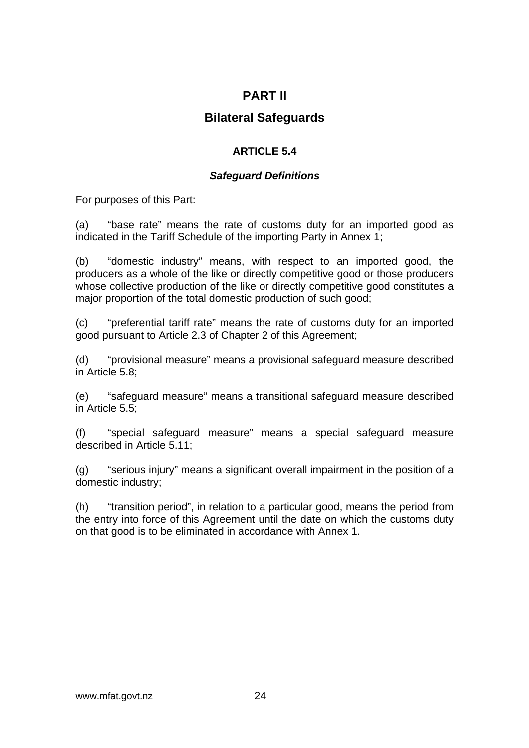# PART II

## Bilateral Safeguards

### ARTICLE 5.4

#### *Safeguard Definitions*

For purposes of this Part:

(a) "base rate" means the rate of customs duty for an imported good as indicated in the Tariff Schedule of the importing Party in Annex 1;

(b) "domestic industry" means, with respect to an imported good, the producers as a whole of the like or directly competitive good or those producers whose collective production of the like or directly competitive good constitutes a major proportion of the total domestic production of such good;

(c) "preferential tariff rate" means the rate of customs duty for an imported good pursuant to Article 2.3 of Chapter 2 of this Agreement;

(d) "provisional measure" means a provisional safeguard measure described in Article 5.8;

(e) "safeguard measure" means a transitional safeguard measure described in Article 5.5;

(f) "special safeguard measure" means a special safeguard measure described in Article 5.11;

(g) "serious injury" means a significant overall impairment in the position of a domestic industry;

(h) "transition period", in relation to a particular good, means the period from the entry into force of this Agreement until the date on which the customs duty on that good is to be eliminated in accordance with Annex 1.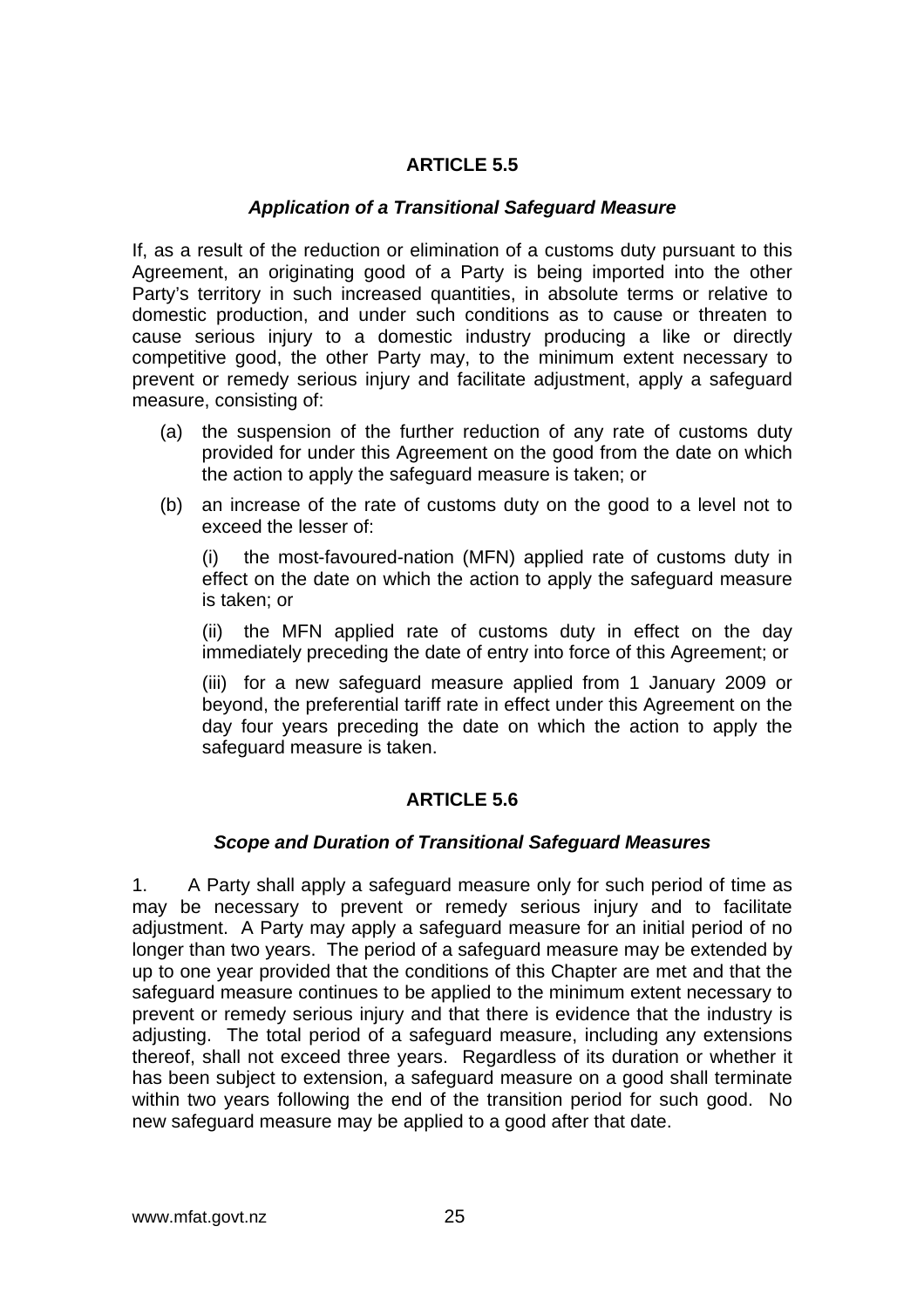## ARTICLE 5.5

### *Application of a Transitional Safeguard Measure*

If, as a result of the reduction or elimination of a customs duty pursuant to this Agreement, an originating good of a Party is being imported into the other Party's territory in such increased quantities, in absolute terms or relative to domestic production, and under such conditions as to cause or threaten to cause serious injury to a domestic industry producing a like or directly competitive good, the other Party may, to the minimum extent necessary to prevent or remedy serious injury and facilitate adjustment, apply a safeguard measure, consisting of:

(a) the suspension of the further reduction of any rate of customs duty provided for under this Agreement on the good from the date on which the action to apply the safeguard measure is taken; or

(b) an increase of the rate of customs duty on the good to a level not to exceed the lesser of:

(i) the most-favoured-nation (MFN) applied rate of customs duty in effect on the date on which the action to apply the safeguard measure is taken; or

(ii) the MFN applied rate of customs duty in effect on the day immediately preceding the date of entry into force of this Agreement; or

(iii) for a new safeguard measure applied from 1 January 2009 or beyond, the preferential tariff rate in effect under this Agreement on the day four years preceding the date on which the action to apply the safeguard measure is taken.

## ARTICLE 5.6

### *Scope and Duration of Transitional Safeguard Measures*

1. A Party shall apply a safeguard measure only for such period of time as may be necessary to prevent or remedy serious injury and to facilitate adjustment. A Party may apply a safeguard measure for an initial period of no longer than two years. The period of a safeguard measure may be extended by up to one year provided that the conditions of this Chapter are met and that the safeguard measure continues to be applied to the minimum extent necessary to prevent or remedy serious injury and that there is evidence that the industry is adjusting. The total period of a safeguard measure, including any extensions thereof, shall not exceed three years. Regardless of its duration or whether it has been subject to extension, a safeguard measure on a good shall terminate within two years following the end of the transition period for such good. No new safeguard measure may be applied to a good after that date.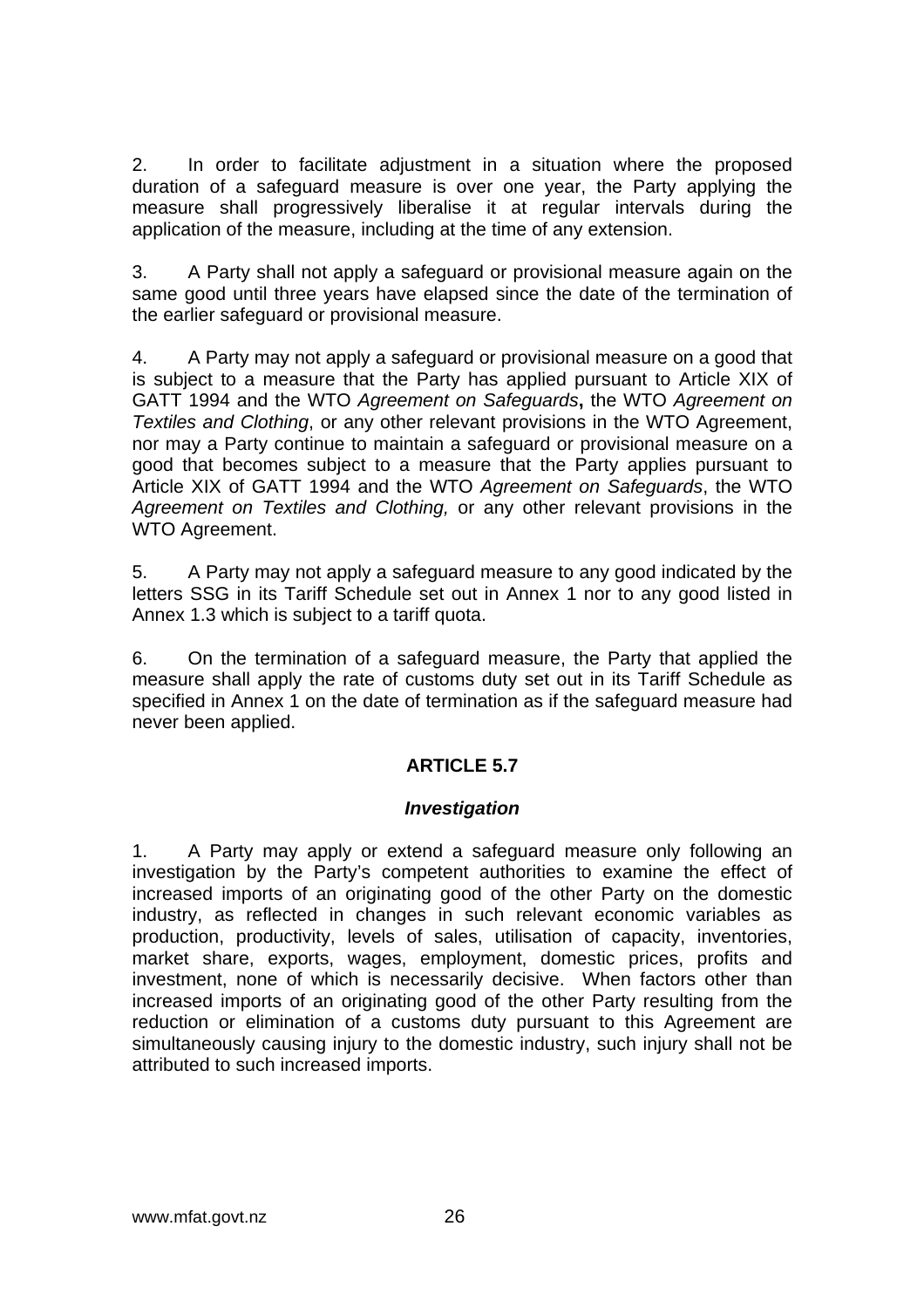2. In order to facilitate adjustment in a situation where the proposed duration of a safeguard measure is over one year, the Party applying the measure shall progressively liberalise it at regular intervals during the application of the measure, including at the time of any extension.

3. A Party shall not apply a safeguard or provisional measure again on the same good until three years have elapsed since the date of the termination of the earlier safeguard or provisional measure.

4. A Party may not apply a safeguard or provisional measure on a good that is subject to a measure that the Party has applied pursuant to Article XIX of GATT 1994 and the WTO *Agreement on Safeguards***,** the WTO *Agreement on Textiles and Clothing*, or any other relevant provisions in the WTO Agreement, nor may a Party continue to maintain a safeguard or provisional measure on a good that becomes subject to a measure that the Party applies pursuant to Article XIX of GATT 1994 and the WTO *Agreement on Safeguards*, the WTO *Agreement on Textiles and Clothing,* or any other relevant provisions in the WTO Agreement.

5. A Party may not apply a safeguard measure to any good indicated by the letters SSG in its Tariff Schedule set out in Annex 1 nor to any good listed in Annex 1.3 which is subject to a tariff quota.

6. On the termination of a safeguard measure, the Party that applied the measure shall apply the rate of customs duty set out in its Tariff Schedule as specified in Annex 1 on the date of termination as if the safeguard measure had never been applied.

## ARTICLE 5.7

### *Investigation*

1. A Party may apply or extend a safeguard measure only following an investigation by the Party's competent authorities to examine the effect of increased imports of an originating good of the other Party on the domestic industry, as reflected in changes in such relevant economic variables as production, productivity, levels of sales, utilisation of capacity, inventories, market share, exports, wages, employment, domestic prices, profits and investment, none of which is necessarily decisive. When factors other than increased imports of an originating good of the other Party resulting from the reduction or elimination of a customs duty pursuant to this Agreement are simultaneously causing injury to the domestic industry, such injury shall not be attributed to such increased imports.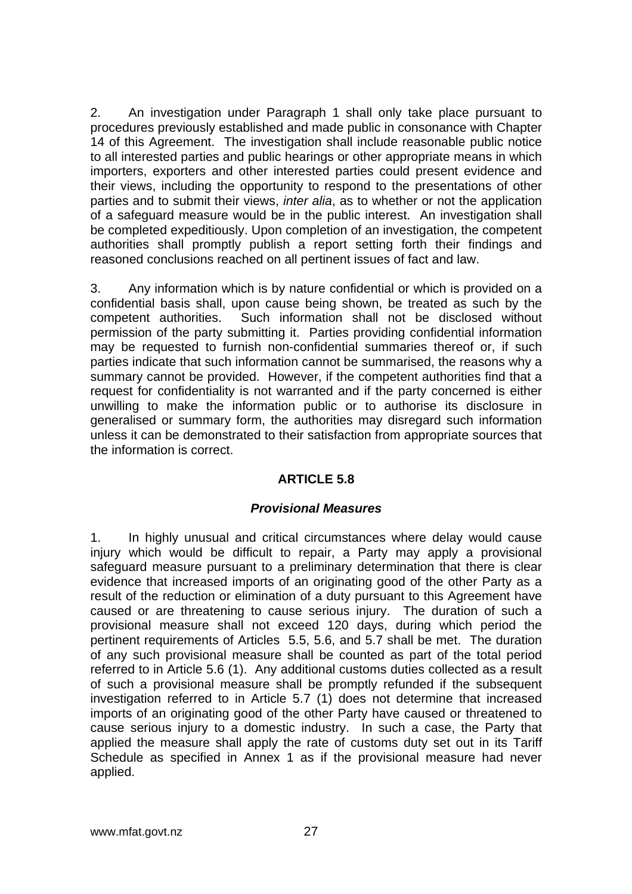2. An investigation under Paragraph 1 shall only take place pursuant to procedures previously established and made public in consonance with Chapter 14 of this Agreement. The investigation shall include reasonable public notice to all interested parties and public hearings or other appropriate means in which importers, exporters and other interested parties could present evidence and their views, including the opportunity to respond to the presentations of other parties and to submit their views, *inter alia*, as to whether or not the application of a safeguard measure would be in the public interest. An investigation shall be completed expeditiously. Upon completion of an investigation, the competent authorities shall promptly publish a report setting forth their findings and reasoned conclusions reached on all pertinent issues of fact and law.

3. Any information which is by nature confidential or which is provided on a confidential basis shall, upon cause being shown, be treated as such by the competent authorities. Such information shall not be disclosed without permission of the party submitting it. Parties providing confidential information may be requested to furnish non-confidential summaries thereof or, if such parties indicate that such information cannot be summarised, the reasons why a summary cannot be provided. However, if the competent authorities find that a request for confidentiality is not warranted and if the party concerned is either unwilling to make the information public or to authorise its disclosure in generalised or summary form, the authorities may disregard such information unless it can be demonstrated to their satisfaction from appropriate sources that the information is correct.

## ARTICLE 5.8

### *Provisional Measures*

1. In highly unusual and critical circumstances where delay would cause injury which would be difficult to repair, a Party may apply a provisional safeguard measure pursuant to a preliminary determination that there is clear evidence that increased imports of an originating good of the other Party as a result of the reduction or elimination of a duty pursuant to this Agreement have caused or are threatening to cause serious injury. The duration of such a provisional measure shall not exceed 120 days, during which period the pertinent requirements of Articles 5.5, 5.6, and 5.7 shall be met. The duration of any such provisional measure shall be counted as part of the total period referred to in Article 5.6 (1). Any additional customs duties collected as a result of such a provisional measure shall be promptly refunded if the subsequent investigation referred to in Article 5.7 (1) does not determine that increased imports of an originating good of the other Party have caused or threatened to cause serious injury to a domestic industry. In such a case, the Party that applied the measure shall apply the rate of customs duty set out in its Tariff Schedule as specified in Annex 1 as if the provisional measure had never applied.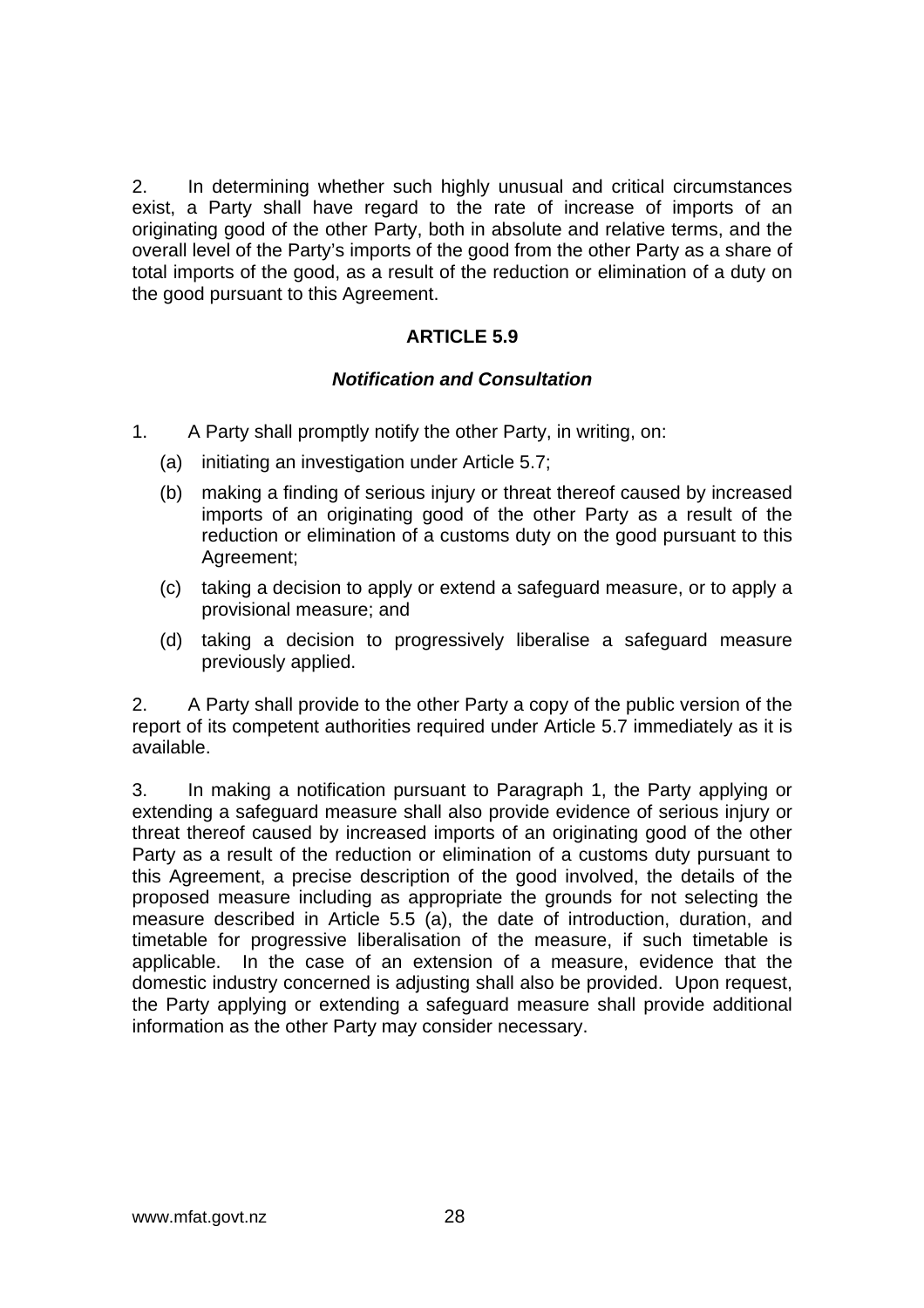2. In determining whether such highly unusual and critical circumstances exist, a Party shall have regard to the rate of increase of imports of an originating good of the other Party, both in absolute and relative terms, and the overall level of the Party's imports of the good from the other Party as a share of total imports of the good, as a result of the reduction or elimination of a duty on the good pursuant to this Agreement.

## ARTICLE 5.9

### *Notification and Consultation*

1. A Party shall promptly notify the other Party, in writing, on:

   (a) initiating an investigation under Article 5.7;

   (b) making a finding of serious injury or threat thereof caused by increased imports of an originating good of the other Party as a result of the reduction or elimination of a customs duty on the good pursuant to this Agreement;

   (c) taking a decision to apply or extend a safeguard measure, or to apply a provisional measure; and

   (d) taking a decision to progressively liberalise a safeguard measure previously applied.

2. A Party shall provide to the other Party a copy of the public version of the report of its competent authorities required under Article 5.7 immediately as it is available.

3. In making a notification pursuant to Paragraph 1, the Party applying or extending a safeguard measure shall also provide evidence of serious injury or threat thereof caused by increased imports of an originating good of the other Party as a result of the reduction or elimination of a customs duty pursuant to this Agreement, a precise description of the good involved, the details of the proposed measure including as appropriate the grounds for not selecting the measure described in Article 5.5 (a), the date of introduction, duration, and timetable for progressive liberalisation of the measure, if such timetable is applicable. In the case of an extension of a measure, evidence that the domestic industry concerned is adjusting shall also be provided. Upon request, the Party applying or extending a safeguard measure shall provide additional information as the other Party may consider necessary.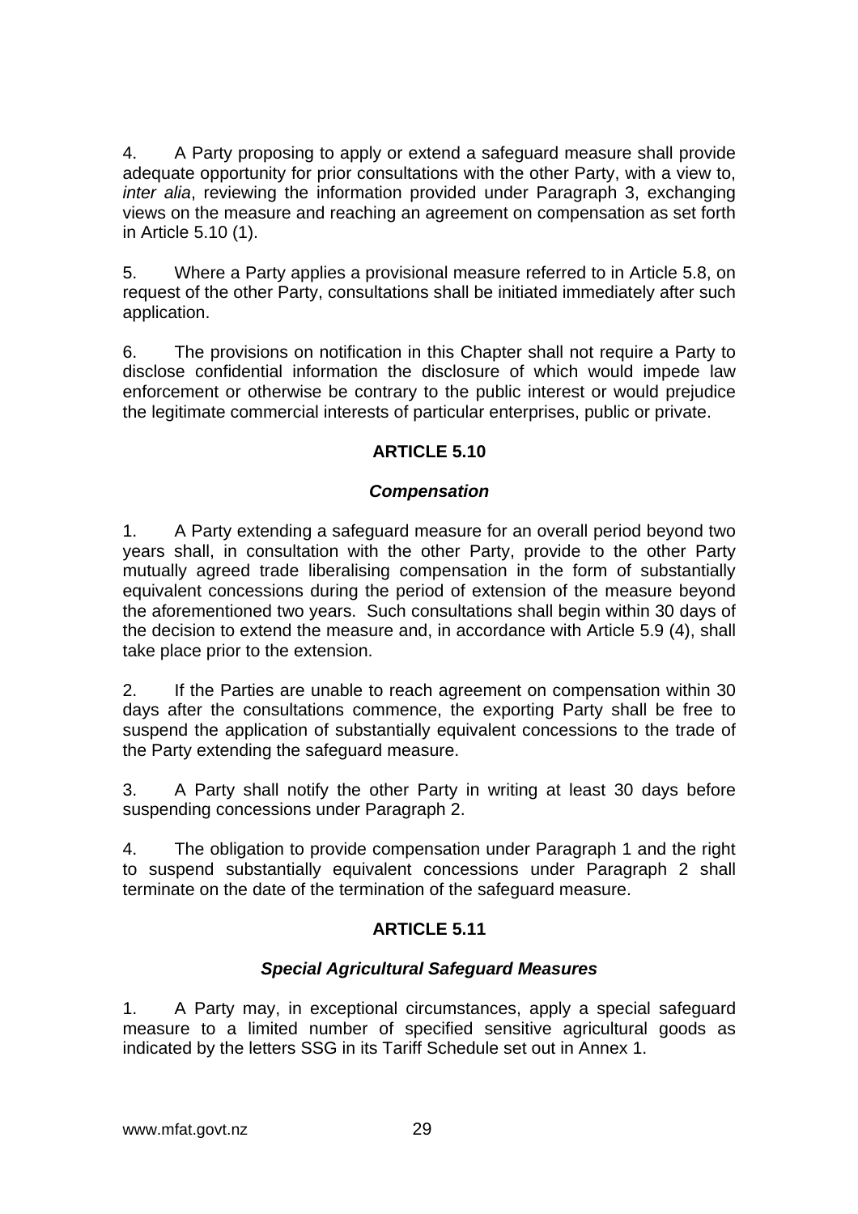4. A Party proposing to apply or extend a safeguard measure shall provide adequate opportunity for prior consultations with the other Party, with a view to, *inter alia*, reviewing the information provided under Paragraph 3, exchanging views on the measure and reaching an agreement on compensation as set forth in Article 5.10 (1).

5. Where a Party applies a provisional measure referred to in Article 5.8, on request of the other Party, consultations shall be initiated immediately after such application.

6. The provisions on notification in this Chapter shall not require a Party to disclose confidential information the disclosure of which would impede law enforcement or otherwise be contrary to the public interest or would prejudice the legitimate commercial interests of particular enterprises, public or private.

## ARTICLE 5.10

### *Compensation*

1. A Party extending a safeguard measure for an overall period beyond two years shall, in consultation with the other Party, provide to the other Party mutually agreed trade liberalising compensation in the form of substantially equivalent concessions during the period of extension of the measure beyond the aforementioned two years. Such consultations shall begin within 30 days of the decision to extend the measure and, in accordance with Article 5.9 (4), shall take place prior to the extension.

2. If the Parties are unable to reach agreement on compensation within 30 days after the consultations commence, the exporting Party shall be free to suspend the application of substantially equivalent concessions to the trade of the Party extending the safeguard measure.

3. A Party shall notify the other Party in writing at least 30 days before suspending concessions under Paragraph 2.

4. The obligation to provide compensation under Paragraph 1 and the right to suspend substantially equivalent concessions under Paragraph 2 shall terminate on the date of the termination of the safeguard measure.

## ARTICLE 5.11

### *Special Agricultural Safeguard Measures*

1. A Party may, in exceptional circumstances, apply a special safeguard measure to a limited number of specified sensitive agricultural goods as indicated by the letters SSG in its Tariff Schedule set out in Annex 1.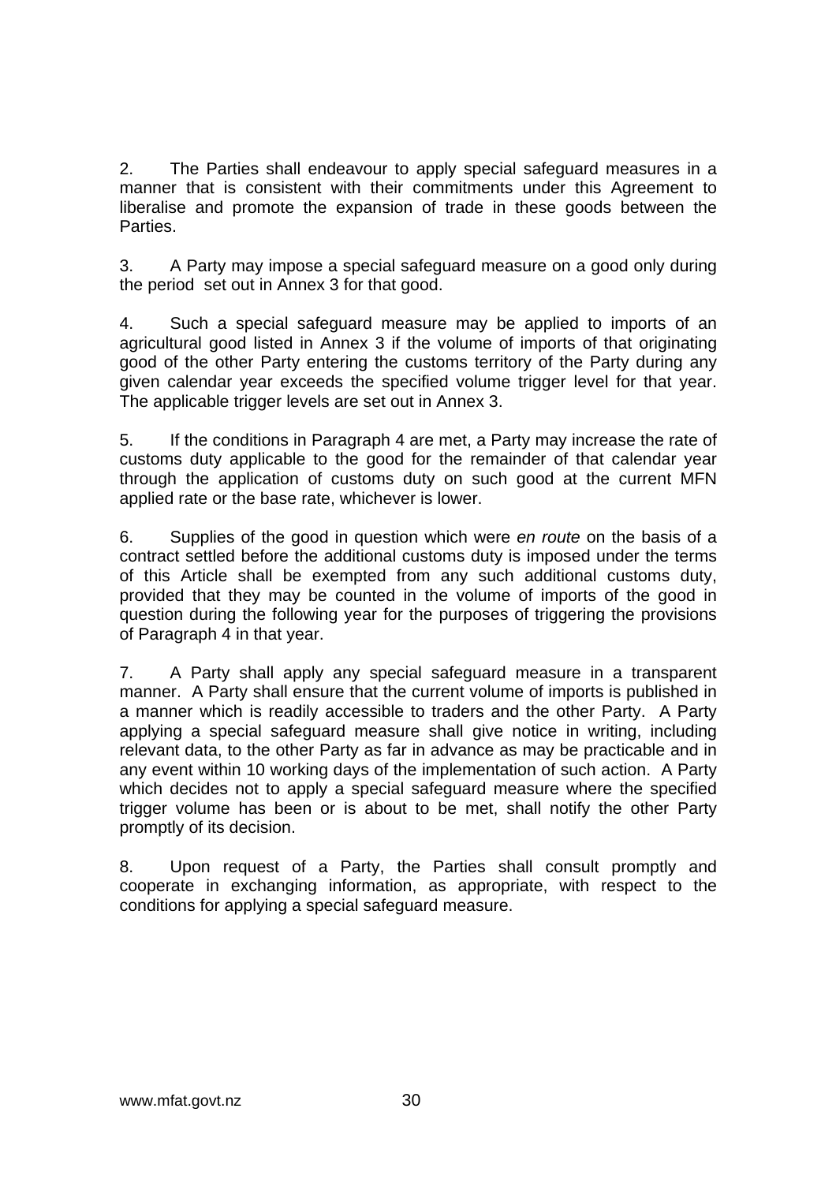2. The Parties shall endeavour to apply special safeguard measures in a manner that is consistent with their commitments under this Agreement to liberalise and promote the expansion of trade in these goods between the Parties.

3. A Party may impose a special safeguard measure on a good only during the period set out in Annex 3 for that good.

4. Such a special safeguard measure may be applied to imports of an agricultural good listed in Annex 3 if the volume of imports of that originating good of the other Party entering the customs territory of the Party during any given calendar year exceeds the specified volume trigger level for that year. The applicable trigger levels are set out in Annex 3.

5. If the conditions in Paragraph 4 are met, a Party may increase the rate of customs duty applicable to the good for the remainder of that calendar year through the application of customs duty on such good at the current MFN applied rate or the base rate, whichever is lower.

6. Supplies of the good in question which were *en route* on the basis of a contract settled before the additional customs duty is imposed under the terms of this Article shall be exempted from any such additional customs duty, provided that they may be counted in the volume of imports of the good in question during the following year for the purposes of triggering the provisions of Paragraph 4 in that year.

7. A Party shall apply any special safeguard measure in a transparent manner. A Party shall ensure that the current volume of imports is published in a manner which is readily accessible to traders and the other Party. A Party applying a special safeguard measure shall give notice in writing, including relevant data, to the other Party as far in advance as may be practicable and in any event within 10 working days of the implementation of such action. A Party which decides not to apply a special safeguard measure where the specified trigger volume has been or is about to be met, shall notify the other Party promptly of its decision.

8. Upon request of a Party, the Parties shall consult promptly and cooperate in exchanging information, as appropriate, with respect to the conditions for applying a special safeguard measure.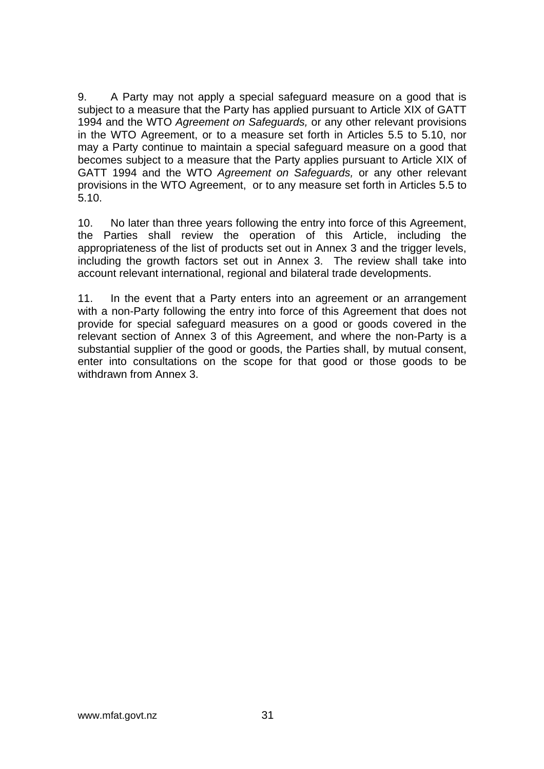9. A Party may not apply a special safeguard measure on a good that is subject to a measure that the Party has applied pursuant to Article XIX of GATT 1994 and the WTO *Agreement on Safeguards,* or any other relevant provisions in the WTO Agreement, or to a measure set forth in Articles 5.5 to 5.10, nor may a Party continue to maintain a special safeguard measure on a good that becomes subject to a measure that the Party applies pursuant to Article XIX of GATT 1994 and the WTO *Agreement on Safeguards,* or any other relevant provisions in the WTO Agreement, or to any measure set forth in Articles 5.5 to 5.10.

10. No later than three years following the entry into force of this Agreement, the Parties shall review the operation of this Article, including the appropriateness of the list of products set out in Annex 3 and the trigger levels, including the growth factors set out in Annex 3. The review shall take into account relevant international, regional and bilateral trade developments.

11. In the event that a Party enters into an agreement or an arrangement with a non-Party following the entry into force of this Agreement that does not provide for special safeguard measures on a good or goods covered in the relevant section of Annex 3 of this Agreement, and where the non-Party is a substantial supplier of the good or goods, the Parties shall, by mutual consent, enter into consultations on the scope for that good or those goods to be withdrawn from Annex 3.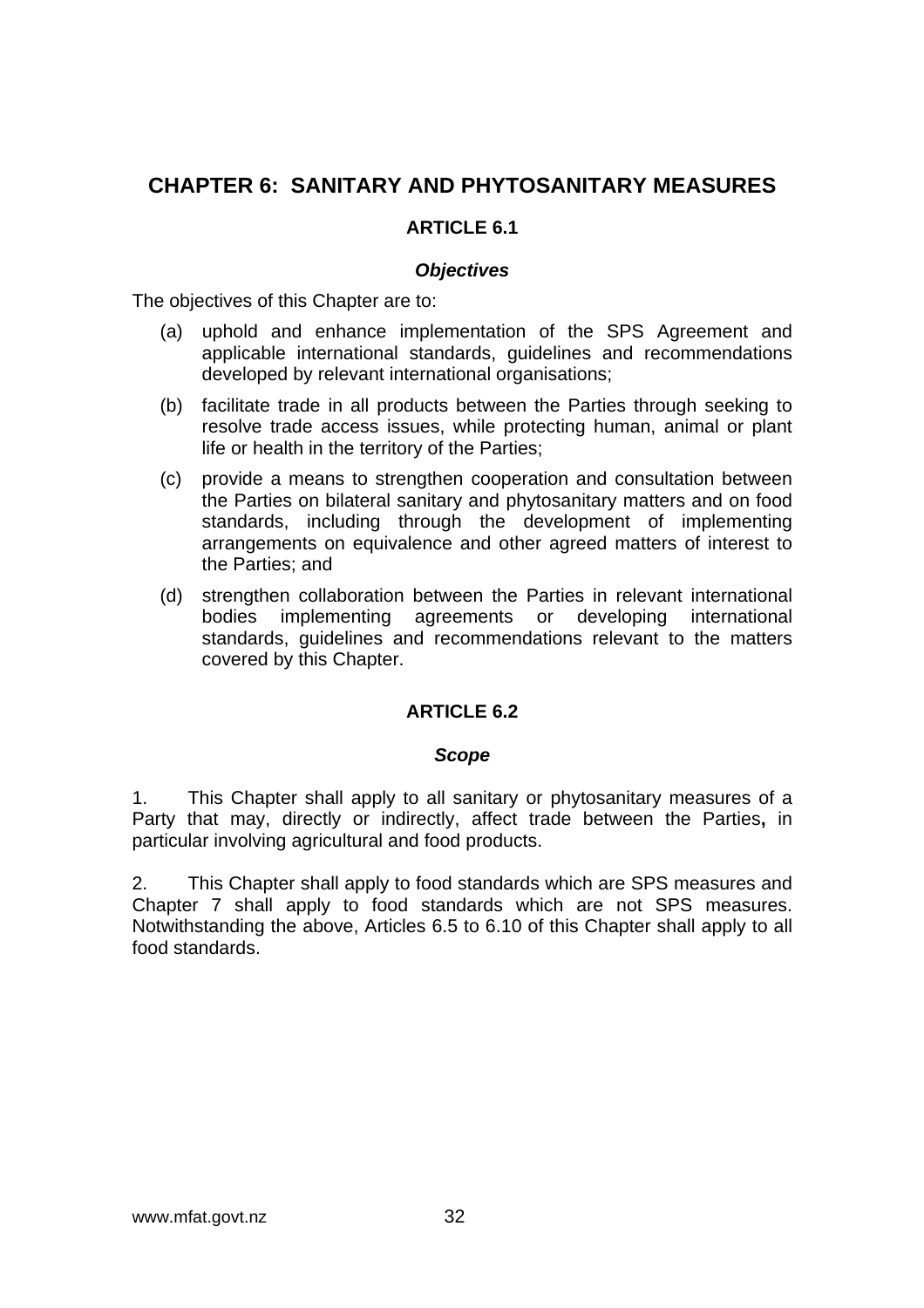## CHAPTER 6: SANITARY AND PHYTOSANITARY MEASURES

### ARTICLE 6.1

***Objectives***

The objectives of this Chapter are to:

(a) uphold and enhance implementation of the SPS Agreement and applicable international standards, guidelines and recommendations developed by relevant international organisations;

(b) facilitate trade in all products between the Parties through seeking to resolve trade access issues, while protecting human, animal or plant life or health in the territory of the Parties;

(c) provide a means to strengthen cooperation and consultation between the Parties on bilateral sanitary and phytosanitary matters and on food standards, including through the development of implementing arrangements on equivalence and other agreed matters of interest to the Parties; and

(d) strengthen collaboration between the Parties in relevant international bodies implementing agreements or developing international standards, guidelines and recommendations relevant to the matters covered by this Chapter.

### ARTICLE 6.2

***Scope***

1. This Chapter shall apply to all sanitary or phytosanitary measures of a Party that may, directly or indirectly, affect trade between the Parties**,** in particular involving agricultural and food products.

2. This Chapter shall apply to food standards which are SPS measures and Chapter 7 shall apply to food standards which are not SPS measures. Notwithstanding the above, Articles 6.5 to 6.10 of this Chapter shall apply to all food standards.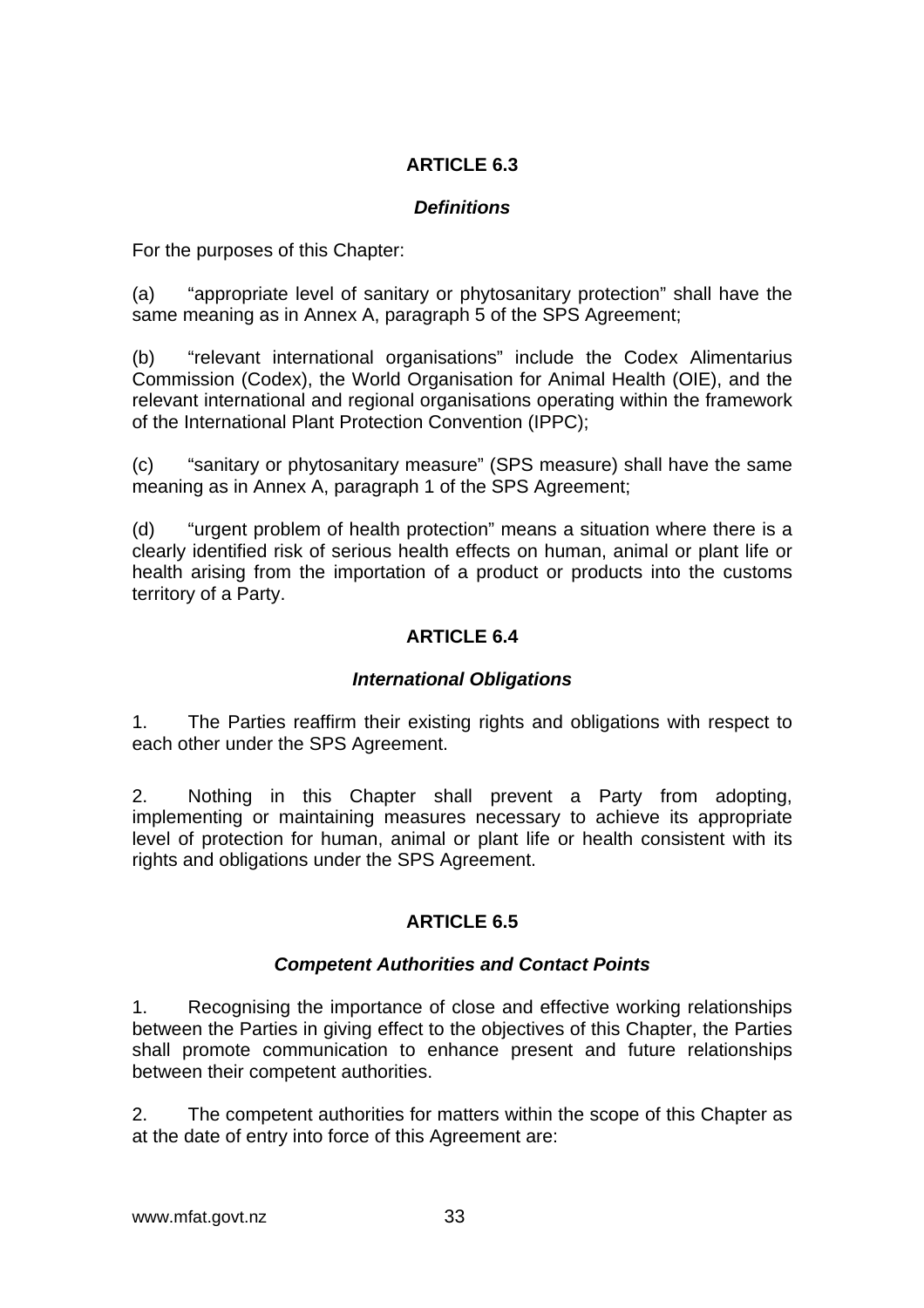## ARTICLE 6.3

### *Definitions*

For the purposes of this Chapter:

(a) "appropriate level of sanitary or phytosanitary protection" shall have the same meaning as in Annex A, paragraph 5 of the SPS Agreement;

(b) "relevant international organisations" include the Codex Alimentarius Commission (Codex), the World Organisation for Animal Health (OIE), and the relevant international and regional organisations operating within the framework of the International Plant Protection Convention (IPPC);

(c) "sanitary or phytosanitary measure" (SPS measure) shall have the same meaning as in Annex A, paragraph 1 of the SPS Agreement;

(d) "urgent problem of health protection" means a situation where there is a clearly identified risk of serious health effects on human, animal or plant life or health arising from the importation of a product or products into the customs territory of a Party.

## ARTICLE 6.4

### *International Obligations*

1. The Parties reaffirm their existing rights and obligations with respect to each other under the SPS Agreement.

2. Nothing in this Chapter shall prevent a Party from adopting, implementing or maintaining measures necessary to achieve its appropriate level of protection for human, animal or plant life or health consistent with its rights and obligations under the SPS Agreement.

## ARTICLE 6.5

### *Competent Authorities and Contact Points*

1. Recognising the importance of close and effective working relationships between the Parties in giving effect to the objectives of this Chapter, the Parties shall promote communication to enhance present and future relationships between their competent authorities.

2. The competent authorities for matters within the scope of this Chapter as at the date of entry into force of this Agreement are: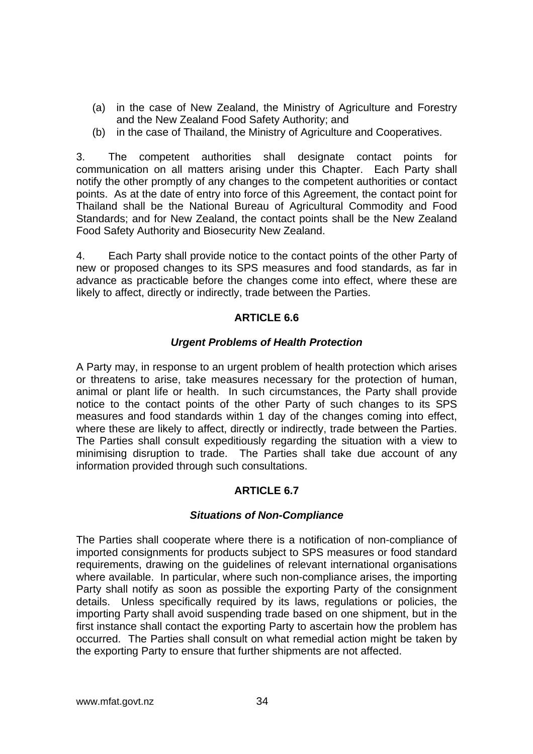(a) in the case of New Zealand, the Ministry of Agriculture and Forestry and the New Zealand Food Safety Authority; and
(b) in the case of Thailand, the Ministry of Agriculture and Cooperatives.

3. The competent authorities shall designate contact points for communication on all matters arising under this Chapter. Each Party shall notify the other promptly of any changes to the competent authorities or contact points. As at the date of entry into force of this Agreement, the contact point for Thailand shall be the National Bureau of Agricultural Commodity and Food Standards; and for New Zealand, the contact points shall be the New Zealand Food Safety Authority and Biosecurity New Zealand.

4. Each Party shall provide notice to the contact points of the other Party of new or proposed changes to its SPS measures and food standards, as far in advance as practicable before the changes come into effect, where these are likely to affect, directly or indirectly, trade between the Parties.

## ARTICLE 6.6

### *Urgent Problems of Health Protection*

A Party may, in response to an urgent problem of health protection which arises or threatens to arise, take measures necessary for the protection of human, animal or plant life or health. In such circumstances, the Party shall provide notice to the contact points of the other Party of such changes to its SPS measures and food standards within 1 day of the changes coming into effect, where these are likely to affect, directly or indirectly, trade between the Parties. The Parties shall consult expeditiously regarding the situation with a view to minimising disruption to trade. The Parties shall take due account of any information provided through such consultations.

## ARTICLE 6.7

### *Situations of Non-Compliance*

The Parties shall cooperate where there is a notification of non-compliance of imported consignments for products subject to SPS measures or food standard requirements, drawing on the guidelines of relevant international organisations where available. In particular, where such non-compliance arises, the importing Party shall notify as soon as possible the exporting Party of the consignment details. Unless specifically required by its laws, regulations or policies, the importing Party shall avoid suspending trade based on one shipment, but in the first instance shall contact the exporting Party to ascertain how the problem has occurred. The Parties shall consult on what remedial action might be taken by the exporting Party to ensure that further shipments are not affected.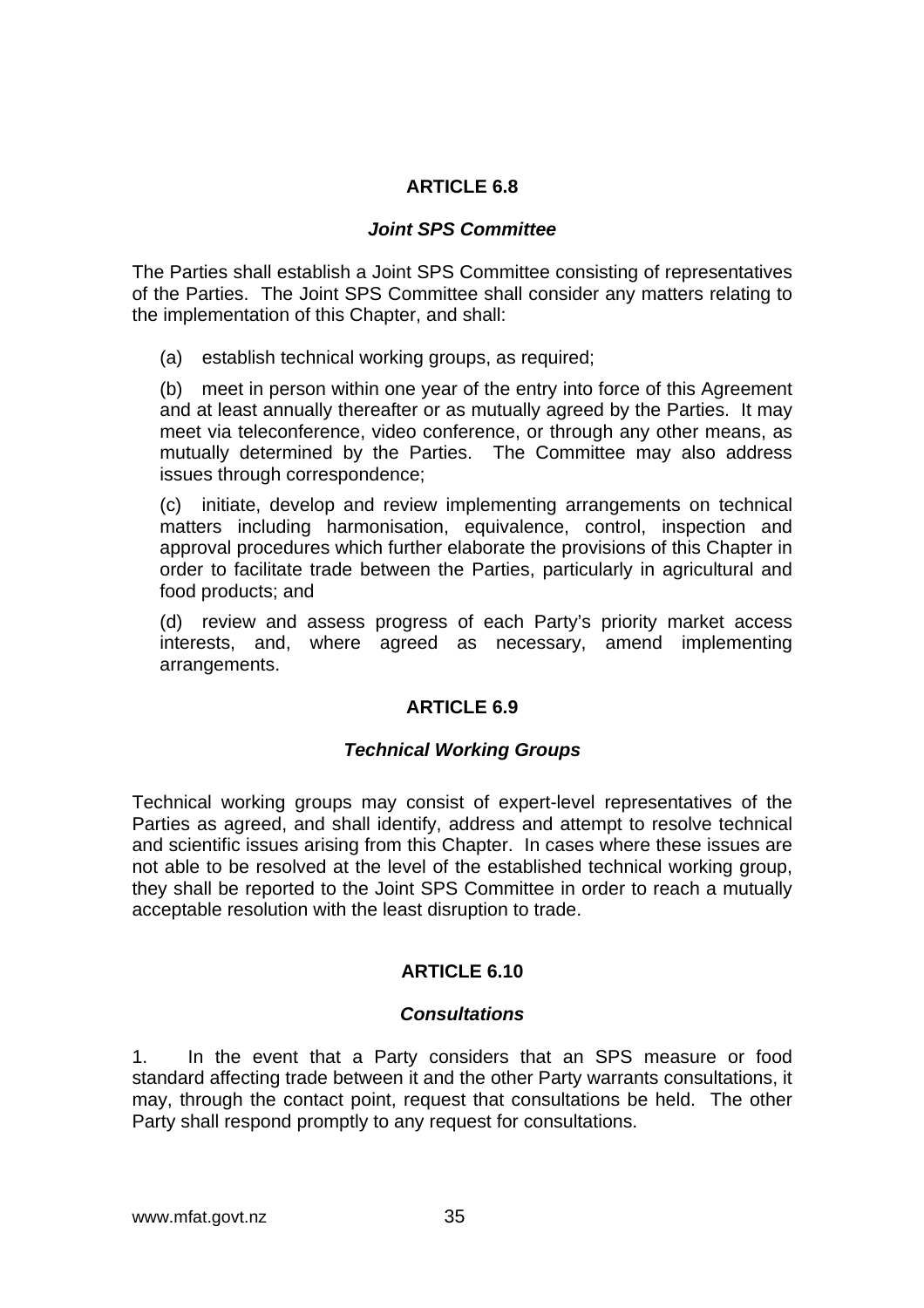## ARTICLE 6.8

### *Joint SPS Committee*

The Parties shall establish a Joint SPS Committee consisting of representatives of the Parties. The Joint SPS Committee shall consider any matters relating to the implementation of this Chapter, and shall:

(a) establish technical working groups, as required;

(b) meet in person within one year of the entry into force of this Agreement and at least annually thereafter or as mutually agreed by the Parties. It may meet via teleconference, video conference, or through any other means, as mutually determined by the Parties. The Committee may also address issues through correspondence;

(c) initiate, develop and review implementing arrangements on technical matters including harmonisation, equivalence, control, inspection and approval procedures which further elaborate the provisions of this Chapter in order to facilitate trade between the Parties, particularly in agricultural and food products; and

(d) review and assess progress of each Party's priority market access interests, and, where agreed as necessary, amend implementing arrangements.

## ARTICLE 6.9

### *Technical Working Groups*

Technical working groups may consist of expert-level representatives of the Parties as agreed, and shall identify, address and attempt to resolve technical and scientific issues arising from this Chapter. In cases where these issues are not able to be resolved at the level of the established technical working group, they shall be reported to the Joint SPS Committee in order to reach a mutually acceptable resolution with the least disruption to trade.

## ARTICLE 6.10

### *Consultations*

1. In the event that a Party considers that an SPS measure or food standard affecting trade between it and the other Party warrants consultations, it may, through the contact point, request that consultations be held. The other Party shall respond promptly to any request for consultations.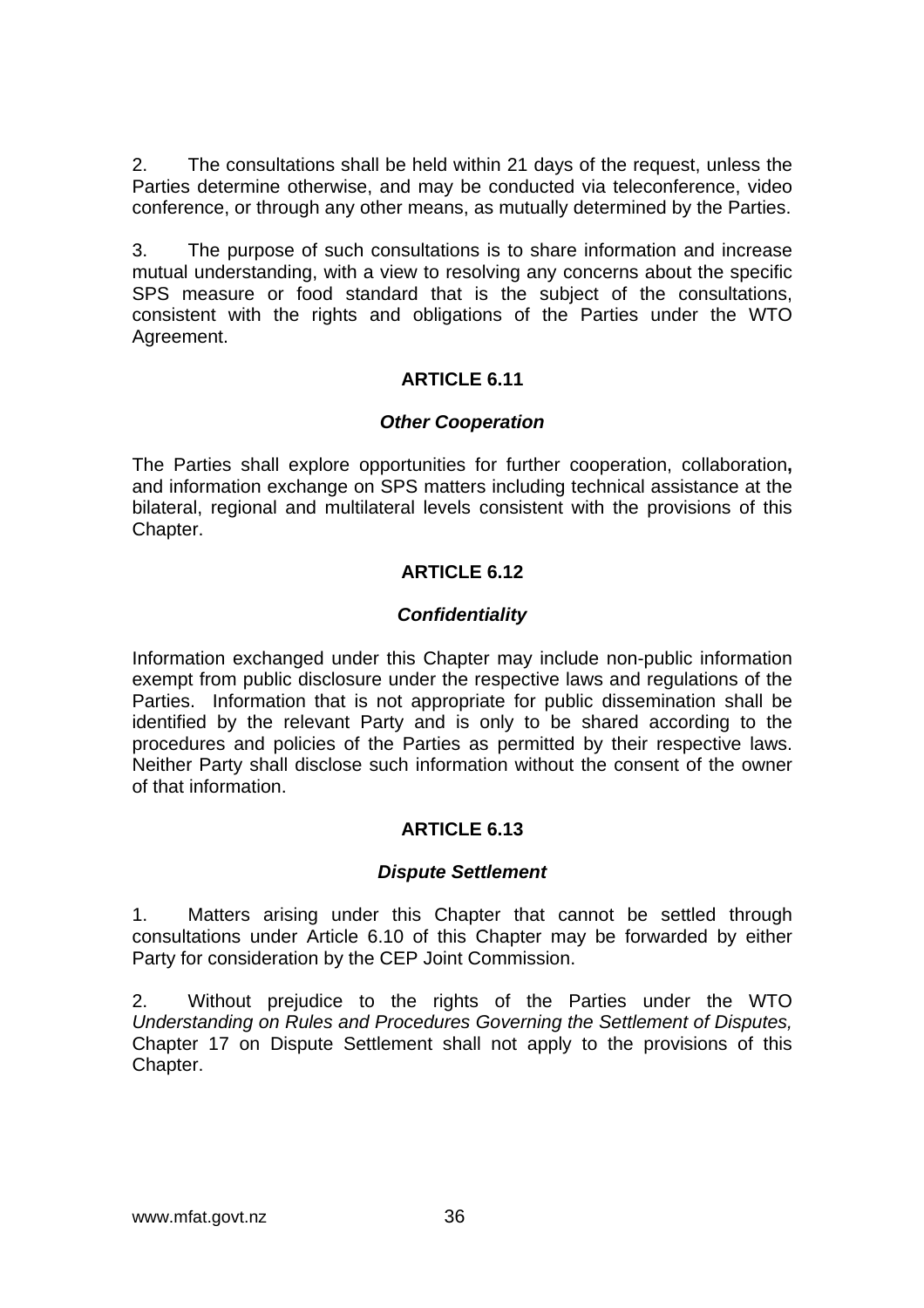2. The consultations shall be held within 21 days of the request, unless the Parties determine otherwise, and may be conducted via teleconference, video conference, or through any other means, as mutually determined by the Parties.

3. The purpose of such consultations is to share information and increase mutual understanding, with a view to resolving any concerns about the specific SPS measure or food standard that is the subject of the consultations, consistent with the rights and obligations of the Parties under the WTO Agreement.

## ARTICLE 6.11

### *Other Cooperation*

The Parties shall explore opportunities for further cooperation, collaboration**,** and information exchange on SPS matters including technical assistance at the bilateral, regional and multilateral levels consistent with the provisions of this Chapter.

## ARTICLE 6.12

### *Confidentiality*

Information exchanged under this Chapter may include non-public information exempt from public disclosure under the respective laws and regulations of the Parties. Information that is not appropriate for public dissemination shall be identified by the relevant Party and is only to be shared according to the procedures and policies of the Parties as permitted by their respective laws. Neither Party shall disclose such information without the consent of the owner of that information.

## ARTICLE 6.13

### *Dispute Settlement*

1. Matters arising under this Chapter that cannot be settled through consultations under Article 6.10 of this Chapter may be forwarded by either Party for consideration by the CEP Joint Commission.

2. Without prejudice to the rights of the Parties under the WTO *Understanding on Rules and Procedures Governing the Settlement of Disputes,* Chapter 17 on Dispute Settlement shall not apply to the provisions of this Chapter.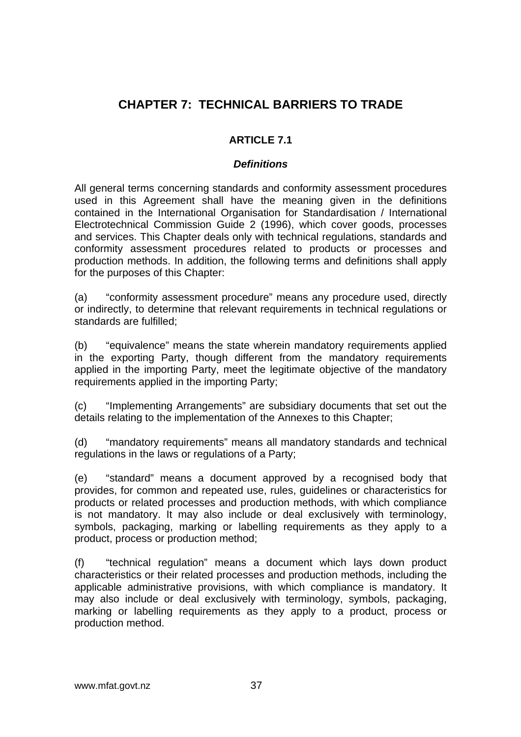# CHAPTER 7: TECHNICAL BARRIERS TO TRADE

## ARTICLE 7.1

### *Definitions*

All general terms concerning standards and conformity assessment procedures used in this Agreement shall have the meaning given in the definitions contained in the International Organisation for Standardisation / International Electrotechnical Commission Guide 2 (1996), which cover goods, processes and services. This Chapter deals only with technical regulations, standards and conformity assessment procedures related to products or processes and production methods. In addition, the following terms and definitions shall apply for the purposes of this Chapter:

(a) "conformity assessment procedure" means any procedure used, directly or indirectly, to determine that relevant requirements in technical regulations or standards are fulfilled;

(b) "equivalence" means the state wherein mandatory requirements applied in the exporting Party, though different from the mandatory requirements applied in the importing Party, meet the legitimate objective of the mandatory requirements applied in the importing Party;

(c) "Implementing Arrangements" are subsidiary documents that set out the details relating to the implementation of the Annexes to this Chapter;

(d) "mandatory requirements" means all mandatory standards and technical regulations in the laws or regulations of a Party;

(e) "standard" means a document approved by a recognised body that provides, for common and repeated use, rules, guidelines or characteristics for products or related processes and production methods, with which compliance is not mandatory. It may also include or deal exclusively with terminology, symbols, packaging, marking or labelling requirements as they apply to a product, process or production method;

(f) "technical regulation" means a document which lays down product characteristics or their related processes and production methods, including the applicable administrative provisions, with which compliance is mandatory. It may also include or deal exclusively with terminology, symbols, packaging, marking or labelling requirements as they apply to a product, process or production method.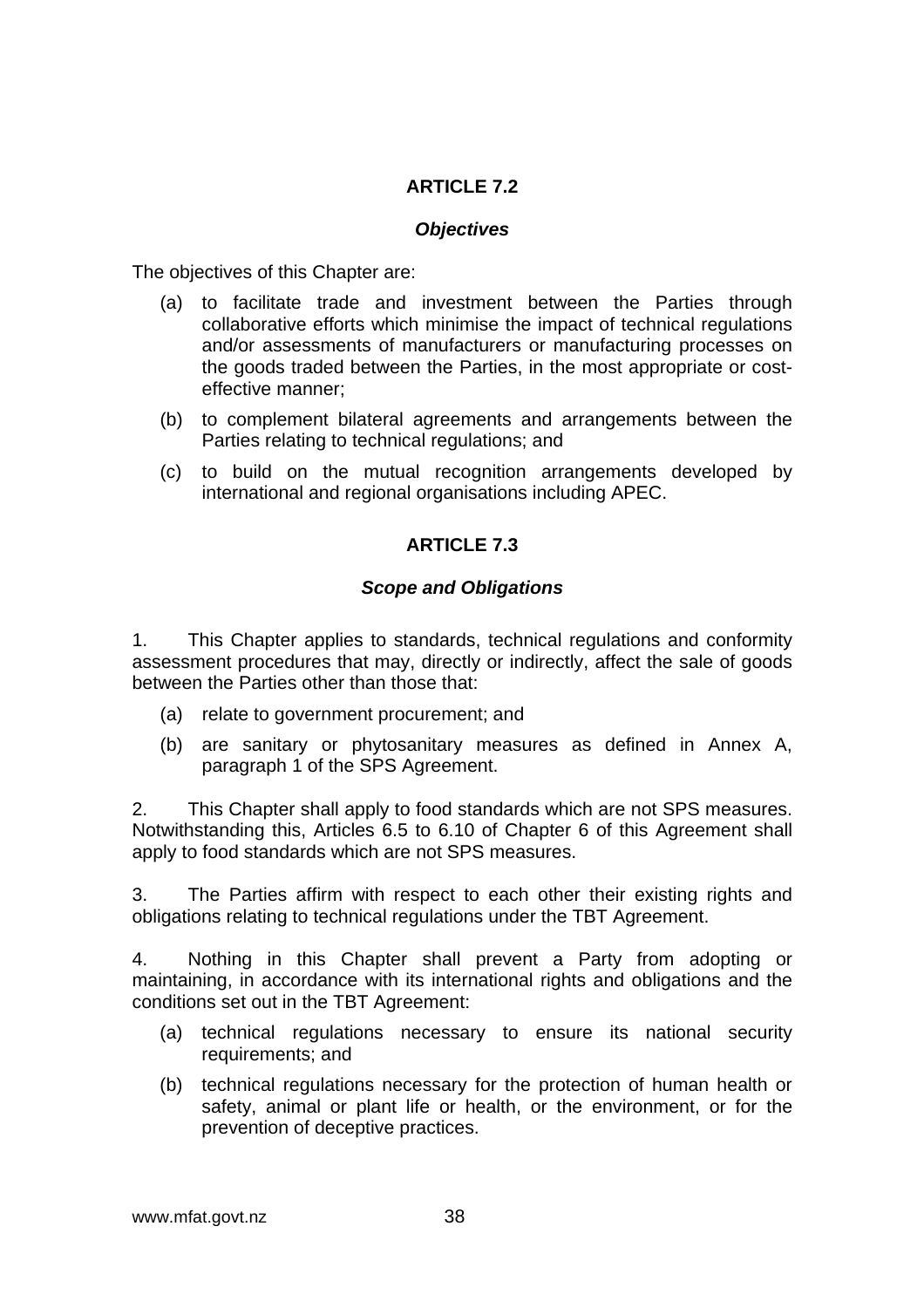## ARTICLE 7.2

### *Objectives*

The objectives of this Chapter are:

(a) to facilitate trade and investment between the Parties through collaborative efforts which minimise the impact of technical regulations and/or assessments of manufacturers or manufacturing processes on the goods traded between the Parties, in the most appropriate or cost-effective manner;

(b) to complement bilateral agreements and arrangements between the Parties relating to technical regulations; and

(c) to build on the mutual recognition arrangements developed by international and regional organisations including APEC.

## ARTICLE 7.3

### *Scope and Obligations*

1. This Chapter applies to standards, technical regulations and conformity assessment procedures that may, directly or indirectly, affect the sale of goods between the Parties other than those that:

(a) relate to government procurement; and

(b) are sanitary or phytosanitary measures as defined in Annex A, paragraph 1 of the SPS Agreement.

2. This Chapter shall apply to food standards which are not SPS measures. Notwithstanding this, Articles 6.5 to 6.10 of Chapter 6 of this Agreement shall apply to food standards which are not SPS measures.

3. The Parties affirm with respect to each other their existing rights and obligations relating to technical regulations under the TBT Agreement.

4. Nothing in this Chapter shall prevent a Party from adopting or maintaining, in accordance with its international rights and obligations and the conditions set out in the TBT Agreement:

(a) technical regulations necessary to ensure its national security requirements; and

(b) technical regulations necessary for the protection of human health or safety, animal or plant life or health, or the environment, or for the prevention of deceptive practices.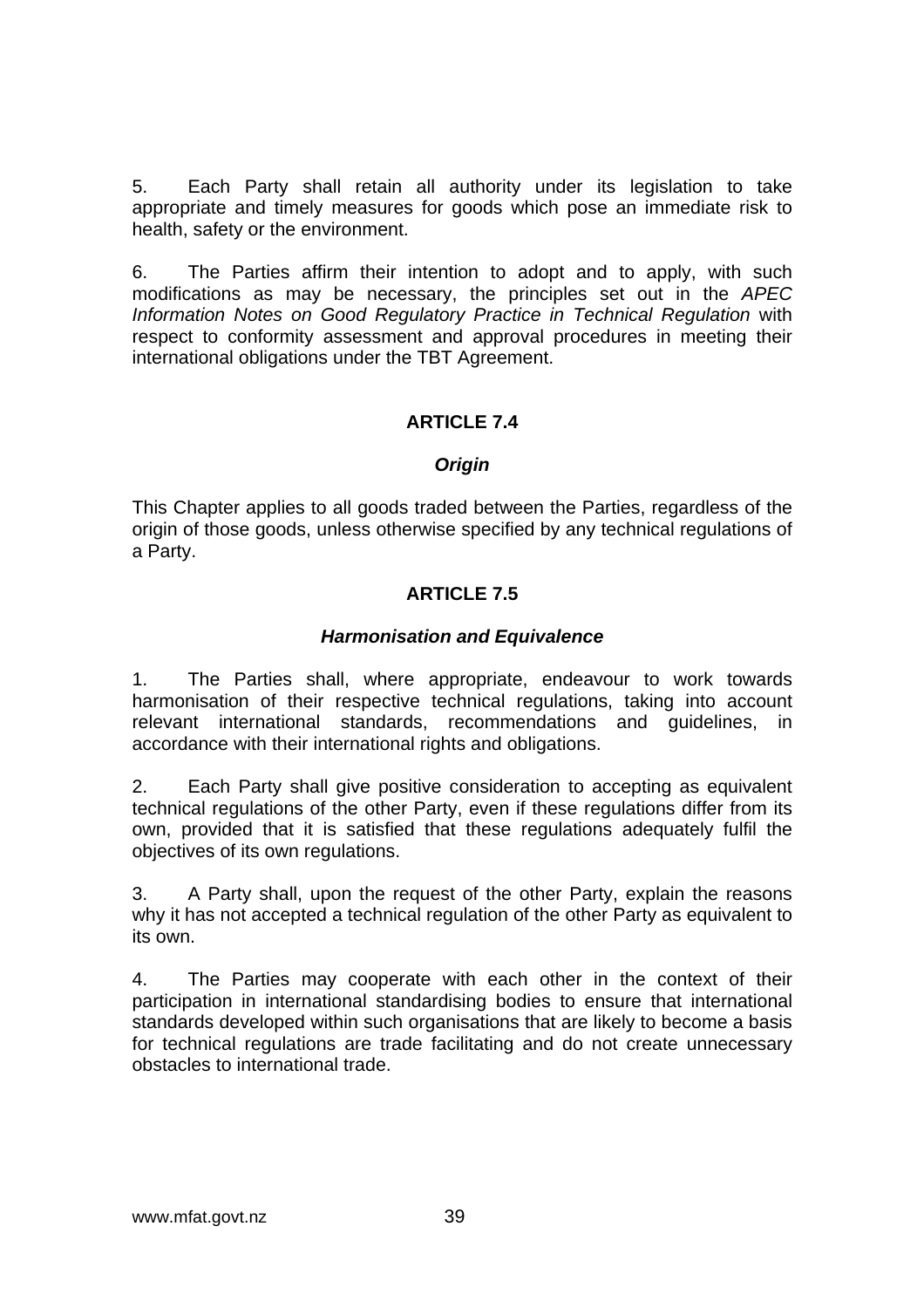5. Each Party shall retain all authority under its legislation to take appropriate and timely measures for goods which pose an immediate risk to health, safety or the environment.

6. The Parties affirm their intention to adopt and to apply, with such modifications as may be necessary, the principles set out in the *APEC Information Notes on Good Regulatory Practice in Technical Regulation* with respect to conformity assessment and approval procedures in meeting their international obligations under the TBT Agreement.

### ARTICLE 7.4

#### *Origin*

This Chapter applies to all goods traded between the Parties, regardless of the origin of those goods, unless otherwise specified by any technical regulations of a Party.

### ARTICLE 7.5

#### *Harmonisation and Equivalence*

1. The Parties shall, where appropriate, endeavour to work towards harmonisation of their respective technical regulations, taking into account relevant international standards, recommendations and guidelines, in accordance with their international rights and obligations.

2. Each Party shall give positive consideration to accepting as equivalent technical regulations of the other Party, even if these regulations differ from its own, provided that it is satisfied that these regulations adequately fulfil the objectives of its own regulations.

3. A Party shall, upon the request of the other Party, explain the reasons why it has not accepted a technical regulation of the other Party as equivalent to its own.

4. The Parties may cooperate with each other in the context of their participation in international standardising bodies to ensure that international standards developed within such organisations that are likely to become a basis for technical regulations are trade facilitating and do not create unnecessary obstacles to international trade.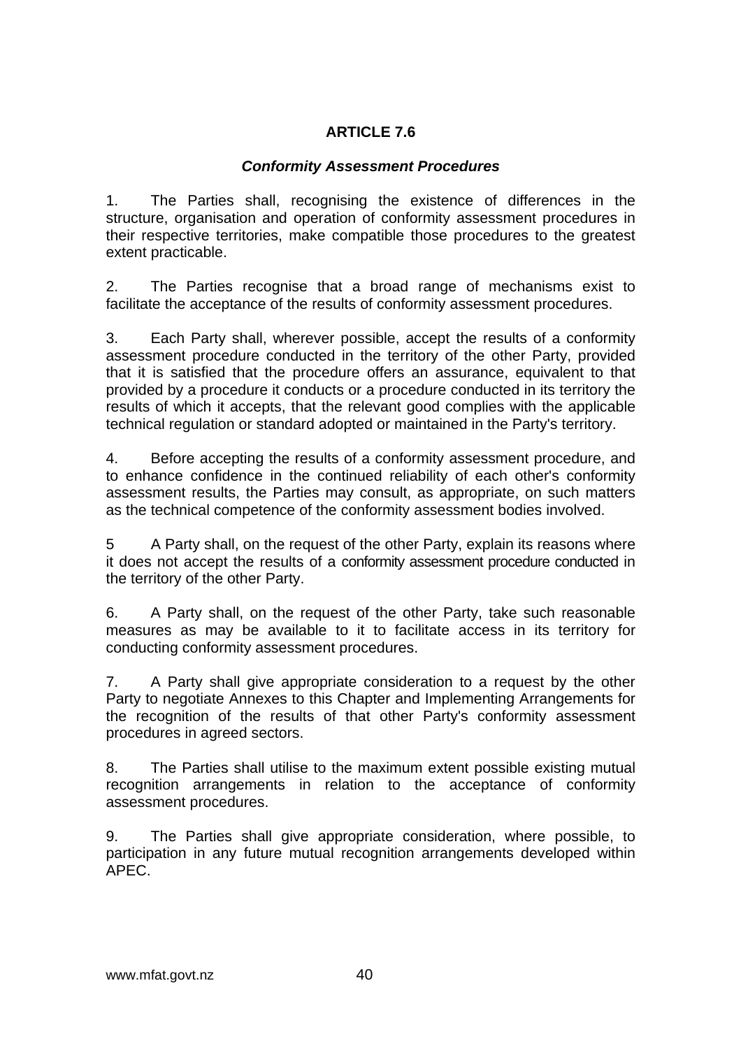## ARTICLE 7.6

### *Conforming Assessment Procedures*

1. The Parties shall, recognising the existence of differences in the structure, organisation and operation of conformity assessment procedures in their respective territories, make compatible those procedures to the greatest extent practicable.

2. The Parties recognise that a broad range of mechanisms exist to facilitate the acceptance of the results of conformity assessment procedures.

3. Each Party shall, wherever possible, accept the results of a conformity assessment procedure conducted in the territory of the other Party, provided that it is satisfied that the procedure offers an assurance, equivalent to that provided by a procedure it conducts or a procedure conducted in its territory the results of which it accepts, that the relevant good complies with the applicable technical regulation or standard adopted or maintained in the Party's territory.

4. Before accepting the results of a conformity assessment procedure, and to enhance confidence in the continued reliability of each other's conformity assessment results, the Parties may consult, as appropriate, on such matters as the technical competence of the conformity assessment bodies involved.

5 A Party shall, on the request of the other Party, explain its reasons where it does not accept the results of a conformity assessment procedure conducted in the territory of the other Party.

6. A Party shall, on the request of the other Party, take such reasonable measures as may be available to it to facilitate access in its territory for conducting conformity assessment procedures.

7. A Party shall give appropriate consideration to a request by the other Party to negotiate Annexes to this Chapter and Implementing Arrangements for the recognition of the results of that other Party's conformity assessment procedures in agreed sectors.

8. The Parties shall utilise to the maximum extent possible existing mutual recognition arrangements in relation to the acceptance of conformity assessment procedures.

9. The Parties shall give appropriate consideration, where possible, to participation in any future mutual recognition arrangements developed within APEC.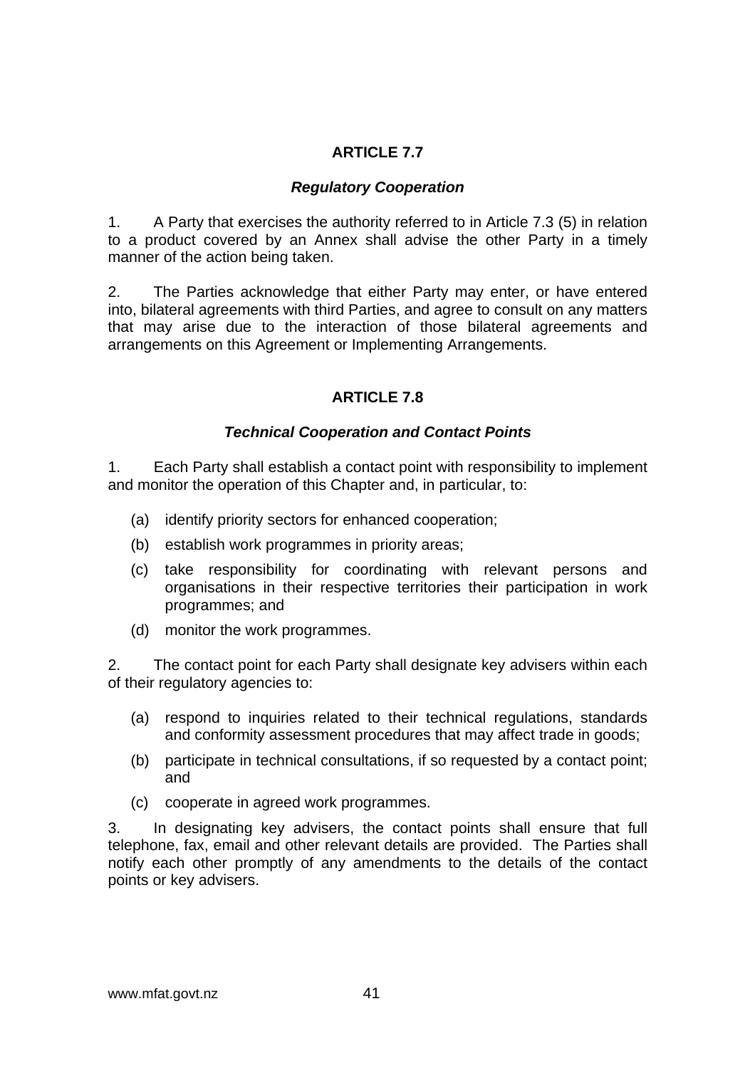## ARTICLE 7.7

### *Regulatory Cooperation*

1. A Party that exercises the authority referred to in Article 7.3 (5) in relation to a product covered by an Annex shall advise the other Party in a timely manner of the action being taken.

2. The Parties acknowledge that either Party may enter, or have entered into, bilateral agreements with third Parties, and agree to consult on any matters that may arise due to the interaction of those bilateral agreements and arrangements on this Agreement or Implementing Arrangements.

## ARTICLE 7.8

### *Technical Cooperation and Contact Points*

1. Each Party shall establish a contact point with responsibility to implement and monitor the operation of this Chapter and, in particular, to:

   (a) identify priority sectors for enhanced cooperation;

   (b) establish work programmes in priority areas;

   (c) take responsibility for coordinating with relevant persons and organisations in their respective territories their participation in work programmes; and

   (d) monitor the work programmes.

2. The contact point for each Party shall designate key advisers within each of their regulatory agencies to:

   (a) respond to inquiries related to their technical regulations, standards and conformity assessment procedures that may affect trade in goods;

   (b) participate in technical consultations, if so requested by a contact point; and

   (c) cooperate in agreed work programmes.

3. In designating key advisers, the contact points shall ensure that full telephone, fax, email and other relevant details are provided. The Parties shall notify each other promptly of any amendments to the details of the contact points or key advisers.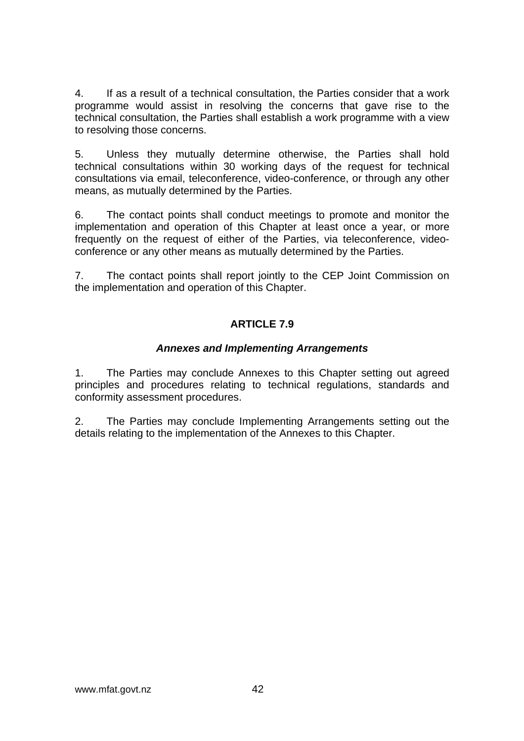4. If as a result of a technical consultation, the Parties consider that a work programme would assist in resolving the concerns that gave rise to the technical consultation, the Parties shall establish a work programme with a view to resolving those concerns.

5. Unless they mutually determine otherwise, the Parties shall hold technical consultations within 30 working days of the request for technical consultations via email, teleconference, video-conference, or through any other means, as mutually determined by the Parties.

6. The contact points shall conduct meetings to promote and monitor the implementation and operation of this Chapter at least once a year, or more frequently on the request of either of the Parties, via teleconference, video-conference or any other means as mutually determined by the Parties.

7. The contact points shall report jointly to the CEP Joint Commission on the implementation and operation of this Chapter.

## ARTICLE 7.9

### *Annexes and Implementing Arrangements*

1. The Parties may conclude Annexes to this Chapter setting out agreed principles and procedures relating to technical regulations, standards and conformity assessment procedures.

2. The Parties may conclude Implementing Arrangements setting out the details relating to the implementation of the Annexes to this Chapter.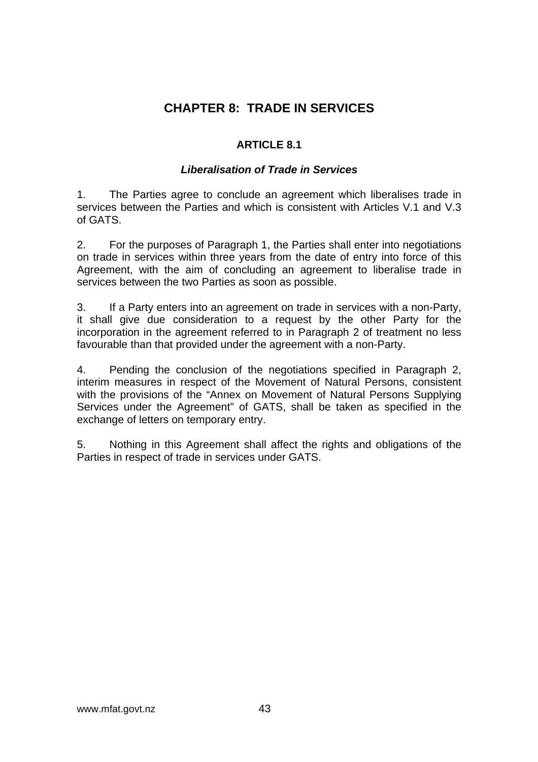# CHAPTER 8: TRADE IN SERVICES

## ARTICLE 8.1

### *Liberalisation of Trade in Services*

1. The Parties agree to conclude an agreement which liberalises trade in services between the Parties and which is consistent with Articles V.1 and V.3 of GATS.

2. For the purposes of Paragraph 1, the Parties shall enter into negotiations on trade in services within three years from the date of entry into force of this Agreement, with the aim of concluding an agreement to liberalise trade in services between the two Parties as soon as possible.

3. If a Party enters into an agreement on trade in services with a non-Party, it shall give due consideration to a request by the other Party for the incorporation in the agreement referred to in Paragraph 2 of treatment no less favourable than that provided under the agreement with a non-Party.

4. Pending the conclusion of the negotiations specified in Paragraph 2, interim measures in respect of the Movement of Natural Persons, consistent with the provisions of the "Annex on Movement of Natural Persons Supplying Services under the Agreement" of GATS, shall be taken as specified in the exchange of letters on temporary entry.

5. Nothing in this Agreement shall affect the rights and obligations of the Parties in respect of trade in services under GATS.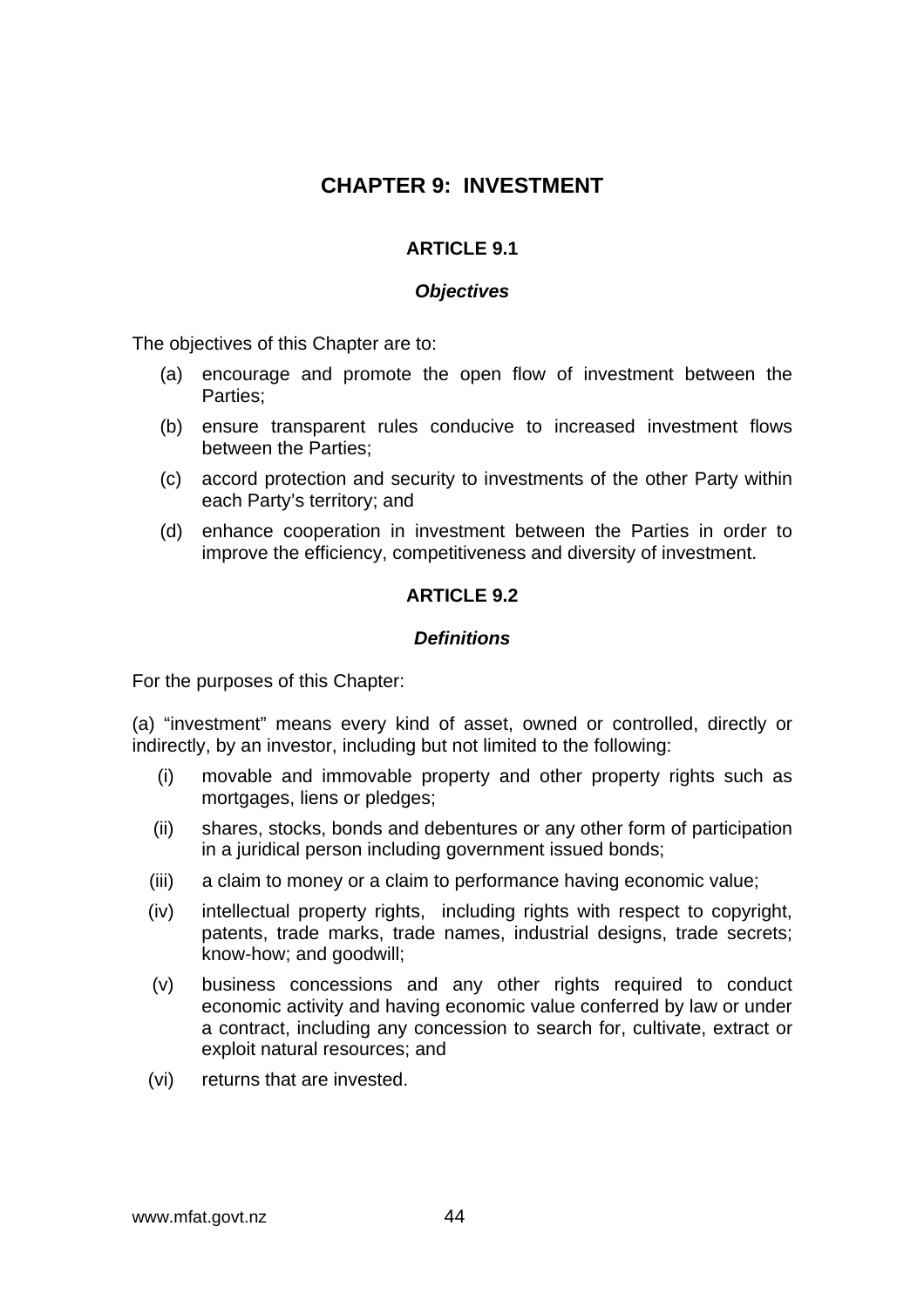# CHAPTER 9: INVESTMENT

## ARTICLE 9.1

### *Objectives*

The objectives of this Chapter are to:

(a) encourage and promote the open flow of investment between the Parties;

(b) ensure transparent rules conducive to increased investment flows between the Parties;

(c) accord protection and security to investments of the other Party within each Party's territory; and

(d) enhance cooperation in investment between the Parties in order to improve the efficiency, competitiveness and diversity of investment.

## ARTICLE 9.2

### *Definitions*

For the purposes of this Chapter:

(a) "investment" means every kind of asset, owned or controlled, directly or indirectly, by an investor, including but not limited to the following:

(i) movable and immovable property and other property rights such as mortgages, liens or pledges;

(ii) shares, stocks, bonds and debentures or any other form of participation in a juridical person including government issued bonds;

(iii) a claim to money or a claim to performance having economic value;

(iv) intellectual property rights, including rights with respect to copyright, patents, trade marks, trade names, industrial designs, trade secrets; know-how; and goodwill;

(v) business concessions and any other rights required to conduct economic activity and having economic value conferred by law or under a contract, including any concession to search for, cultivate, extract or exploit natural resources; and

(vi) returns that are invested.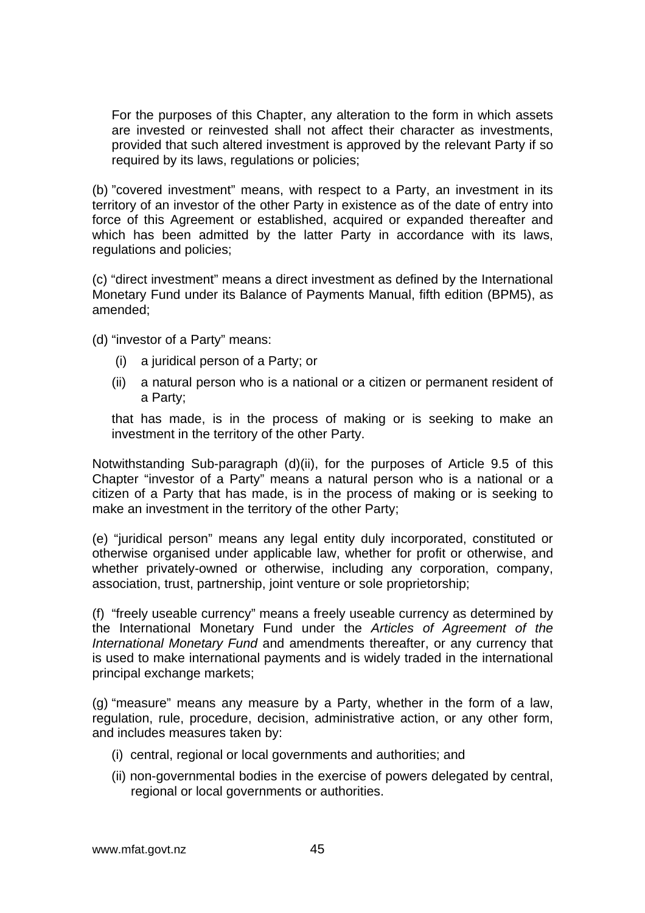For the purposes of this Chapter, any alteration to the form in which assets are invested or reinvested shall not affect their character as investments, provided that such altered investment is approved by the relevant Party if so required by its laws, regulations or policies;

(b) "covered investment" means, with respect to a Party, an investment in its territory of an investor of the other Party in existence as of the date of entry into force of this Agreement or established, acquired or expanded thereafter and which has been admitted by the latter Party in accordance with its laws, regulations and policies;

(c) "direct investment" means a direct investment as defined by the International Monetary Fund under its Balance of Payments Manual, fifth edition (BPM5), as amended;

(d) "investor of a Party" means:

(i) a juridical person of a Party; or

(ii) a natural person who is a national or a citizen or permanent resident of a Party;

that has made, is in the process of making or is seeking to make an investment in the territory of the other Party.

Notwithstanding Sub-paragraph (d)(ii), for the purposes of Article 9.5 of this Chapter "investor of a Party" means a natural person who is a national or a citizen of a Party that has made, is in the process of making or is seeking to make an investment in the territory of the other Party;

(e) "juridical person" means any legal entity duly incorporated, constituted or otherwise organised under applicable law, whether for profit or otherwise, and whether privately-owned or otherwise, including any corporation, company, association, trust, partnership, joint venture or sole proprietorship;

(f) "freely useable currency" means a freely useable currency as determined by the International Monetary Fund under the *Articles of Agreement of the International Monetary Fund* and amendments thereafter, or any currency that is used to make international payments and is widely traded in the international principal exchange markets;

(g) "measure" means any measure by a Party, whether in the form of a law, regulation, rule, procedure, decision, administrative action, or any other form, and includes measures taken by:

(i) central, regional or local governments and authorities; and

(ii) non-governmental bodies in the exercise of powers delegated by central, regional or local governments or authorities.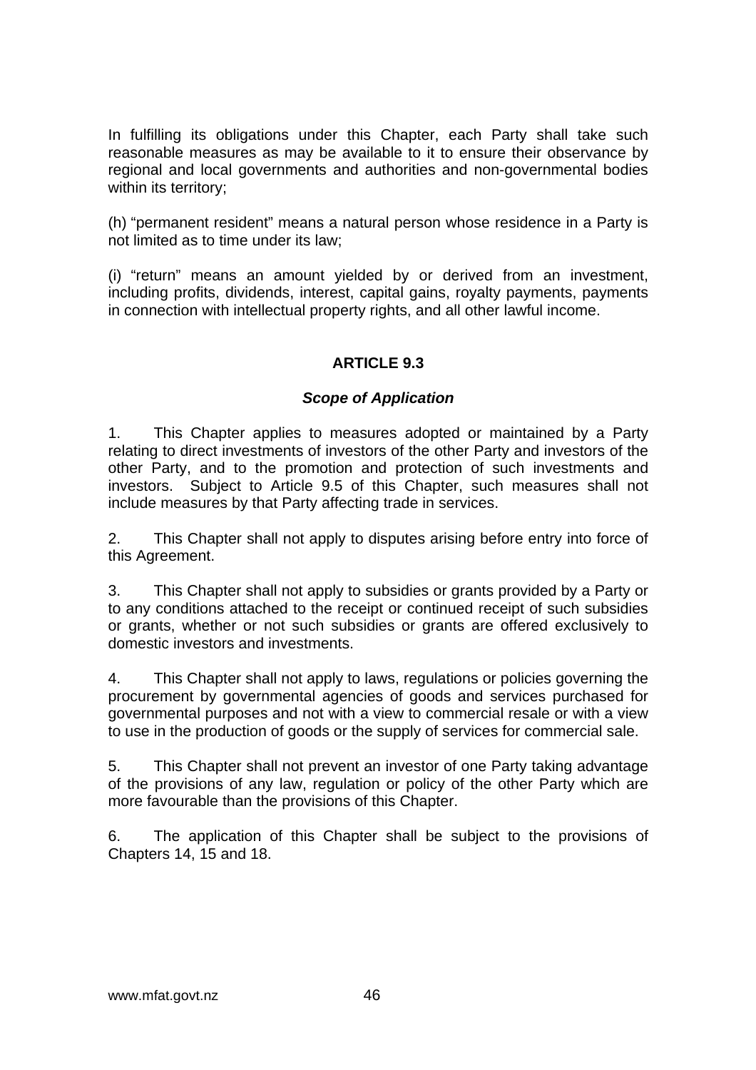In fulfilling its obligations under this Chapter, each Party shall take such reasonable measures as may be available to it to ensure their observance by regional and local governments and authorities and non-governmental bodies within its territory;

(h) "permanent resident" means a natural person whose residence in a Party is not limited as to time under its law;

(i) "return" means an amount yielded by or derived from an investment, including profits, dividends, interest, capital gains, royalty payments, payments in connection with intellectual property rights, and all other lawful income.

## ARTICLE 9.3

### *Scope of Application*

1. This Chapter applies to measures adopted or maintained by a Party relating to direct investments of investors of the other Party and investors of the other Party, and to the promotion and protection of such investments and investors. Subject to Article 9.5 of this Chapter, such measures shall not include measures by that Party affecting trade in services.

2. This Chapter shall not apply to disputes arising before entry into force of this Agreement.

3. This Chapter shall not apply to subsidies or grants provided by a Party or to any conditions attached to the receipt or continued receipt of such subsidies or grants, whether or not such subsidies or grants are offered exclusively to domestic investors and investments.

4. This Chapter shall not apply to laws, regulations or policies governing the procurement by governmental agencies of goods and services purchased for governmental purposes and not with a view to commercial resale or with a view to use in the production of goods or the supply of services for commercial sale.

5. This Chapter shall not prevent an investor of one Party taking advantage of the provisions of any law, regulation or policy of the other Party which are more favourable than the provisions of this Chapter.

6. The application of this Chapter shall be subject to the provisions of Chapters 14, 15 and 18.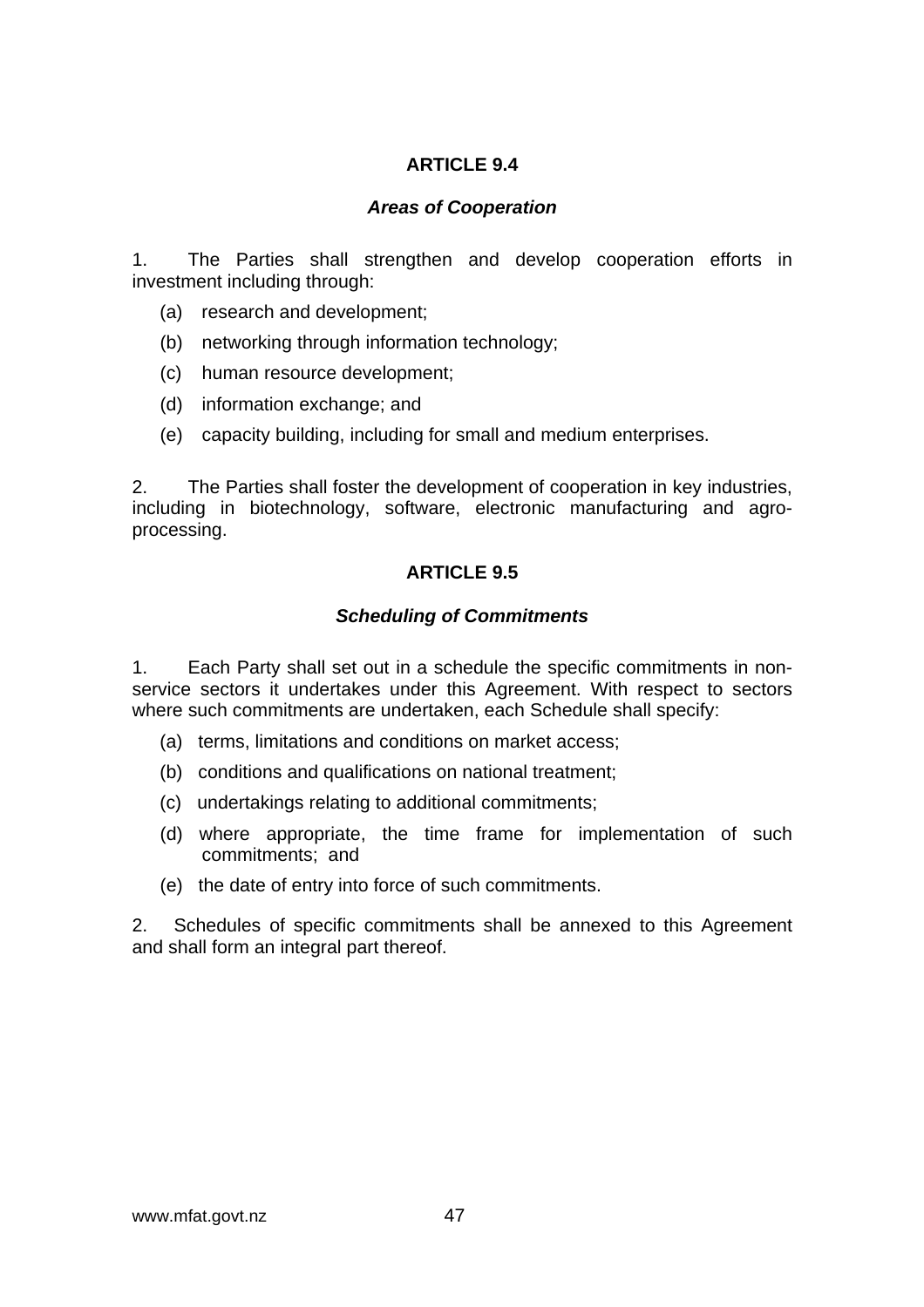## ARTICLE 9.4

### *Areas of Cooperation*

1. The Parties shall strengthen and develop cooperation efforts in investment including through:

   (a) research and development;

   (b) networking through information technology;

   (c) human resource development;

   (d) information exchange; and

   (e) capacity building, including for small and medium enterprises.

2. The Parties shall foster the development of cooperation in key industries, including in biotechnology, software, electronic manufacturing and agro-processing.

## ARTICLE 9.5

### *Scheduling of Commitments*

1. Each Party shall set out in a schedule the specific commitments in non-service sectors it undertakes under this Agreement. With respect to sectors where such commitments are undertaken, each Schedule shall specify:

   (a) terms, limitations and conditions on market access;

   (b) conditions and qualifications on national treatment;

   (c) undertakings relating to additional commitments;

   (d) where appropriate, the time frame for implementation of such commitments; and

   (e) the date of entry into force of such commitments.

2. Schedules of specific commitments shall be annexed to this Agreement and shall form an integral part thereof.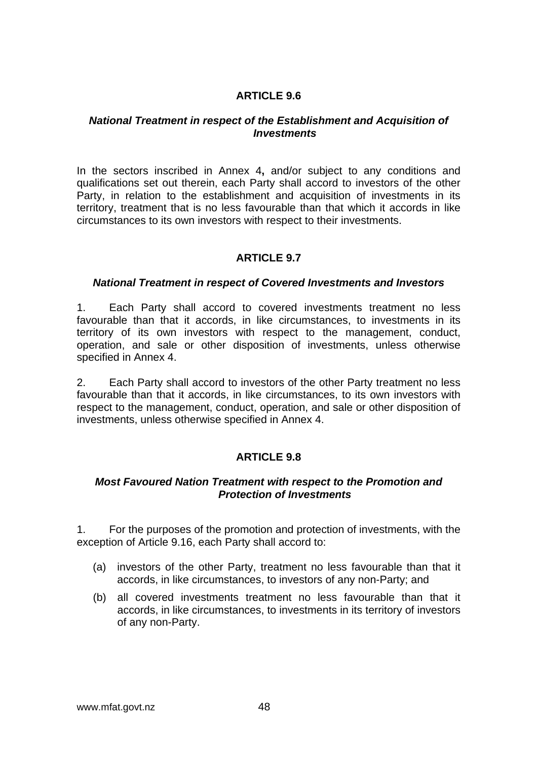## ARTICLE 9.6

### *National Treatment in respect of the Establishment and Acquisition of Investments*

In the sectors inscribed in Annex 4**,** and/or subject to any conditions and qualifications set out therein, each Party shall accord to investors of the other Party, in relation to the establishment and acquisition of investments in its territory, treatment that is no less favourable than that which it accords in like circumstances to its own investors with respect to their investments.

## ARTICLE 9.7

### *National Treatment in respect of Covered Investments and Investors*

1. Each Party shall accord to covered investments treatment no less favourable than that it accords, in like circumstances, to investments in its territory of its own investors with respect to the management, conduct, operation, and sale or other disposition of investments, unless otherwise specified in Annex 4.

2. Each Party shall accord to investors of the other Party treatment no less favourable than that it accords, in like circumstances, to its own investors with respect to the management, conduct, operation, and sale or other disposition of investments, unless otherwise specified in Annex 4.

## ARTICLE 9.8

### *Most Favoured Nation Treatment with respect to the Promotion and Protection of Investments*

1. For the purposes of the promotion and protection of investments, with the exception of Article 9.16, each Party shall accord to:

(a) investors of the other Party, treatment no less favourable than that it accords, in like circumstances, to investors of any non-Party; and

(b) all covered investments treatment no less favourable than that it accords, in like circumstances, to investments in its territory of investors of any non-Party.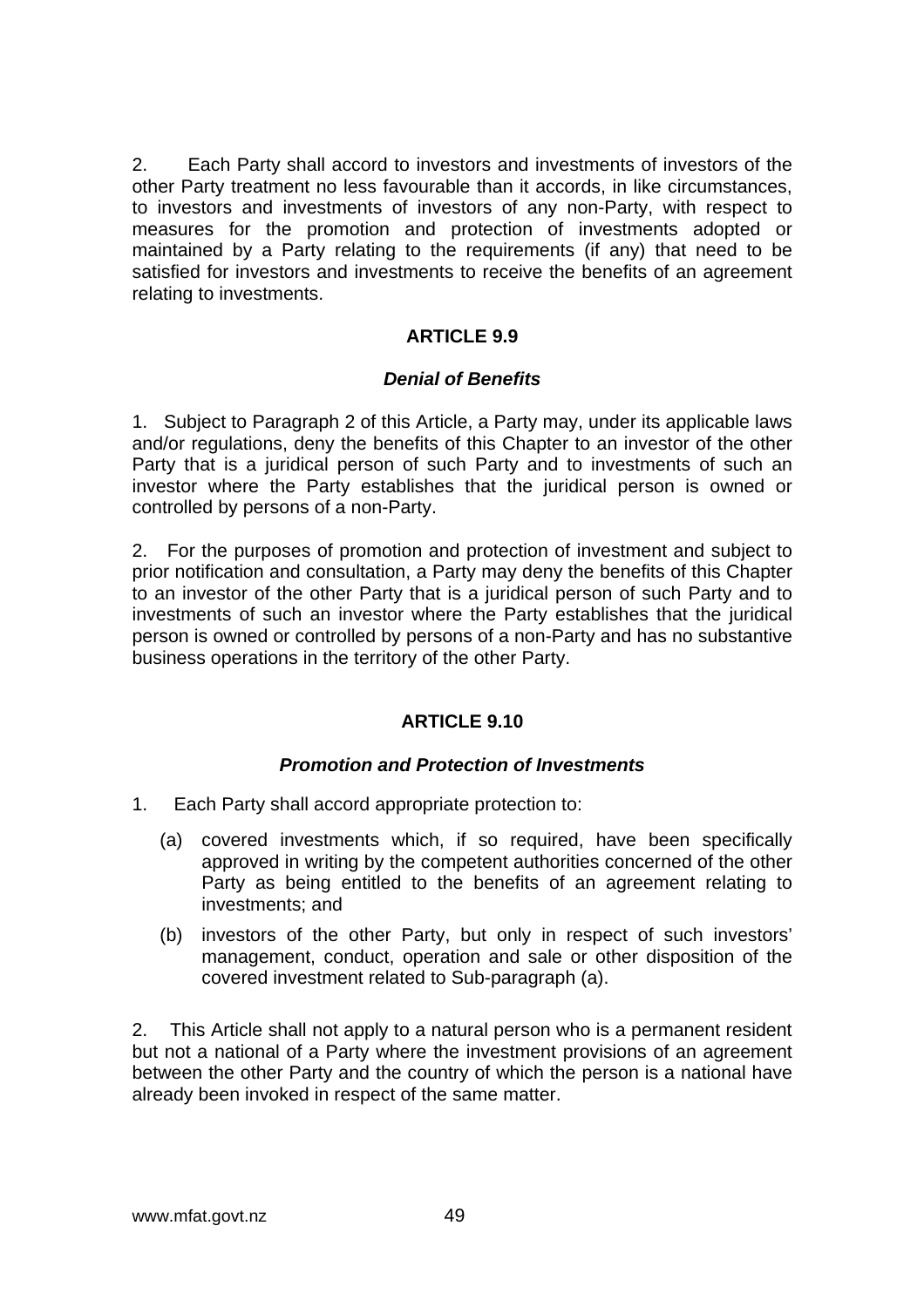2. Each Party shall accord to investors and investments of investors of the other Party treatment no less favourable than it accords, in like circumstances, to investors and investments of investors of any non-Party, with respect to measures for the promotion and protection of investments adopted or maintained by a Party relating to the requirements (if any) that need to be satisfied for investors and investments to receive the benefits of an agreement relating to investments.

## ARTICLE 9.9

### *Denial of Benefits*

1. Subject to Paragraph 2 of this Article, a Party may, under its applicable laws and/or regulations, deny the benefits of this Chapter to an investor of the other Party that is a juridical person of such Party and to investments of such an investor where the Party establishes that the juridical person is owned or controlled by persons of a non-Party.

2. For the purposes of promotion and protection of investment and subject to prior notification and consultation, a Party may deny the benefits of this Chapter to an investor of the other Party that is a juridical person of such Party and to investments of such an investor where the Party establishes that the juridical person is owned or controlled by persons of a non-Party and has no substantive business operations in the territory of the other Party.

## ARTICLE 9.10

### *Promotion and Protection of Investments*

1. Each Party shall accord appropriate protection to:

   (a) covered investments which, if so required, have been specifically approved in writing by the competent authorities concerned of the other Party as being entitled to the benefits of an agreement relating to investments; and

   (b) investors of the other Party, but only in respect of such investors' management, conduct, operation and sale or other disposition of the covered investment related to Sub-paragraph (a).

2. This Article shall not apply to a natural person who is a permanent resident but not a national of a Party where the investment provisions of an agreement between the other Party and the country of which the person is a national have already been invoked in respect of the same matter.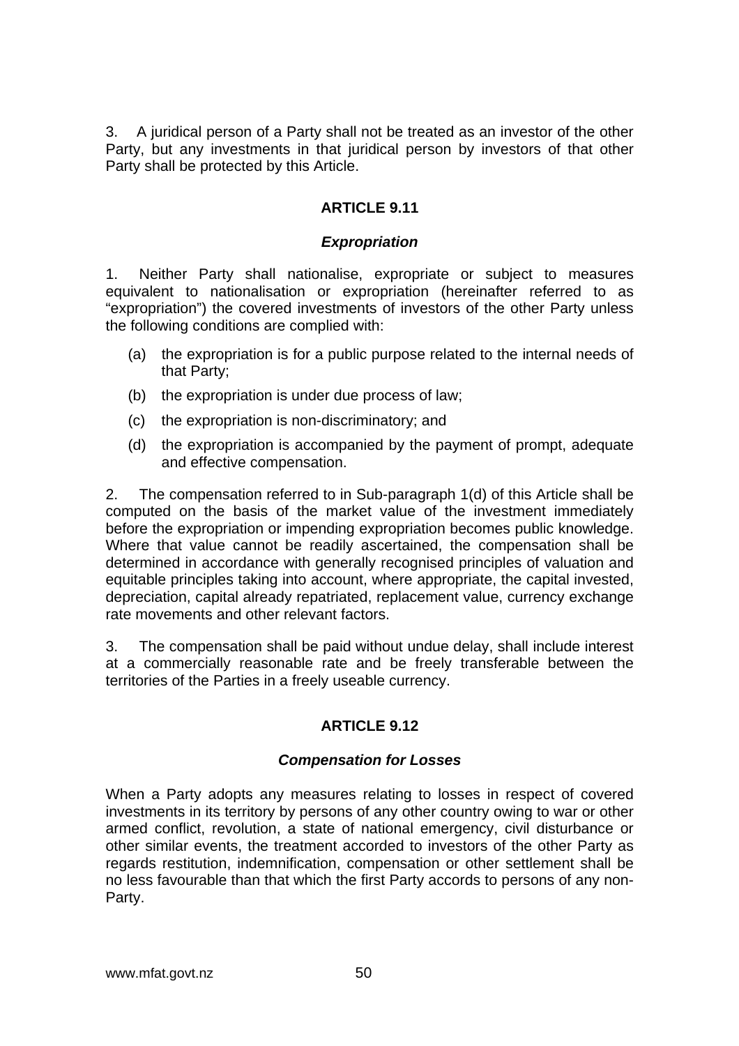3. A juridical person of a Party shall not be treated as an investor of the other Party, but any investments in that juridical person by investors of that other Party shall be protected by this Article.

## ARTICLE 9.11

### *Expropriation*

1. Neither Party shall nationalise, expropriate or subject to measures equivalent to nationalisation or expropriation (hereinafter referred to as "expropriation") the covered investments of investors of the other Party unless the following conditions are complied with:

(a) the expropriation is for a public purpose related to the internal needs of that Party;

(b) the expropriation is under due process of law;

(c) the expropriation is non-discriminatory; and

(d) the expropriation is accompanied by the payment of prompt, adequate and effective compensation.

2. The compensation referred to in Sub-paragraph 1(d) of this Article shall be computed on the basis of the market value of the investment immediately before the expropriation or impending expropriation becomes public knowledge. Where that value cannot be readily ascertained, the compensation shall be determined in accordance with generally recognised principles of valuation and equitable principles taking into account, where appropriate, the capital invested, depreciation, capital already repatriated, replacement value, currency exchange rate movements and other relevant factors.

3. The compensation shall be paid without undue delay, shall include interest at a commercially reasonable rate and be freely transferable between the territories of the Parties in a freely useable currency.

## ARTICLE 9.12

### *Compensation for Losses*

When a Party adopts any measures relating to losses in respect of covered investments in its territory by persons of any other country owing to war or other armed conflict, revolution, a state of national emergency, civil disturbance or other similar events, the treatment accorded to investors of the other Party as regards restitution, indemnification, compensation or other settlement shall be no less favourable than that which the first Party accords to persons of any non-Party.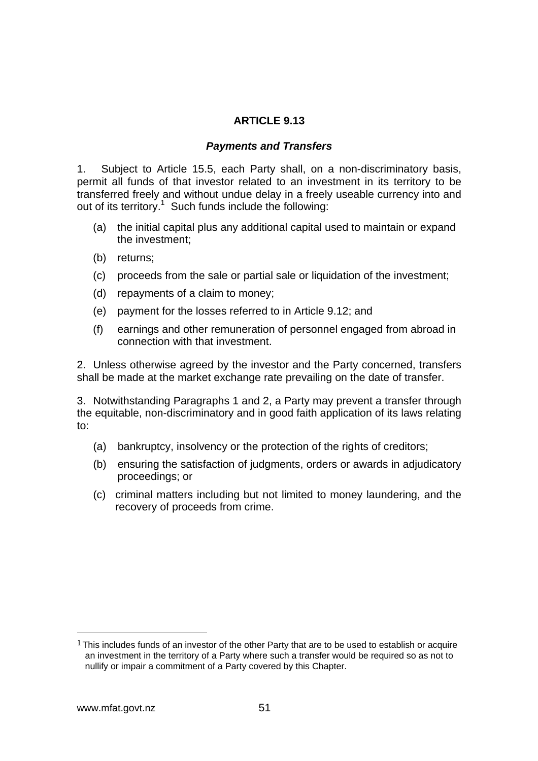## ARTICLE 9.13

### *Payments and Transfers*

1. Subject to Article 15.5, each Party shall, on a non-discriminatory basis, permit all funds of that investor related to an investment in its territory to be transferred freely and without undue delay in a freely useable currency into and out of its territory.[1] Such funds include the following:

(a) the initial capital plus any additional capital used to maintain or expand the investment;

(b) returns;

(c) proceeds from the sale or partial sale or liquidation of the investment;

(d) repayments of a claim to money;

(e) payment for the losses referred to in Article 9.12; and

(f) earnings and other remuneration of personnel engaged from abroad in connection with that investment.

2. Unless otherwise agreed by the investor and the Party concerned, transfers shall be made at the market exchange rate prevailing on the date of transfer.

3. Notwithstanding Paragraphs 1 and 2, a Party may prevent a transfer through the equitable, non-discriminatory and in good faith application of its laws relating to:

(a) bankruptcy, insolvency or the protection of the rights of creditors;

(b) ensuring the satisfaction of judgments, orders or awards in adjudicatory proceedings; or

(c) criminal matters including but not limited to money laundering, and the recovery of proceeds from crime.

[1] This includes funds of an investor of the other Party that are to be used to establish or acquire an investment in the territory of a Party where such a transfer would be required so as not to nullify or impair a commitment of a Party covered by this Chapter.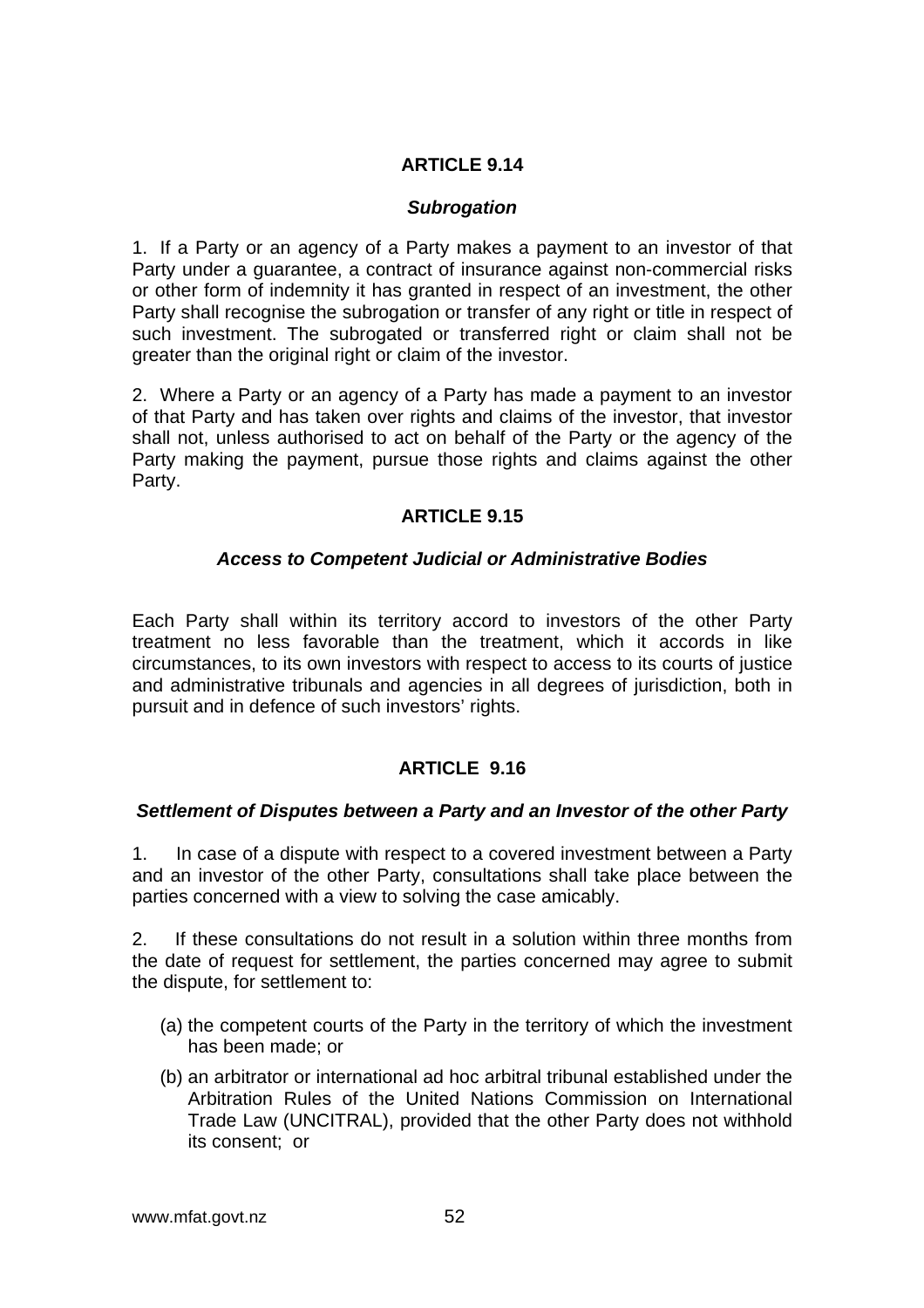## ARTICLE 9.14

### *Subrogation*

1. If a Party or an agency of a Party makes a payment to an investor of that Party under a guarantee, a contract of insurance against non-commercial risks or other form of indemnity it has granted in respect of an investment, the other Party shall recognise the subrogation or transfer of any right or title in respect of such investment. The subrogated or transferred right or claim shall not be greater than the original right or claim of the investor.

2. Where a Party or an agency of a Party has made a payment to an investor of that Party and has taken over rights and claims of the investor, that investor shall not, unless authorised to act on behalf of the Party or the agency of the Party making the payment, pursue those rights and claims against the other Party.

## ARTICLE 9.15

### *Access to Competent Judicial or Administrative Bodies*

Each Party shall within its territory accord to investors of the other Party treatment no less favorable than the treatment, which it accords in like circumstances, to its own investors with respect to access to its courts of justice and administrative tribunals and agencies in all degrees of jurisdiction, both in pursuit and in defence of such investors' rights.

## ARTICLE 9.16

### *Settlement of Disputes between a Party and an Investor of the other Party*

1. In case of a dispute with respect to a covered investment between a Party and an investor of the other Party, consultations shall take place between the parties concerned with a view to solving the case amicably.

2. If these consultations do not result in a solution within three months from the date of request for settlement, the parties concerned may agree to submit the dispute, for settlement to:

(a) the competent courts of the Party in the territory of which the investment has been made; or

(b) an arbitrator or international ad hoc arbitral tribunal established under the Arbitration Rules of the United Nations Commission on International Trade Law (UNCITRAL), provided that the other Party does not withhold its consent; or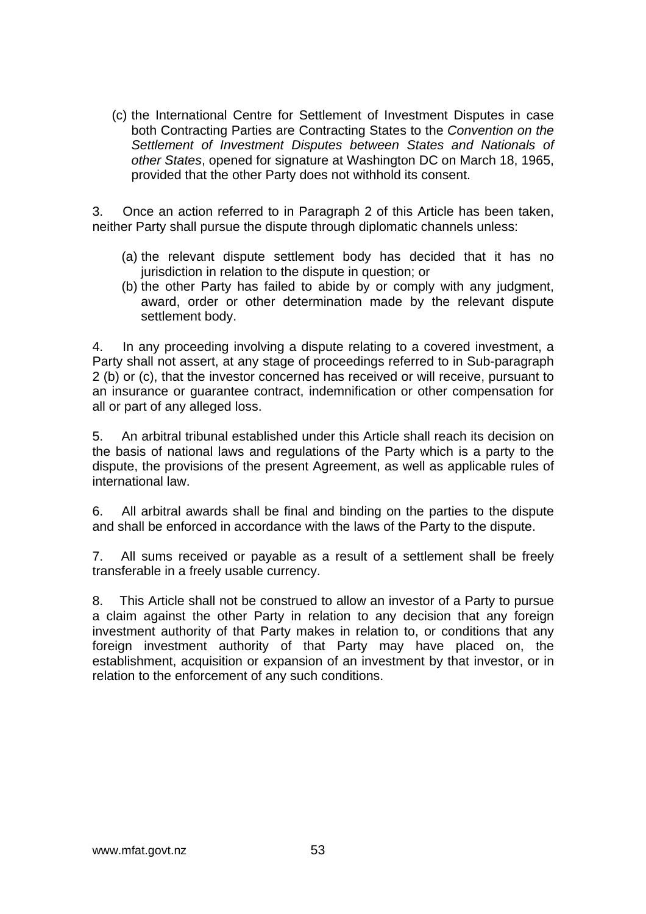(c) the International Centre for Settlement of Investment Disputes in case both Contracting Parties are Contracting States to the *Convention on the Settlement of Investment Disputes between States and Nationals of other States*, opened for signature at Washington DC on March 18, 1965, provided that the other Party does not withhold its consent.

3. Once an action referred to in Paragraph 2 of this Article has been taken, neither Party shall pursue the dispute through diplomatic channels unless:

(a) the relevant dispute settlement body has decided that it has no jurisdiction in relation to the dispute in question; or
(b) the other Party has failed to abide by or comply with any judgment, award, order or other determination made by the relevant dispute settlement body.

4. In any proceeding involving a dispute relating to a covered investment, a Party shall not assert, at any stage of proceedings referred to in Sub-paragraph 2 (b) or (c), that the investor concerned has received or will receive, pursuant to an insurance or guarantee contract, indemnification or other compensation for all or part of any alleged loss.

5. An arbitral tribunal established under this Article shall reach its decision on the basis of national laws and regulations of the Party which is a party to the dispute, the provisions of the present Agreement, as well as applicable rules of international law.

6. All arbitral awards shall be final and binding on the parties to the dispute and shall be enforced in accordance with the laws of the Party to the dispute.

7. All sums received or payable as a result of a settlement shall be freely transferable in a freely usable currency.

8. This Article shall not be construed to allow an investor of a Party to pursue a claim against the other Party in relation to any decision that any foreign investment authority of that Party makes in relation to, or conditions that any foreign investment authority of that Party may have placed on, the establishment, acquisition or expansion of an investment by that investor, or in relation to the enforcement of any such conditions.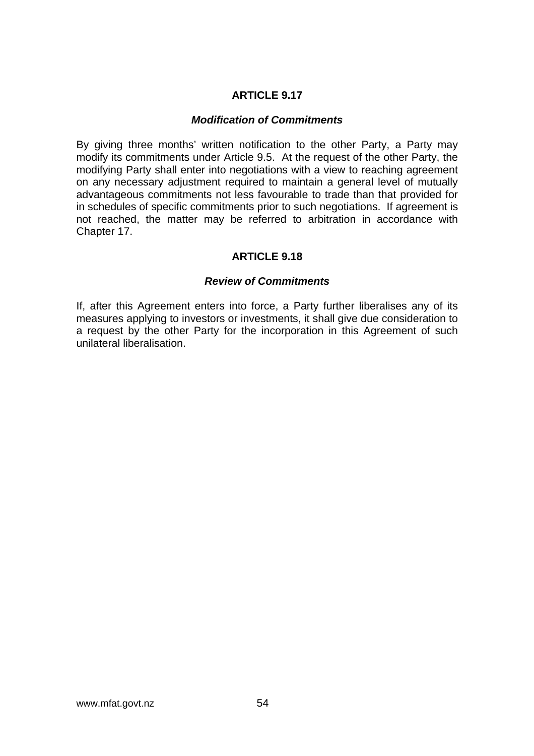## ARTICLE 9.17

### *Modification of Commitments*

By giving three months' written notification to the other Party, a Party may modify its commitments under Article 9.5. At the request of the other Party, the modifying Party shall enter into negotiations with a view to reaching agreement on any necessary adjustment required to maintain a general level of mutually advantageous commitments not less favourable to trade than that provided for in schedules of specific commitments prior to such negotiations. If agreement is not reached, the matter may be referred to arbitration in accordance with Chapter 17.

## ARTICLE 9.18

### *Review of Commitments*

If, after this Agreement enters into force, a Party further liberalises any of its measures applying to investors or investments, it shall give due consideration to a request by the other Party for the incorporation in this Agreement of such unilateral liberalisation.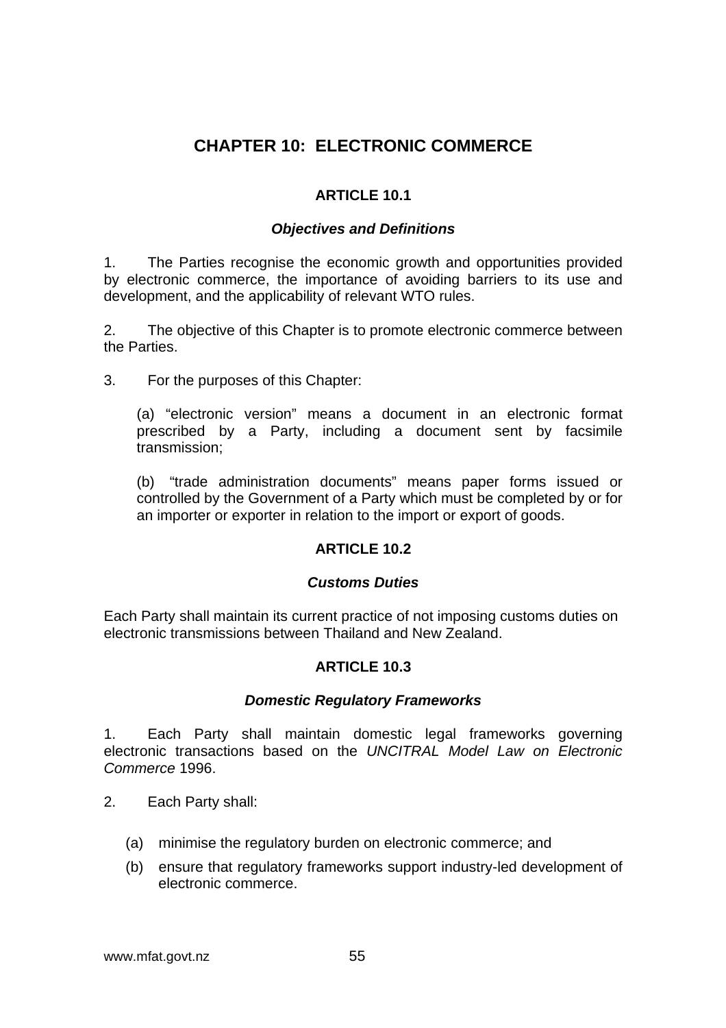# CHAPTER 10: ELECTRONIC COMMERCE

## ARTICLE 10.1

### *Objectives and Definitions*

1. The Parties recognise the economic growth and opportunities provided by electronic commerce, the importance of avoiding barriers to its use and development, and the applicability of relevant WTO rules.

2. The objective of this Chapter is to promote electronic commerce between the Parties.

3. For the purposes of this Chapter:

(a) "electronic version" means a document in an electronic format prescribed by a Party, including a document sent by facsimile transmission;

(b) "trade administration documents" means paper forms issued or controlled by the Government of a Party which must be completed by or for an importer or exporter in relation to the import or export of goods.

## ARTICLE 10.2

### *Customs Duties*

Each Party shall maintain its current practice of not imposing customs duties on electronic transmissions between Thailand and New Zealand.

## ARTICLE 10.3

### *Domestic Regulatory Frameworks*

1. Each Party shall maintain domestic legal frameworks governing electronic transactions based on the *UNCITRAL Model Law on Electronic Commerce* 1996.

2. Each Party shall:

(a) minimise the regulatory burden on electronic commerce; and

(b) ensure that regulatory frameworks support industry-led development of electronic commerce.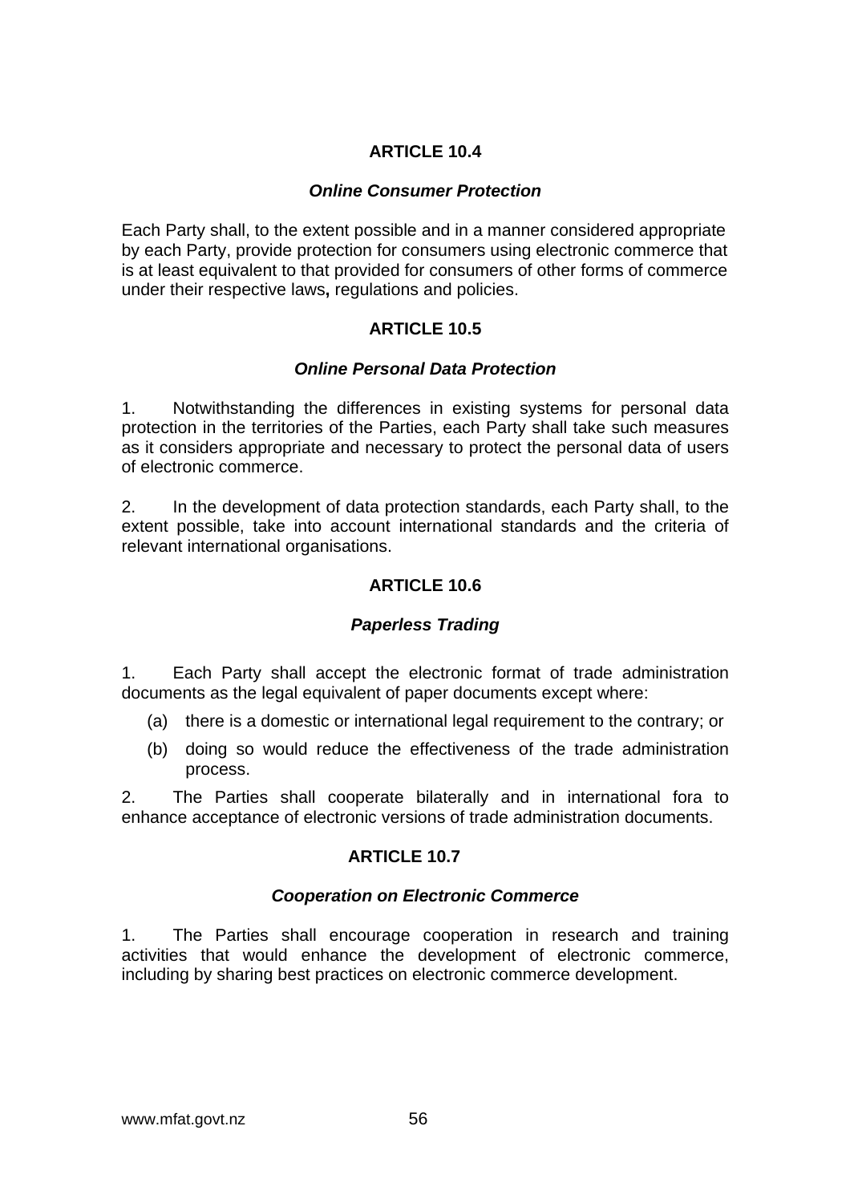## ARTICLE 10.4

### *Online Consumer Protection*

Each Party shall, to the extent possible and in a manner considered appropriate by each Party, provide protection for consumers using electronic commerce that is at least equivalent to that provided for consumers of other forms of commerce under their respective laws**,** regulations and policies.

## ARTICLE 10.5

### *Online Personal Data Protection*

1. Notwithstanding the differences in existing systems for personal data protection in the territories of the Parties, each Party shall take such measures as it considers appropriate and necessary to protect the personal data of users of electronic commerce.

2. In the development of data protection standards, each Party shall, to the extent possible, take into account international standards and the criteria of relevant international organisations.

## ARTICLE 10.6

### *Paperless Trading*

1. Each Party shall accept the electronic format of trade administration documents as the legal equivalent of paper documents except where:

   (a) there is a domestic or international legal requirement to the contrary; or

   (b) doing so would reduce the effectiveness of the trade administration process.

2. The Parties shall cooperate bilaterally and in international fora to enhance acceptance of electronic versions of trade administration documents.

## ARTICLE 10.7

### *Cooperation on Electronic Commerce*

1. The Parties shall encourage cooperation in research and training activities that would enhance the development of electronic commerce, including by sharing best practices on electronic commerce development.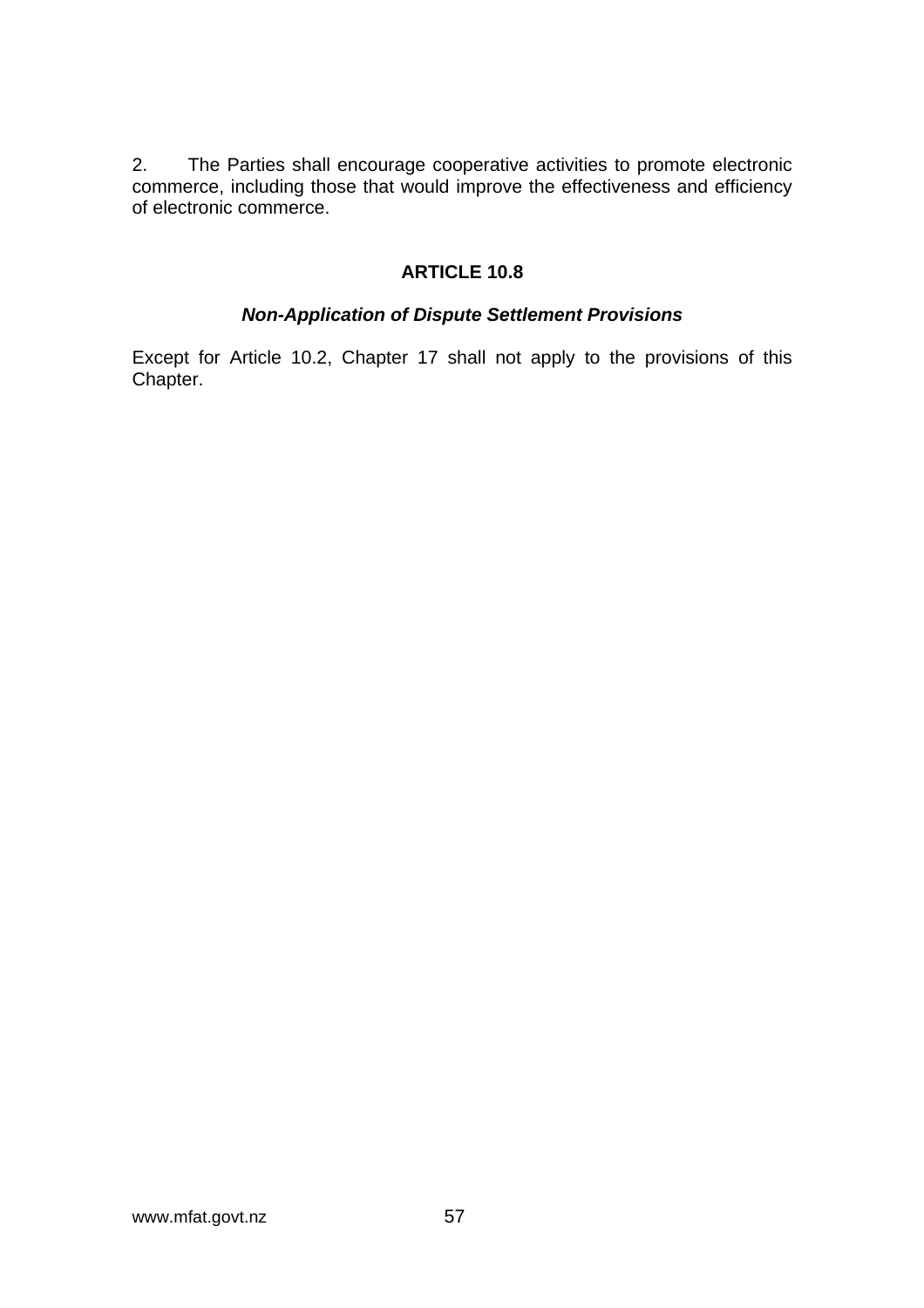2. The Parties shall encourage cooperative activities to promote electronic commerce, including those that would improve the effectiveness and efficiency of electronic commerce.

## ARTICLE 10.8

### ***Non-Application of Dispute Settlement Provisions***

Except for Article 10.2, Chapter 17 shall not apply to the provisions of this Chapter.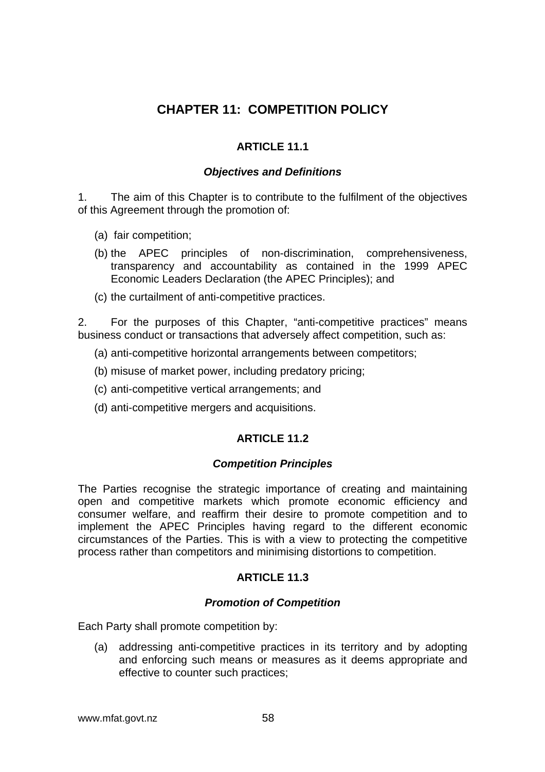# CHAPTER 11: COMPETITION POLICY

## ARTICLE 11.1

### *Objectives and Definitions*

1. The aim of this Chapter is to contribute to the fulfilment of the objectives of this Agreement through the promotion of:

   (a) fair competition;

   (b) the APEC principles of non-discrimination, comprehensiveness, transparency and accountability as contained in the 1999 APEC Economic Leaders Declaration (the APEC Principles); and

   (c) the curtailment of anti-competitive practices.

2. For the purposes of this Chapter, "anti-competitive practices" means business conduct or transactions that adversely affect competition, such as:

   (a) anti-competitive horizontal arrangements between competitors;

   (b) misuse of market power, including predatory pricing;

   (c) anti-competitive vertical arrangements; and

   (d) anti-competitive mergers and acquisitions.

## ARTICLE 11.2

### *Competition Principles*

The Parties recognise the strategic importance of creating and maintaining open and competitive markets which promote economic efficiency and consumer welfare, and reaffirm their desire to promote competition and to implement the APEC Principles having regard to the different economic circumstances of the Parties. This is with a view to protecting the competitive process rather than competitors and minimising distortions to competition.

## ARTICLE 11.3

### *Promotion of Competition*

Each Party shall promote competition by:

   (a) addressing anti-competitive practices in its territory and by adopting and enforcing such means or measures as it deems appropriate and effective to counter such practices;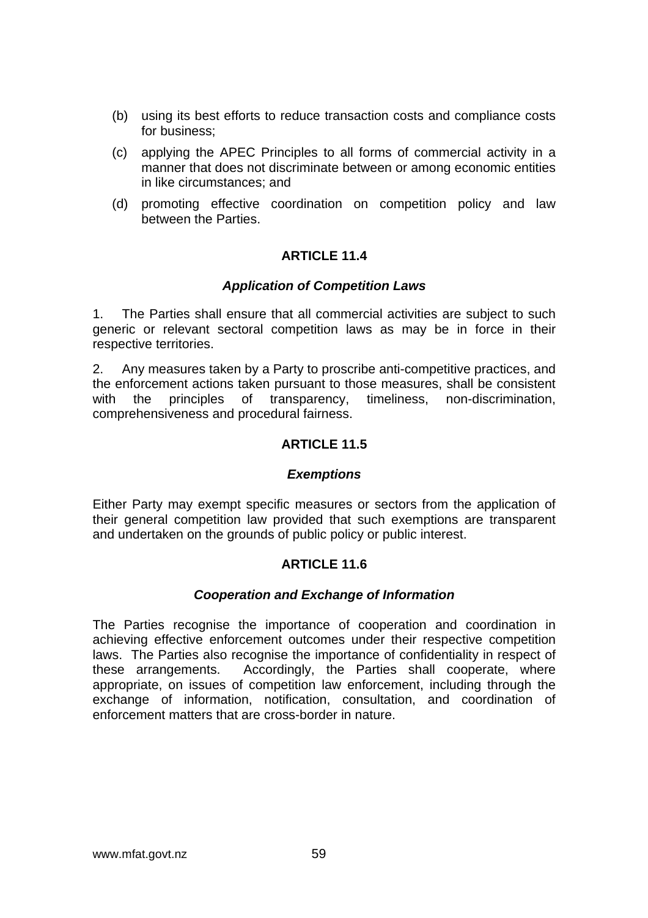(b) using its best efforts to reduce transaction costs and compliance costs for business;

(c) applying the APEC Principles to all forms of commercial activity in a manner that does not discriminate between or among economic entities in like circumstances; and

(d) promoting effective coordination on competition policy and law between the Parties.

## ARTICLE 11.4

### *Application of Competition Laws*

1. The Parties shall ensure that all commercial activities are subject to such generic or relevant sectoral competition laws as may be in force in their respective territories.

2. Any measures taken by a Party to proscribe anti-competitive practices, and the enforcement actions taken pursuant to those measures, shall be consistent with the principles of transparency, timeliness, non-discrimination, comprehensiveness and procedural fairness.

## ARTICLE 11.5

### *Exemptions*

Either Party may exempt specific measures or sectors from the application of their general competition law provided that such exemptions are transparent and undertaken on the grounds of public policy or public interest.

## ARTICLE 11.6

### *Cooperation and Exchange of Information*

The Parties recognise the importance of cooperation and coordination in achieving effective enforcement outcomes under their respective competition laws. The Parties also recognise the importance of confidentiality in respect of these arrangements. Accordingly, the Parties shall cooperate, where appropriate, on issues of competition law enforcement, including through the exchange of information, notification, consultation, and coordination of enforcement matters that are cross-border in nature.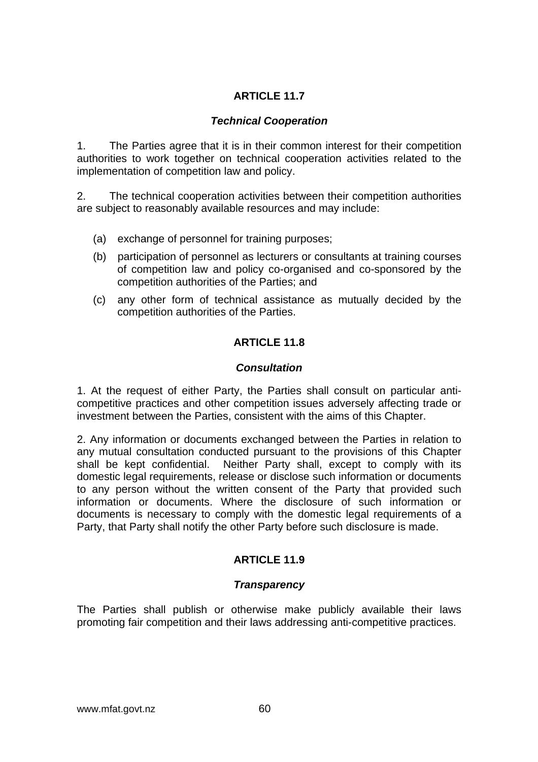## ARTICLE 11.7

### *Technical Cooperation*

1. The Parties agree that it is in their common interest for their competition authorities to work together on technical cooperation activities related to the implementation of competition law and policy.

2. The technical cooperation activities between their competition authorities are subject to reasonably available resources and may include:

   (a) exchange of personnel for training purposes;

   (b) participation of personnel as lecturers or consultants at training courses of competition law and policy co-organised and co-sponsored by the competition authorities of the Parties; and

   (c) any other form of technical assistance as mutually decided by the competition authorities of the Parties.

## ARTICLE 11.8

### *Consultation*

1. At the request of either Party, the Parties shall consult on particular anti-competitive practices and other competition issues adversely affecting trade or investment between the Parties, consistent with the aims of this Chapter.

2. Any information or documents exchanged between the Parties in relation to any mutual consultation conducted pursuant to the provisions of this Chapter shall be kept confidential. Neither Party shall, except to comply with its domestic legal requirements, release or disclose such information or documents to any person without the written consent of the Party that provided such information or documents. Where the disclosure of such information or documents is necessary to comply with the domestic legal requirements of a Party, that Party shall notify the other Party before such disclosure is made.

## ARTICLE 11.9

### *Transparency*

The Parties shall publish or otherwise make publicly available their laws promoting fair competition and their laws addressing anti-competitive practices.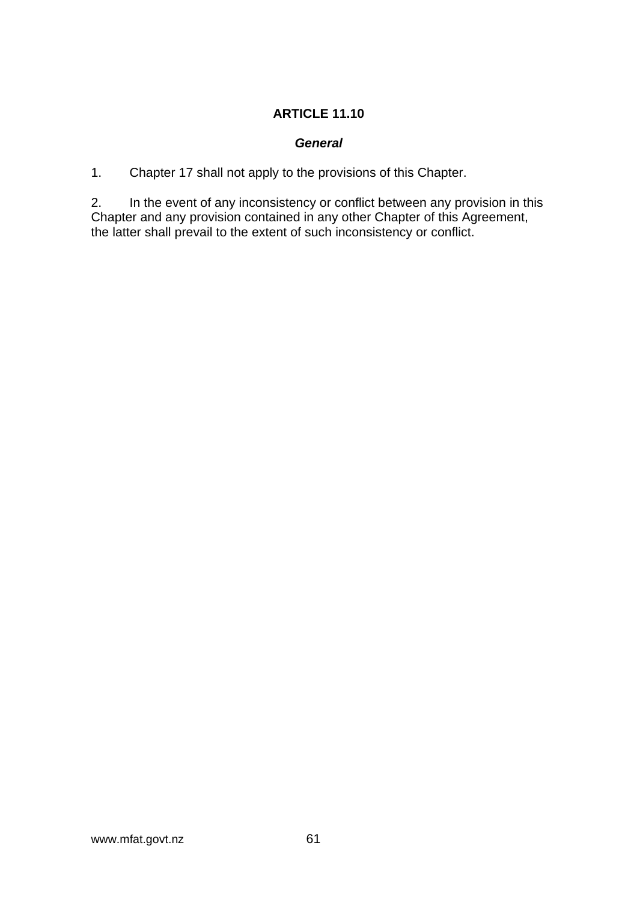## ARTICLE 11.10

### *General*

1. Chapter 17 shall not apply to the provisions of this Chapter.

2. In the event of any inconsistency or conflict between any provision in this Chapter and any provision contained in any other Chapter of this Agreement, the latter shall prevail to the extent of such inconsistency or conflict.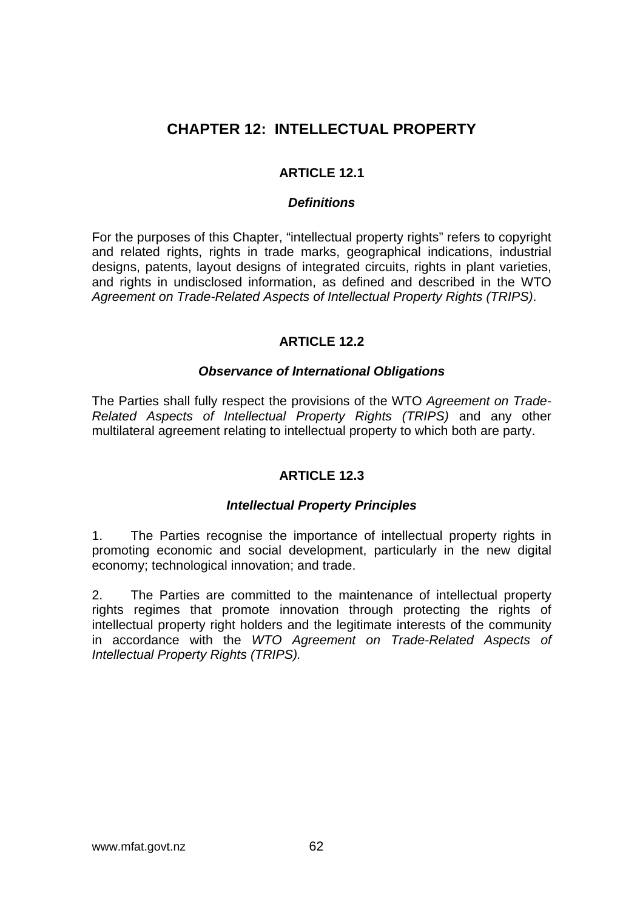# CHAPTER 12: INTELLECTUAL PROPERTY

## ARTICLE 12.1

### *Definitions*

For the purposes of this Chapter, "intellectual property rights" refers to copyright and related rights, rights in trade marks, geographical indications, industrial designs, patents, layout designs of integrated circuits, rights in plant varieties, and rights in undisclosed information, as defined and described in the WTO *Agreement on Trade-Related Aspects of Intellectual Property Rights (TRIPS)*.

## ARTICLE 12.2

### *Observance of International Obligations*

The Parties shall fully respect the provisions of the WTO *Agreement on Trade-Related Aspects of Intellectual Property Rights (TRIPS)* and any other multilateral agreement relating to intellectual property to which both are party.

## ARTICLE 12.3

### *Intellectual Property Principles*

1. The Parties recognise the importance of intellectual property rights in promoting economic and social development, particularly in the new digital economy; technological innovation; and trade.

2. The Parties are committed to the maintenance of intellectual property rights regimes that promote innovation through protecting the rights of intellectual property right holders and the legitimate interests of the community in accordance with the *WTO Agreement on Trade-Related Aspects of Intellectual Property Rights (TRIPS).*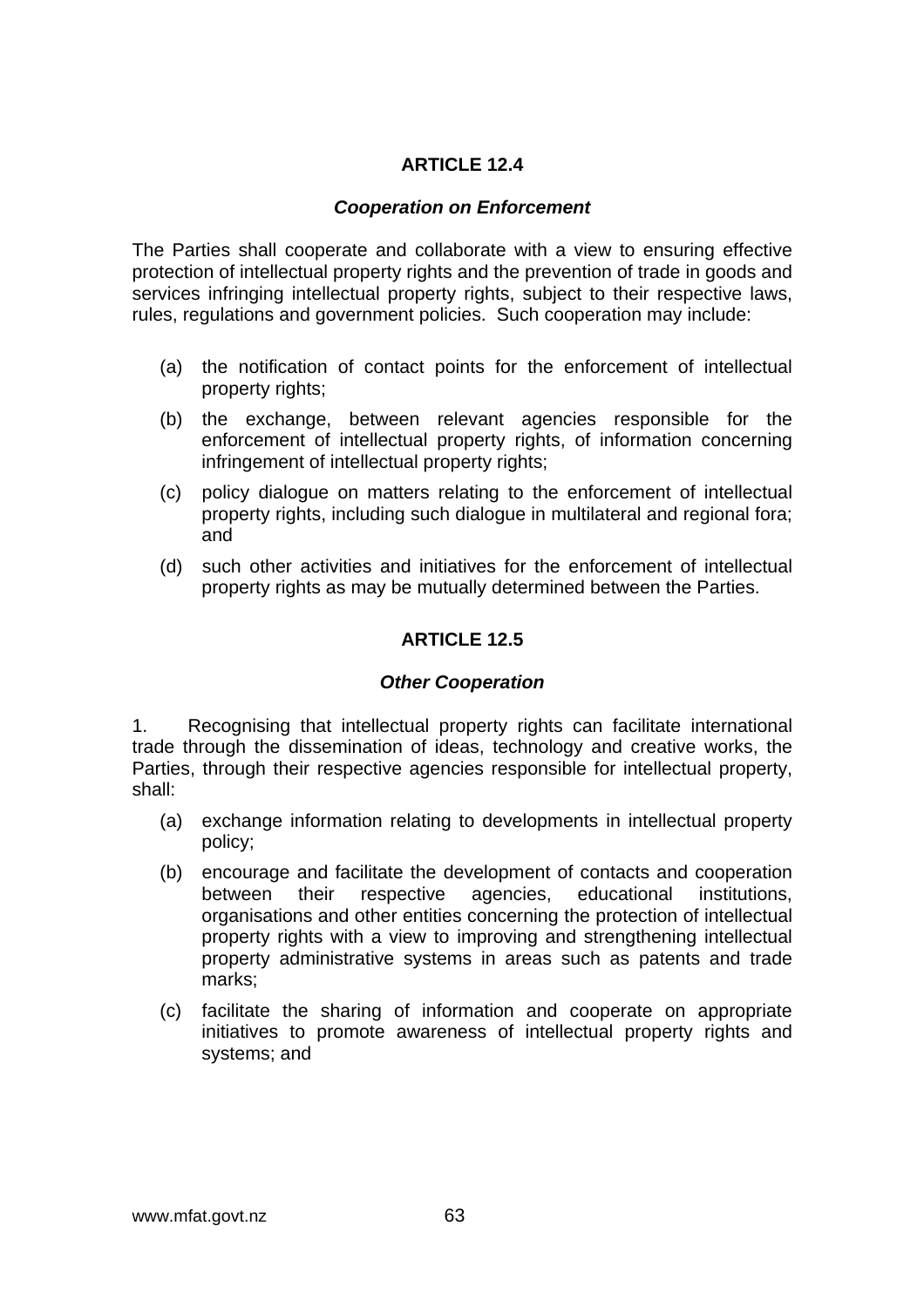## ARTICLE 12.4

### *Cooperation on Enforcement*

The Parties shall cooperate and collaborate with a view to ensuring effective protection of intellectual property rights and the prevention of trade in goods and services infringing intellectual property rights, subject to their respective laws, rules, regulations and government policies. Such cooperation may include:

(a) the notification of contact points for the enforcement of intellectual property rights;

(b) the exchange, between relevant agencies responsible for the enforcement of intellectual property rights, of information concerning infringement of intellectual property rights;

(c) policy dialogue on matters relating to the enforcement of intellectual property rights, including such dialogue in multilateral and regional fora; and

(d) such other activities and initiatives for the enforcement of intellectual property rights as may be mutually determined between the Parties.

## ARTICLE 12.5

### *Other Cooperation*

1. Recognising that intellectual property rights can facilitate international trade through the dissemination of ideas, technology and creative works, the Parties, through their respective agencies responsible for intellectual property, shall:

(a) exchange information relating to developments in intellectual property policy;

(b) encourage and facilitate the development of contacts and cooperation between their respective agencies, educational institutions, organisations and other entities concerning the protection of intellectual property rights with a view to improving and strengthening intellectual property administrative systems in areas such as patents and trade marks;

(c) facilitate the sharing of information and cooperate on appropriate initiatives to promote awareness of intellectual property rights and systems; and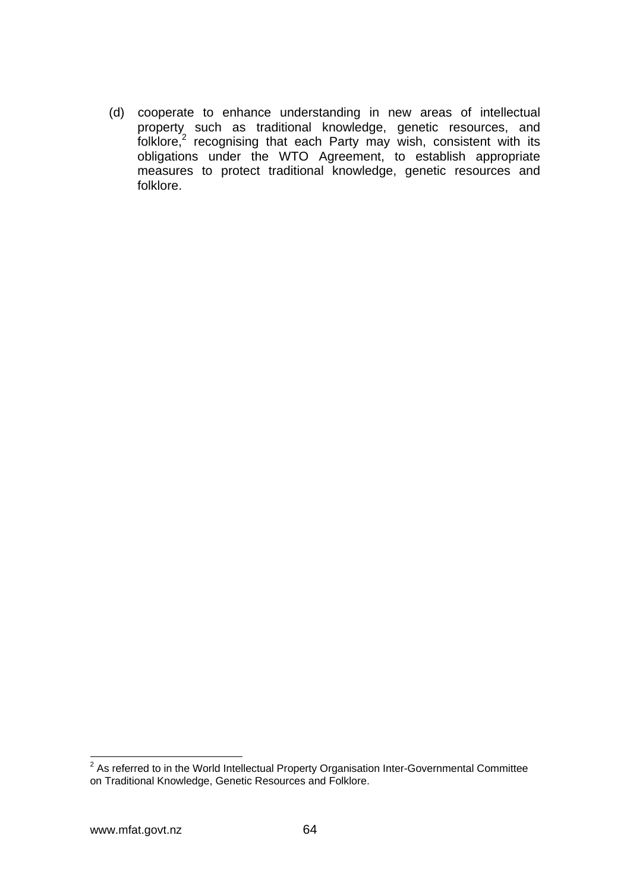(d) cooperate to enhance understanding in new areas of intellectual property such as traditional knowledge, genetic resources, and folklore,[2] recognising that each Party may wish, consistent with its obligations under the WTO Agreement, to establish appropriate measures to protect traditional knowledge, genetic resources and folklore.

[2] As referred to in the World Intellectual Property Organisation Inter-Governmental Committee on Traditional Knowledge, Genetic Resources and Folklore.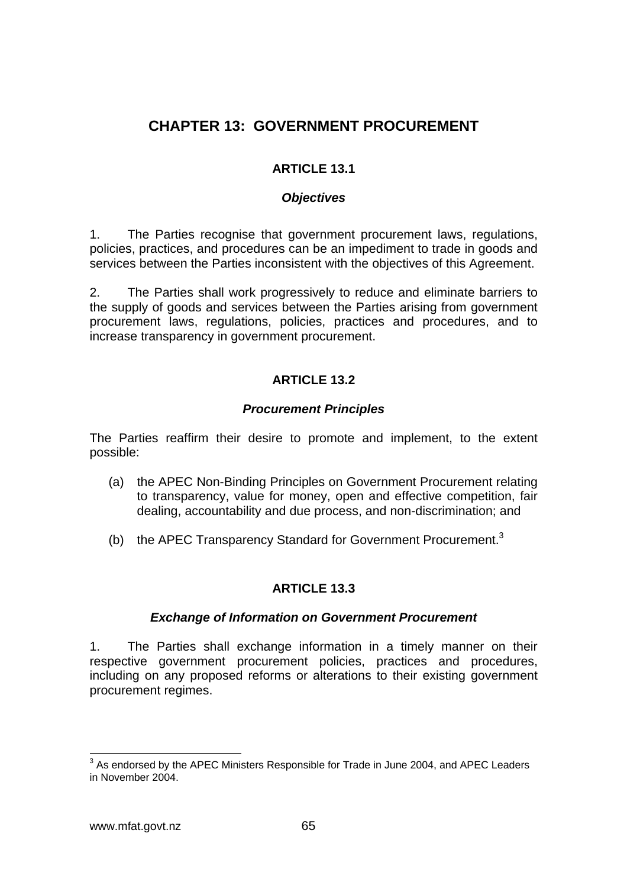# CHAPTER 13: GOVERNMENT PROCUREMENT

## ARTICLE 13.1

### *Objectives*

1. The Parties recognise that government procurement laws, regulations, policies, practices, and procedures can be an impediment to trade in goods and services between the Parties inconsistent with the objectives of this Agreement.

2. The Parties shall work progressively to reduce and eliminate barriers to the supply of goods and services between the Parties arising from government procurement laws, regulations, policies, practices and procedures, and to increase transparency in government procurement.

## ARTICLE 13.2

### *Procurement Principles*

The Parties reaffirm their desire to promote and implement, to the extent possible:

(a) the APEC Non-Binding Principles on Government Procurement relating to transparency, value for money, open and effective competition, fair dealing, accountability and due process, and non-discrimination; and

(b) the APEC Transparency Standard for Government Procurement.[3]

## ARTICLE 13.3

### *Exchange of Information on Government Procurement*

1. The Parties shall exchange information in a timely manner on their respective government procurement policies, practices and procedures, including on any proposed reforms or alterations to their existing government procurement regimes.

---

[3] As endorsed by the APEC Ministers Responsible for Trade in June 2004, and APEC Leaders in November 2004.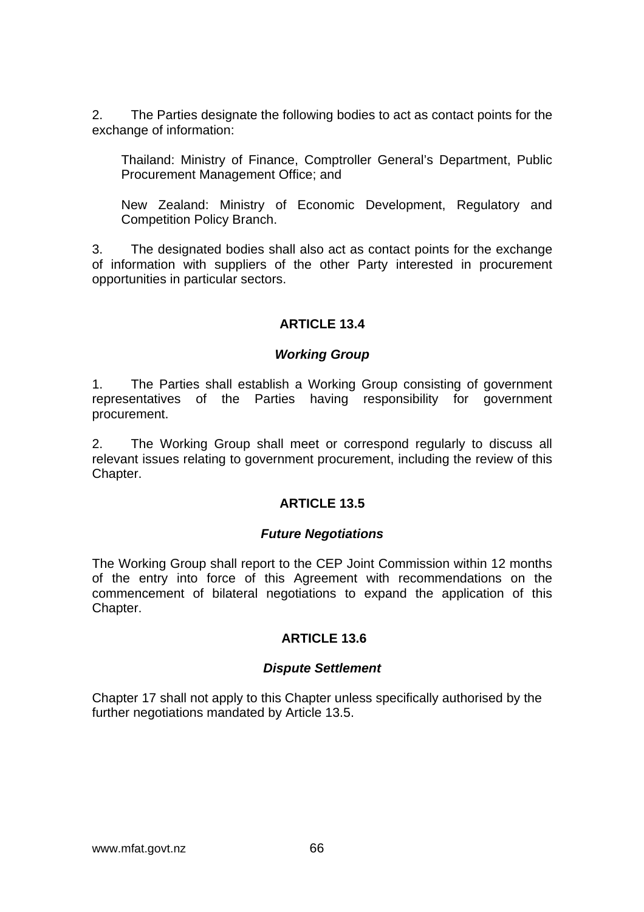2. The Parties designate the following bodies to act as contact points for the exchange of information:

> Thailand: Ministry of Finance, Comptroller General's Department, Public Procurement Management Office; and
>
> New Zealand: Ministry of Economic Development, Regulatory and Competition Policy Branch.

3. The designated bodies shall also act as contact points for the exchange of information with suppliers of the other Party interested in procurement opportunities in particular sectors.

## ARTICLE 13.4

### *Working Group*

1. The Parties shall establish a Working Group consisting of government representatives of the Parties having responsibility for government procurement.

2. The Working Group shall meet or correspond regularly to discuss all relevant issues relating to government procurement, including the review of this Chapter.

## ARTICLE 13.5

### *Future Negotiations*

The Working Group shall report to the CEP Joint Commission within 12 months of the entry into force of this Agreement with recommendations on the commencement of bilateral negotiations to expand the application of this Chapter.

## ARTICLE 13.6

### *Dispute Settlement*

Chapter 17 shall not apply to this Chapter unless specifically authorised by the further negotiations mandated by Article 13.5.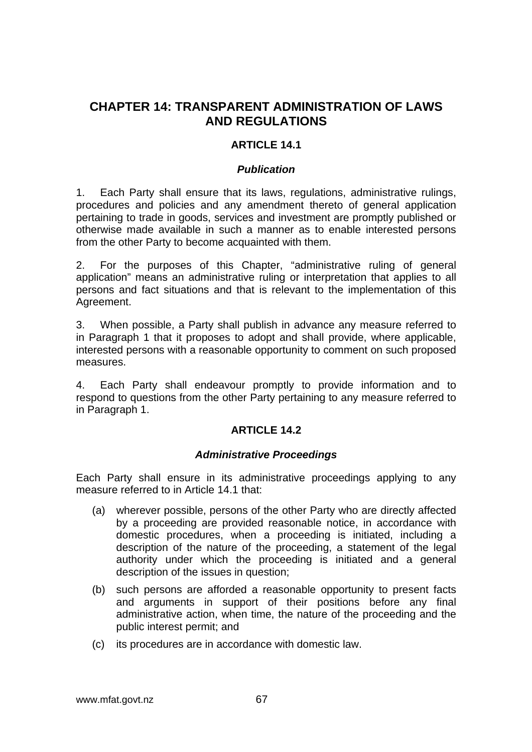# CHAPTER 14: TRANSPARENT ADMINISTRATION OF LAWS AND REGULATIONS

## ARTICLE 14.1

### *Publication*

1. Each Party shall ensure that its laws, regulations, administrative rulings, procedures and policies and any amendment thereto of general application pertaining to trade in goods, services and investment are promptly published or otherwise made available in such a manner as to enable interested persons from the other Party to become acquainted with them.

2. For the purposes of this Chapter, “administrative ruling of general application” means an administrative ruling or interpretation that applies to all persons and fact situations and that is relevant to the implementation of this Agreement.

3. When possible, a Party shall publish in advance any measure referred to in Paragraph 1 that it proposes to adopt and shall provide, where applicable, interested persons with a reasonable opportunity to comment on such proposed measures.

4. Each Party shall endeavour promptly to provide information and to respond to questions from the other Party pertaining to any measure referred to in Paragraph 1.

## ARTICLE 14.2

### *Administrative Proceedings*

Each Party shall ensure in its administrative proceedings applying to any measure referred to in Article 14.1 that:

(a) wherever possible, persons of the other Party who are directly affected by a proceeding are provided reasonable notice, in accordance with domestic procedures, when a proceeding is initiated, including a description of the nature of the proceeding, a statement of the legal authority under which the proceeding is initiated and a general description of the issues in question;

(b) such persons are afforded a reasonable opportunity to present facts and arguments in support of their positions before any final administrative action, when time, the nature of the proceeding and the public interest permit; and

(c) its procedures are in accordance with domestic law.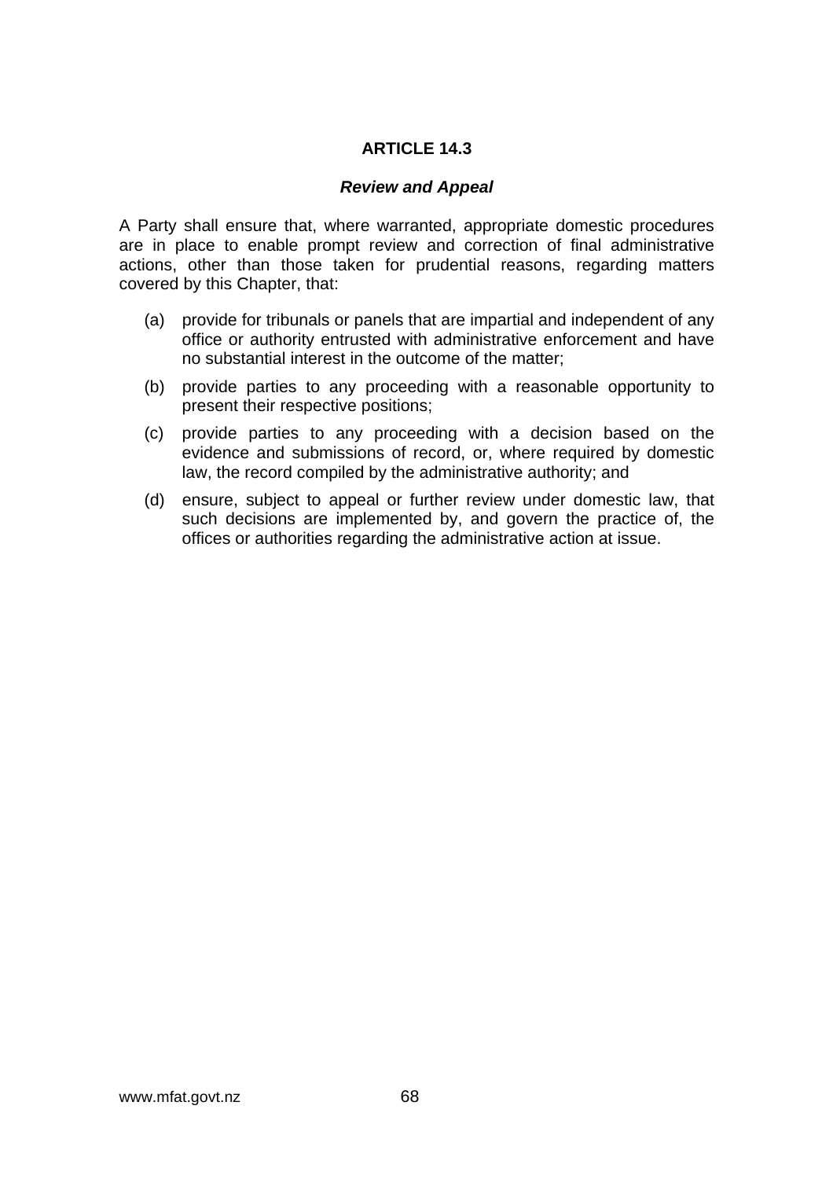## ARTICLE 14.3

### *Review and Appeal*

A Party shall ensure that, where warranted, appropriate domestic procedures are in place to enable prompt review and correction of final administrative actions, other than those taken for prudential reasons, regarding matters covered by this Chapter, that:

(a) provide for tribunals or panels that are impartial and independent of any office or authority entrusted with administrative enforcement and have no substantial interest in the outcome of the matter;

(b) provide parties to any proceeding with a reasonable opportunity to present their respective positions;

(c) provide parties to any proceeding with a decision based on the evidence and submissions of record, or, where required by domestic law, the record compiled by the administrative authority; and

(d) ensure, subject to appeal or further review under domestic law, that such decisions are implemented by, and govern the practice of, the offices or authorities regarding the administrative action at issue.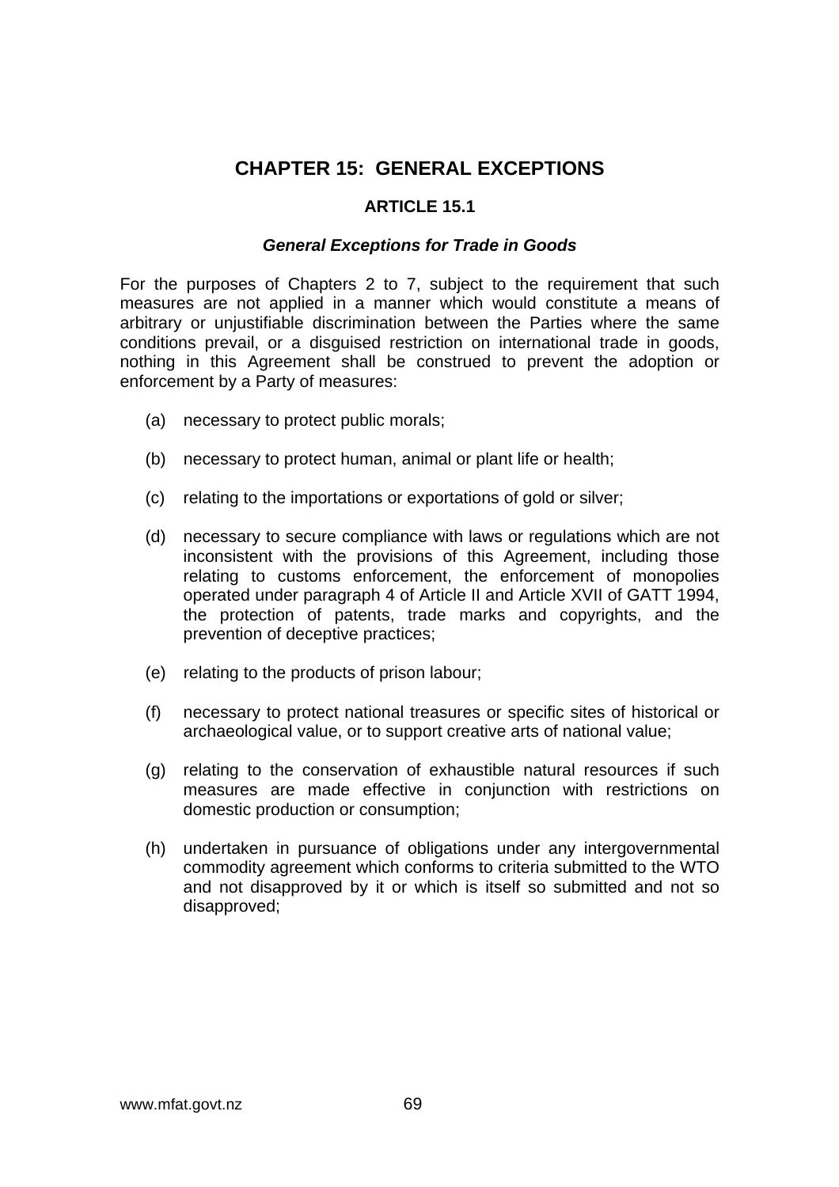# CHAPTER 15: GENERAL EXCEPTIONS

## ARTICLE 15.1

### *General Exceptions for Trade in Goods*

For the purposes of Chapters 2 to 7, subject to the requirement that such measures are not applied in a manner which would constitute a means of arbitrary or unjustifiable discrimination between the Parties where the same conditions prevail, or a disguised restriction on international trade in goods, nothing in this Agreement shall be construed to prevent the adoption or enforcement by a Party of measures:

(a) necessary to protect public morals;

(b) necessary to protect human, animal or plant life or health;

(c) relating to the importations or exportations of gold or silver;

(d) necessary to secure compliance with laws or regulations which are not inconsistent with the provisions of this Agreement, including those relating to customs enforcement, the enforcement of monopolies operated under paragraph 4 of Article II and Article XVII of GATT 1994, the protection of patents, trade marks and copyrights, and the prevention of deceptive practices;

(e) relating to the products of prison labour;

(f) necessary to protect national treasures or specific sites of historical or archaeological value, or to support creative arts of national value;

(g) relating to the conservation of exhaustible natural resources if such measures are made effective in conjunction with restrictions on domestic production or consumption;

(h) undertaken in pursuance of obligations under any intergovernmental commodity agreement which conforms to criteria submitted to the WTO and not disapproved by it or which is itself so submitted and not so disapproved;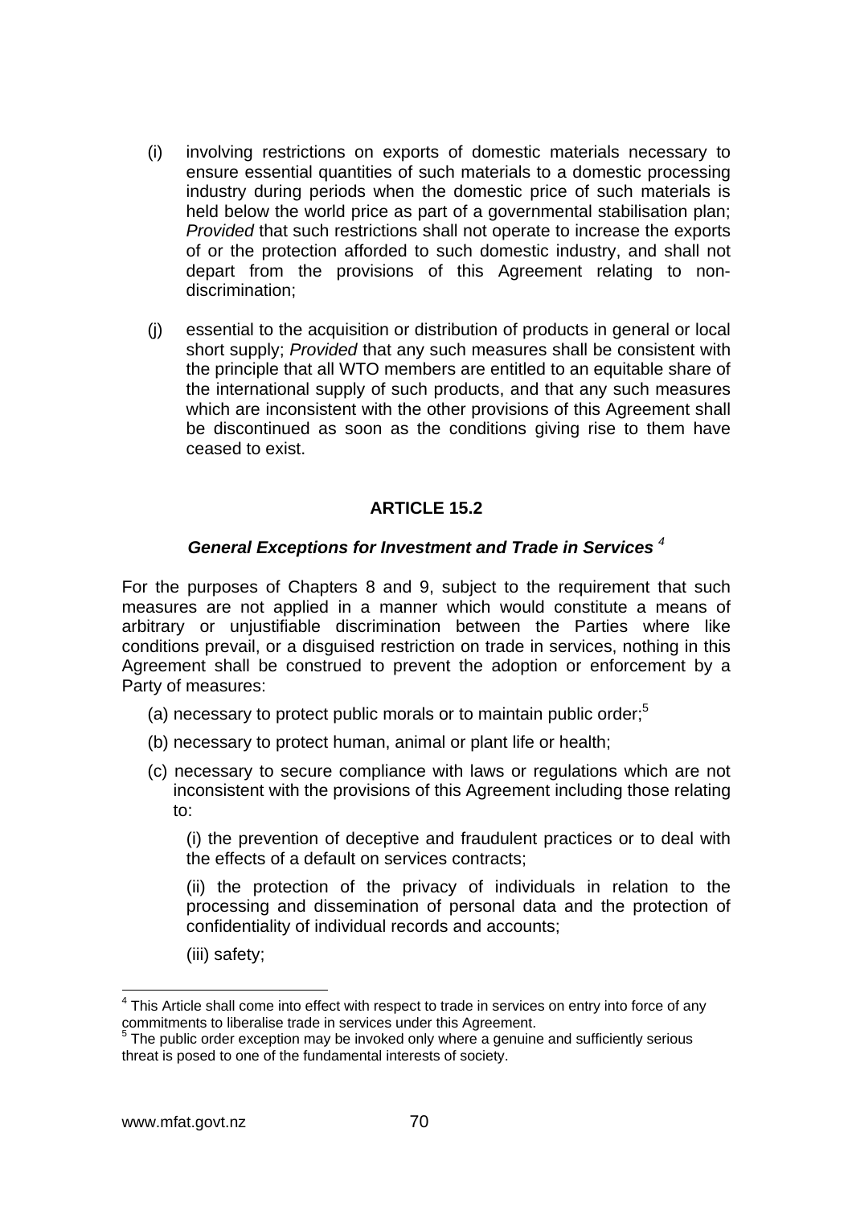(i) involving restrictions on exports of domestic materials necessary to ensure essential quantities of such materials to a domestic processing industry during periods when the domestic price of such materials is held below the world price as part of a governmental stabilisation plan; *Provided* that such restrictions shall not operate to increase the exports of or the protection afforded to such domestic industry, and shall not depart from the provisions of this Agreement relating to non-discrimination;

(j) essential to the acquisition or distribution of products in general or local short supply; *Provided* that any such measures shall be consistent with the principle that all WTO members are entitled to an equitable share of the international supply of such products, and that any such measures which are inconsistent with the other provisions of this Agreement shall be discontinued as soon as the conditions giving rise to them have ceased to exist.

## ARTICLE 15.2

### *General Exceptions for Investment and Trade in Services* [4]

For the purposes of Chapters 8 and 9, subject to the requirement that such measures are not applied in a manner which would constitute a means of arbitrary or unjustifiable discrimination between the Parties where like conditions prevail, or a disguised restriction on trade in services, nothing in this Agreement shall be construed to prevent the adoption or enforcement by a Party of measures:

(a) necessary to protect public morals or to maintain public order;[5]

(b) necessary to protect human, animal or plant life or health;

(c) necessary to secure compliance with laws or regulations which are not inconsistent with the provisions of this Agreement including those relating to:

(i) the prevention of deceptive and fraudulent practices or to deal with the effects of a default on services contracts;

(ii) the protection of the privacy of individuals in relation to the processing and dissemination of personal data and the protection of confidentiality of individual records and accounts;

(iii) safety;

---

[4] This Article shall come into effect with respect to trade in services on entry into force of any commitments to liberalise trade in services under this Agreement.

[5] The public order exception may be invoked only where a genuine and sufficiently serious threat is posed to one of the fundamental interests of society.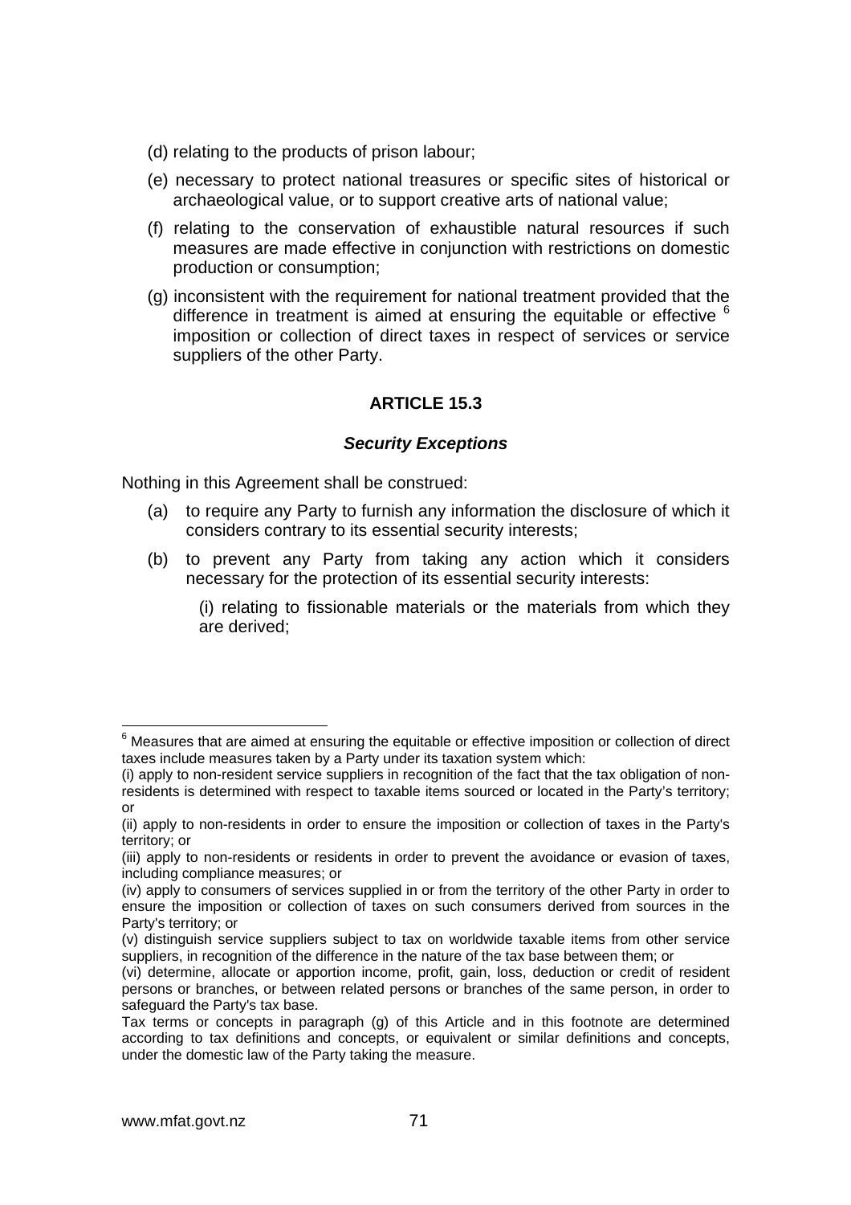(d) relating to the products of prison labour;

(e) necessary to protect national treasures or specific sites of historical or archaeological value, or to support creative arts of national value;

(f) relating to the conservation of exhaustible natural resources if such measures are made effective in conjunction with restrictions on domestic production or consumption;

(g) inconsistent with the requirement for national treatment provided that the difference in treatment is aimed at ensuring the equitable or effective [6] imposition or collection of direct taxes in respect of services or service suppliers of the other Party.

## ARTICLE 15.3

### *Security Exceptions*

Nothing in this Agreement shall be construed:

(a) to require any Party to furnish any information the disclosure of which it considers contrary to its essential security interests;

(b) to prevent any Party from taking any action which it considers necessary for the protection of its essential security interests:

(i) relating to fissionable materials or the materials from which they are derived;

---

[6] Measures that are aimed at ensuring the equitable or effective imposition or collection of direct taxes include measures taken by a Party under its taxation system which:

(i) apply to non-resident service suppliers in recognition of the fact that the tax obligation of non-residents is determined with respect to taxable items sourced or located in the Party's territory; or

(ii) apply to non-residents in order to ensure the imposition or collection of taxes in the Party's territory; or

(iii) apply to non-residents or residents in order to prevent the avoidance or evasion of taxes, including compliance measures; or

(iv) apply to consumers of services supplied in or from the territory of the other Party in order to ensure the imposition or collection of taxes on such consumers derived from sources in the Party's territory; or

(v) distinguish service suppliers subject to tax on worldwide taxable items from other service suppliers, in recognition of the difference in the nature of the tax base between them; or

(vi) determine, allocate or apportion income, profit, gain, loss, deduction or credit of resident persons or branches, or between related persons or branches of the same person, in order to safeguard the Party's tax base.

Tax terms or concepts in paragraph (g) of this Article and in this footnote are determined according to tax definitions and concepts, or equivalent or similar definitions and concepts, under the domestic law of the Party taking the measure.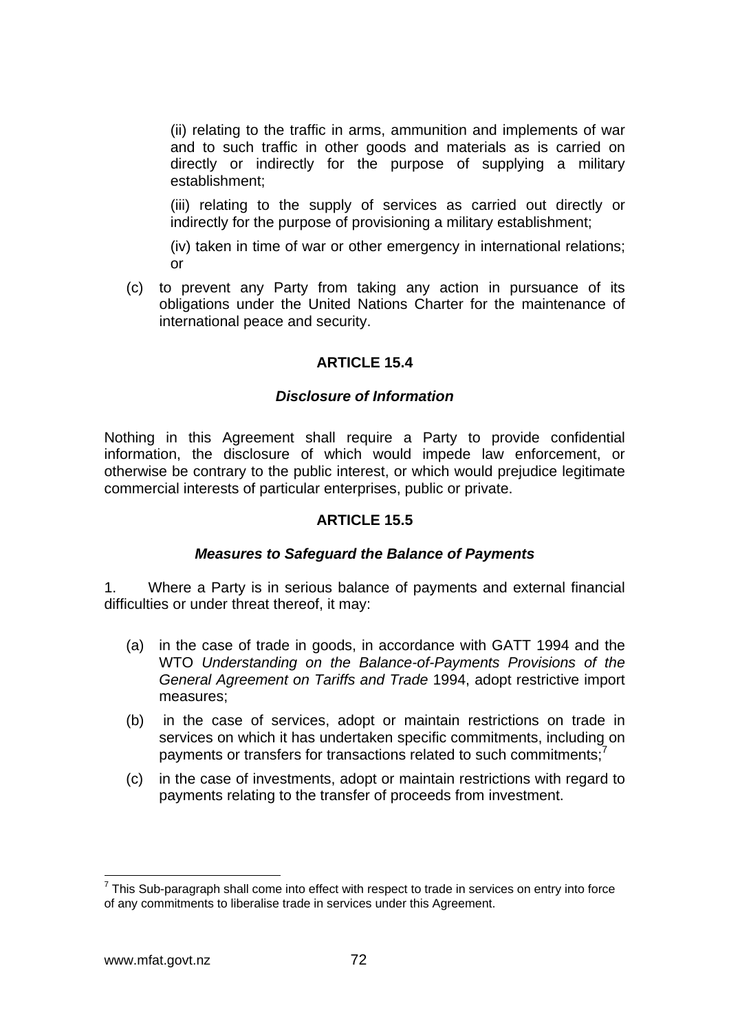(ii) relating to the traffic in arms, ammunition and implements of war and to such traffic in other goods and materials as is carried on directly or indirectly for the purpose of supplying a military establishment;

(iii) relating to the supply of services as carried out directly or indirectly for the purpose of provisioning a military establishment;

(iv) taken in time of war or other emergency in international relations; or

(c) to prevent any Party from taking any action in pursuance of its obligations under the United Nations Charter for the maintenance of international peace and security.

## ARTICLE 15.4

### *Disclosure of Information*

Nothing in this Agreement shall require a Party to provide confidential information, the disclosure of which would impede law enforcement, or otherwise be contrary to the public interest, or which would prejudice legitimate commercial interests of particular enterprises, public or private.

## ARTICLE 15.5

### *Measures to Safeguard the Balance of Payments*

1. Where a Party is in serious balance of payments and external financial difficulties or under threat thereof, it may:

(a) in the case of trade in goods, in accordance with GATT 1994 and the WTO *Understanding on the Balance-of-Payments Provisions of the General Agreement on Tariffs and Trade* 1994, adopt restrictive import measures;

(b) in the case of services, adopt or maintain restrictions on trade in services on which it has undertaken specific commitments, including on payments or transfers for transactions related to such commitments;[7]

(c) in the case of investments, adopt or maintain restrictions with regard to payments relating to the transfer of proceeds from investment.

---

[7] This Sub-paragraph shall come into effect with respect to trade in services on entry into force of any commitments to liberalise trade in services under this Agreement.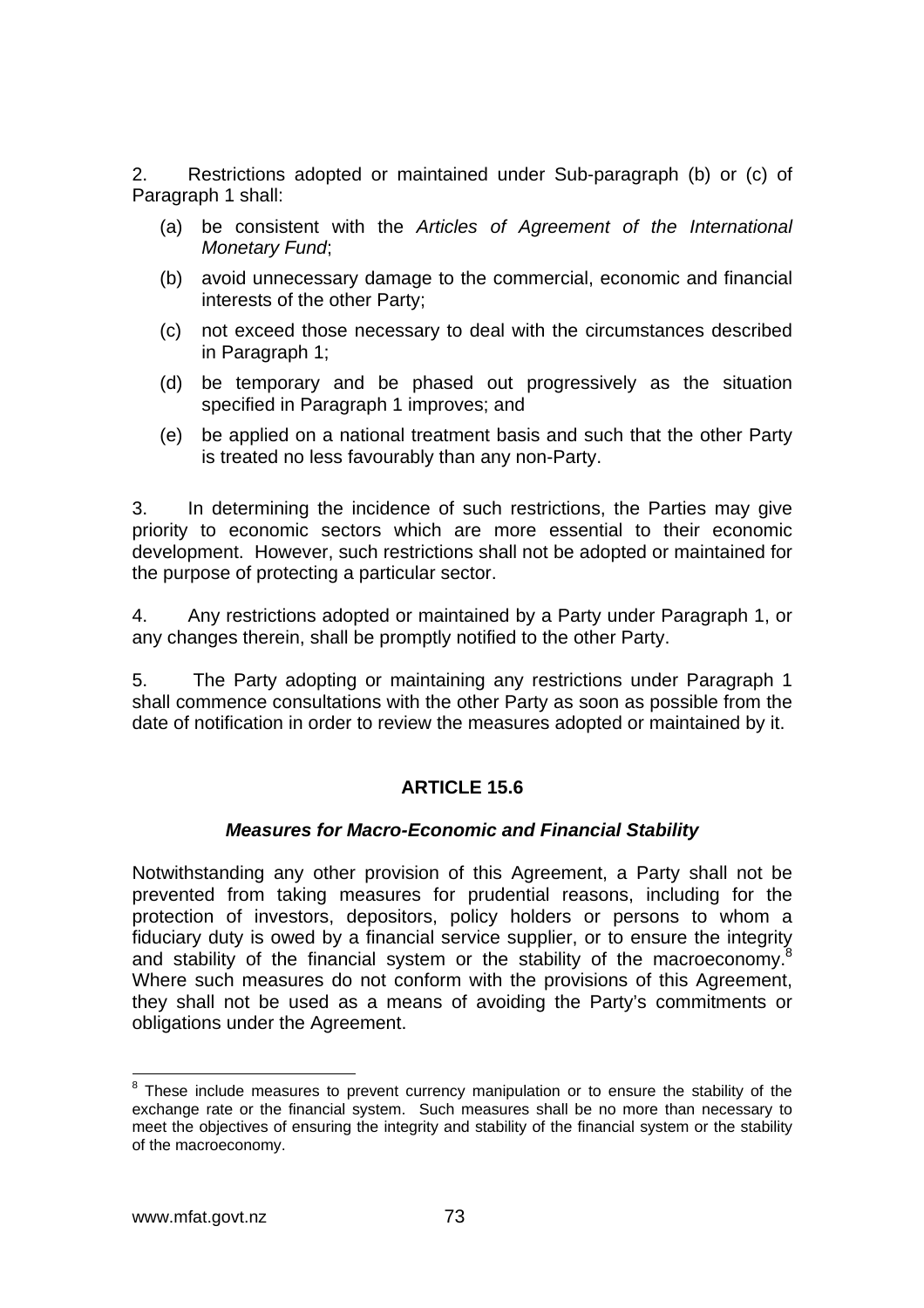2. Restrictions adopted or maintained under Sub-paragraph (b) or (c) of Paragraph 1 shall:

(a) be consistent with the *Articles of Agreement of the International Monetary Fund*;

(b) avoid unnecessary damage to the commercial, economic and financial interests of the other Party;

(c) not exceed those necessary to deal with the circumstances described in Paragraph 1;

(d) be temporary and be phased out progressively as the situation specified in Paragraph 1 improves; and

(e) be applied on a national treatment basis and such that the other Party is treated no less favourably than any non-Party.

3. In determining the incidence of such restrictions, the Parties may give priority to economic sectors which are more essential to their economic development. However, such restrictions shall not be adopted or maintained for the purpose of protecting a particular sector.

4. Any restrictions adopted or maintained by a Party under Paragraph 1, or any changes therein, shall be promptly notified to the other Party.

5. The Party adopting or maintaining any restrictions under Paragraph 1 shall commence consultations with the other Party as soon as possible from the date of notification in order to review the measures adopted or maintained by it.

## ARTICLE 15.6

### *Measures for Macro-Economic and Financial Stability*

Notwithstanding any other provision of this Agreement, a Party shall not be prevented from taking measures for prudential reasons, including for the protection of investors, depositors, policy holders or persons to whom a fiduciary duty is owed by a financial service supplier, or to ensure the integrity and stability of the financial system or the stability of the macroeconomy.[8] Where such measures do not conform with the provisions of this Agreement, they shall not be used as a means of avoiding the Party's commitments or obligations under the Agreement.

---

[8] These include measures to prevent currency manipulation or to ensure the stability of the exchange rate or the financial system. Such measures shall be no more than necessary to meet the objectives of ensuring the integrity and stability of the financial system or the stability of the macroeconomy.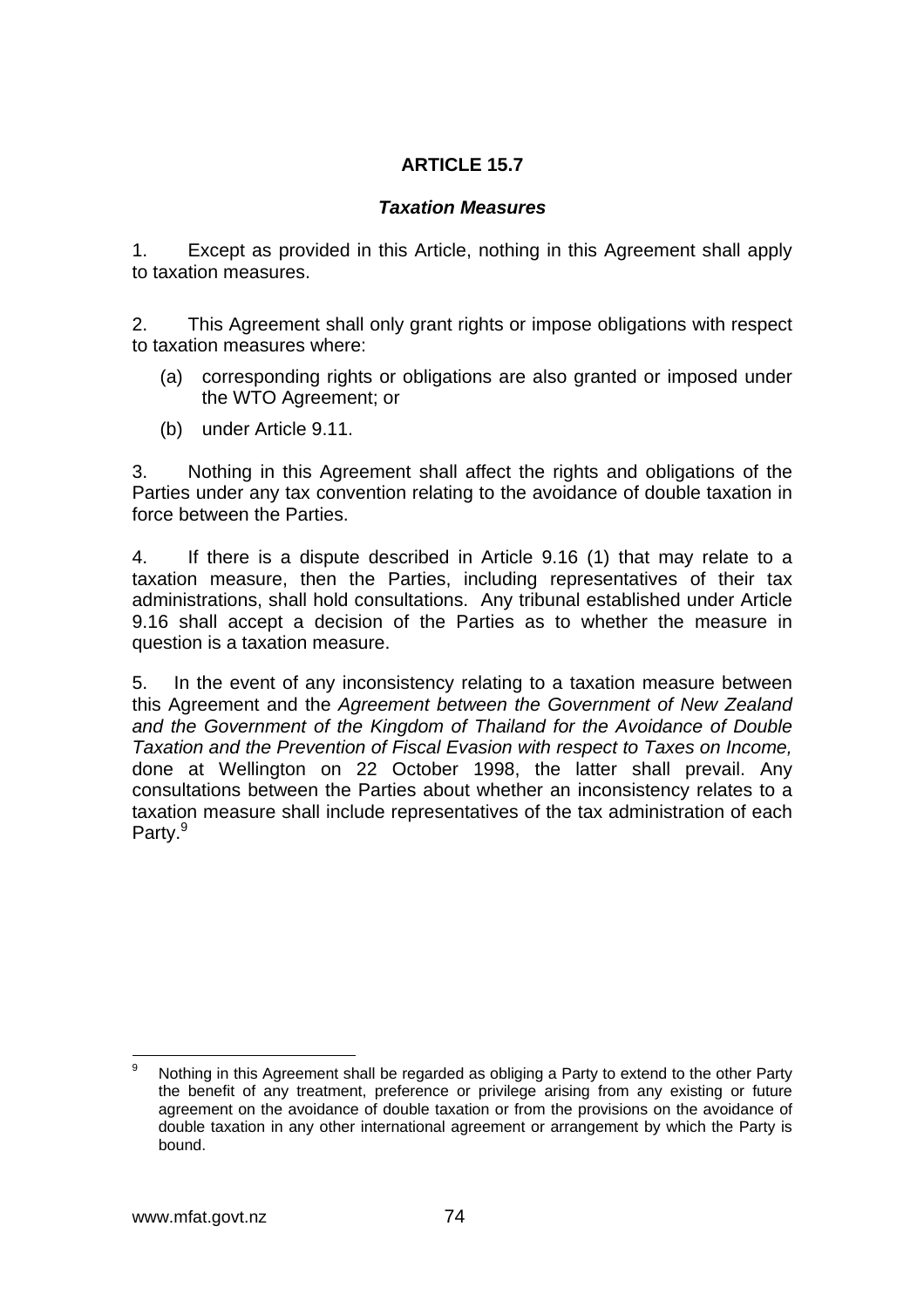## ARTICLE 15.7

### *Taxation Measures*

1. Except as provided in this Article, nothing in this Agreement shall apply to taxation measures.

2. This Agreement shall only grant rights or impose obligations with respect to taxation measures where:

   (a) corresponding rights or obligations are also granted or imposed under the WTO Agreement; or

   (b) under Article 9.11.

3. Nothing in this Agreement shall affect the rights and obligations of the Parties under any tax convention relating to the avoidance of double taxation in force between the Parties.

4. If there is a dispute described in Article 9.16 (1) that may relate to a taxation measure, then the Parties, including representatives of their tax administrations, shall hold consultations. Any tribunal established under Article 9.16 shall accept a decision of the Parties as to whether the measure in question is a taxation measure.

5. In the event of any inconsistency relating to a taxation measure between this Agreement and the *Agreement between the Government of New Zealand and the Government of the Kingdom of Thailand for the Avoidance of Double Taxation and the Prevention of Fiscal Evasion with respect to Taxes on Income,* done at Wellington on 22 October 1998, the latter shall prevail. Any consultations between the Parties about whether an inconsistency relates to a taxation measure shall include representatives of the tax administration of each Party.[9]

---

[9] Nothing in this Agreement shall be regarded as obliging a Party to extend to the other Party the benefit of any treatment, preference or privilege arising from any existing or future agreement on the avoidance of double taxation or from the provisions on the avoidance of double taxation in any other international agreement or arrangement by which the Party is bound.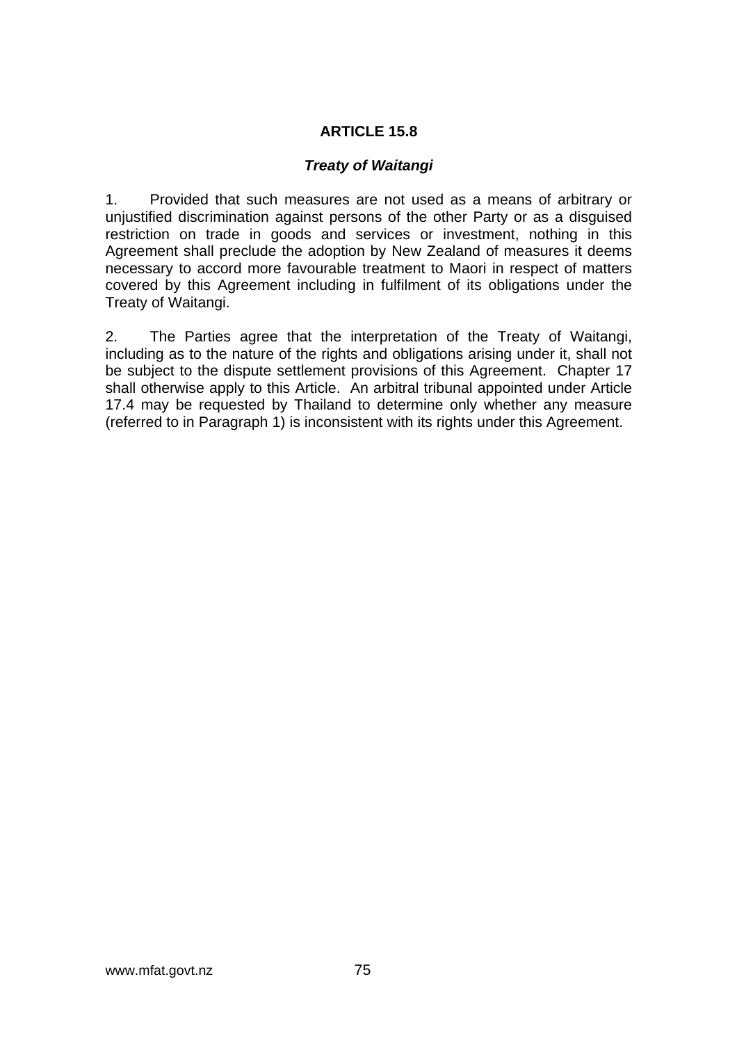## ARTICLE 15.8

### ***Treaty of Waitangi***

1. Provided that such measures are not used as a means of arbitrary or unjustified discrimination against persons of the other Party or as a disguised restriction on trade in goods and services or investment, nothing in this Agreement shall preclude the adoption by New Zealand of measures it deems necessary to accord more favourable treatment to Maori in respect of matters covered by this Agreement including in fulfilment of its obligations under the Treaty of Waitangi.

2. The Parties agree that the interpretation of the Treaty of Waitangi, including as to the nature of the rights and obligations arising under it, shall not be subject to the dispute settlement provisions of this Agreement. Chapter 17 shall otherwise apply to this Article. An arbitral tribunal appointed under Article 17.4 may be requested by Thailand to determine only whether any measure (referred to in Paragraph 1) is inconsistent with its rights under this Agreement.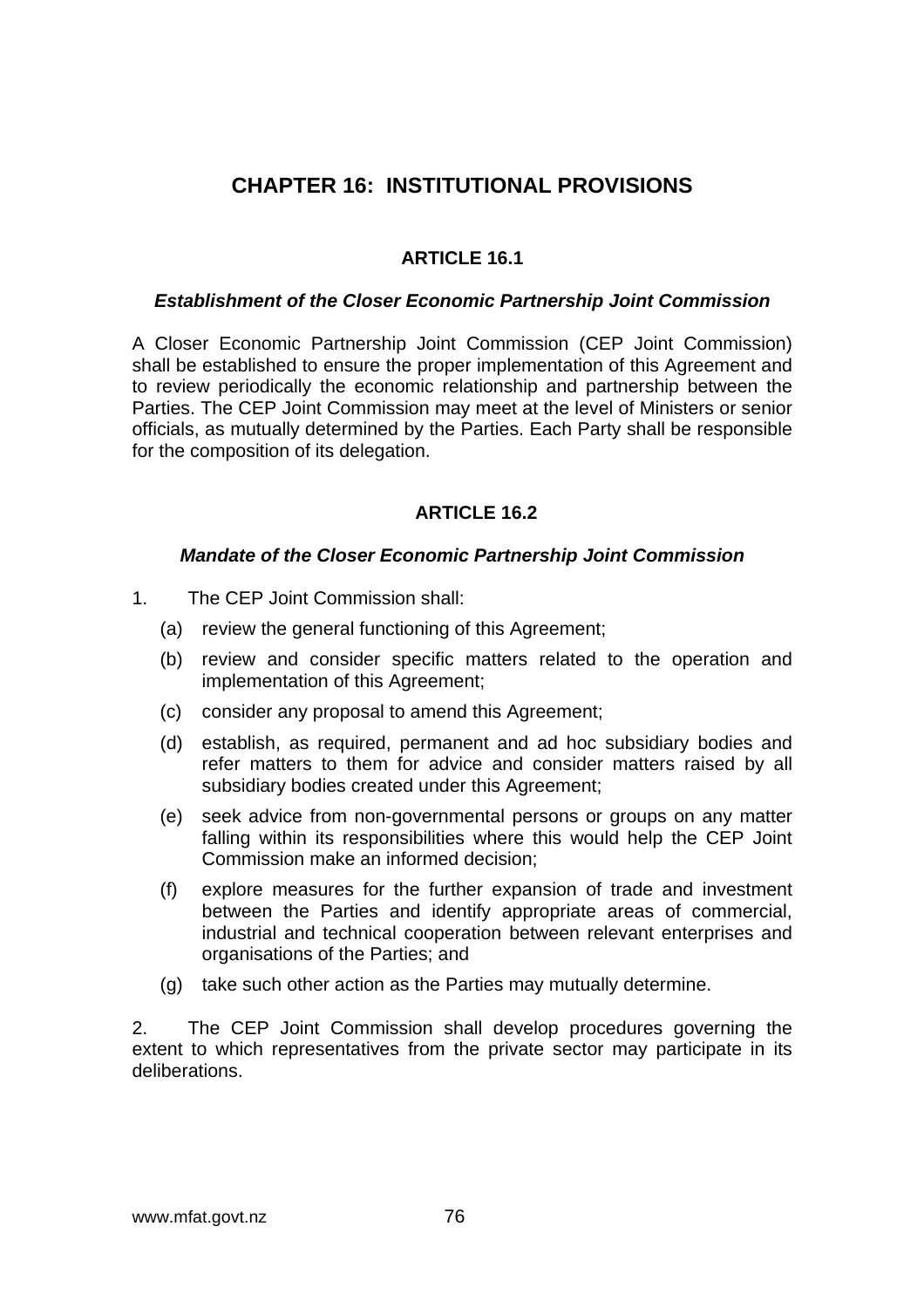# CHAPTER 16: INSTITUTIONAL PROVISIONS

## ARTICLE 16.1

### *Establishment of the Closer Economic Partnership Joint Commission*

A Closer Economic Partnership Joint Commission (CEP Joint Commission) shall be established to ensure the proper implementation of this Agreement and to review periodically the economic relationship and partnership between the Parties. The CEP Joint Commission may meet at the level of Ministers or senior officials, as mutually determined by the Parties. Each Party shall be responsible for the composition of its delegation.

## ARTICLE 16.2

### *Mandate of the Closer Economic Partnership Joint Commission*

1. The CEP Joint Commission shall:

   (a) review the general functioning of this Agreement;

   (b) review and consider specific matters related to the operation and implementation of this Agreement;

   (c) consider any proposal to amend this Agreement;

   (d) establish, as required, permanent and ad hoc subsidiary bodies and refer matters to them for advice and consider matters raised by all subsidiary bodies created under this Agreement;

   (e) seek advice from non-governmental persons or groups on any matter falling within its responsibilities where this would help the CEP Joint Commission make an informed decision;

   (f) explore measures for the further expansion of trade and investment between the Parties and identify appropriate areas of commercial, industrial and technical cooperation between relevant enterprises and organisations of the Parties; and

   (g) take such other action as the Parties may mutually determine.

2. The CEP Joint Commission shall develop procedures governing the extent to which representatives from the private sector may participate in its deliberations.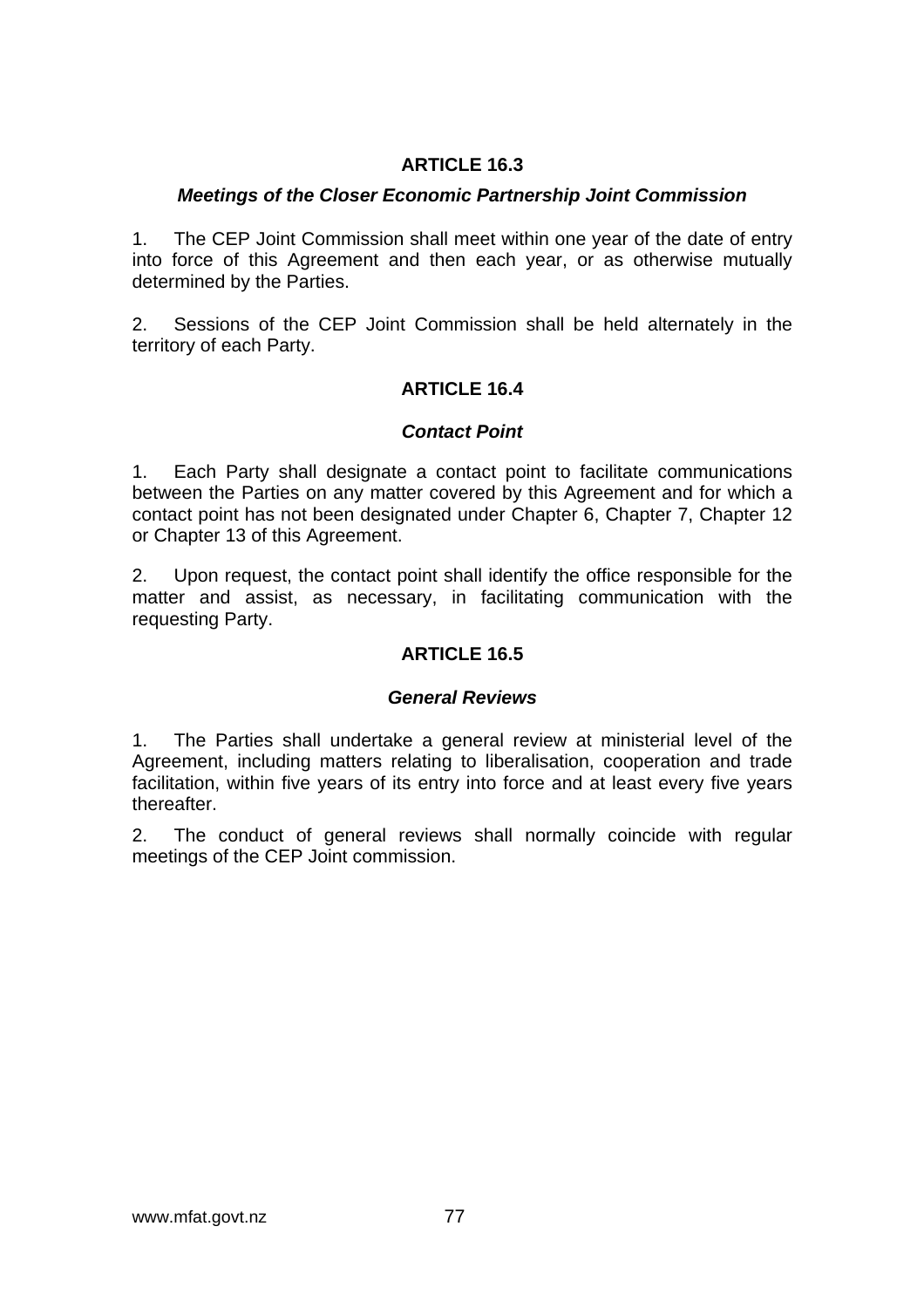## ARTICLE 16.3

### *Meetings of the Closer Economic Partnership Joint Commission*

1. The CEP Joint Commission shall meet within one year of the date of entry into force of this Agreement and then each year, or as otherwise mutually determined by the Parties.

2. Sessions of the CEP Joint Commission shall be held alternately in the territory of each Party.

## ARTICLE 16.4

### *Contact Point*

1. Each Party shall designate a contact point to facilitate communications between the Parties on any matter covered by this Agreement and for which a contact point has not been designated under Chapter 6, Chapter 7, Chapter 12 or Chapter 13 of this Agreement.

2. Upon request, the contact point shall identify the office responsible for the matter and assist, as necessary, in facilitating communication with the requesting Party.

## ARTICLE 16.5

### *General Reviews*

1. The Parties shall undertake a general review at ministerial level of the Agreement, including matters relating to liberalisation, cooperation and trade facilitation, within five years of its entry into force and at least every five years thereafter.

2. The conduct of general reviews shall normally coincide with regular meetings of the CEP Joint commission.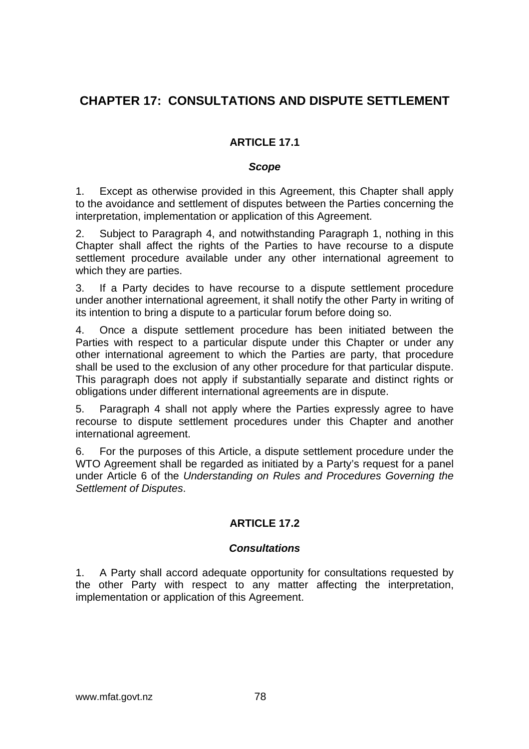# CHAPTER 17: CONSULTATIONS AND DISPUTE SETTLEMENT

## ARTICLE 17.1

### *Scope*

1. Except as otherwise provided in this Agreement, this Chapter shall apply to the avoidance and settlement of disputes between the Parties concerning the interpretation, implementation or application of this Agreement.

2. Subject to Paragraph 4, and notwithstanding Paragraph 1, nothing in this Chapter shall affect the rights of the Parties to have recourse to a dispute settlement procedure available under any other international agreement to which they are parties.

3. If a Party decides to have recourse to a dispute settlement procedure under another international agreement, it shall notify the other Party in writing of its intention to bring a dispute to a particular forum before doing so.

4. Once a dispute settlement procedure has been initiated between the Parties with respect to a particular dispute under this Chapter or under any other international agreement to which the Parties are party, that procedure shall be used to the exclusion of any other procedure for that particular dispute. This paragraph does not apply if substantially separate and distinct rights or obligations under different international agreements are in dispute.

5. Paragraph 4 shall not apply where the Parties expressly agree to have recourse to dispute settlement procedures under this Chapter and another international agreement.

6. For the purposes of this Article, a dispute settlement procedure under the WTO Agreement shall be regarded as initiated by a Party's request for a panel under Article 6 of the *Understanding on Rules and Procedures Governing the Settlement of Disputes*.

## ARTICLE 17.2

### *Consultations*

1. A Party shall accord adequate opportunity for consultations requested by the other Party with respect to any matter affecting the interpretation, implementation or application of this Agreement.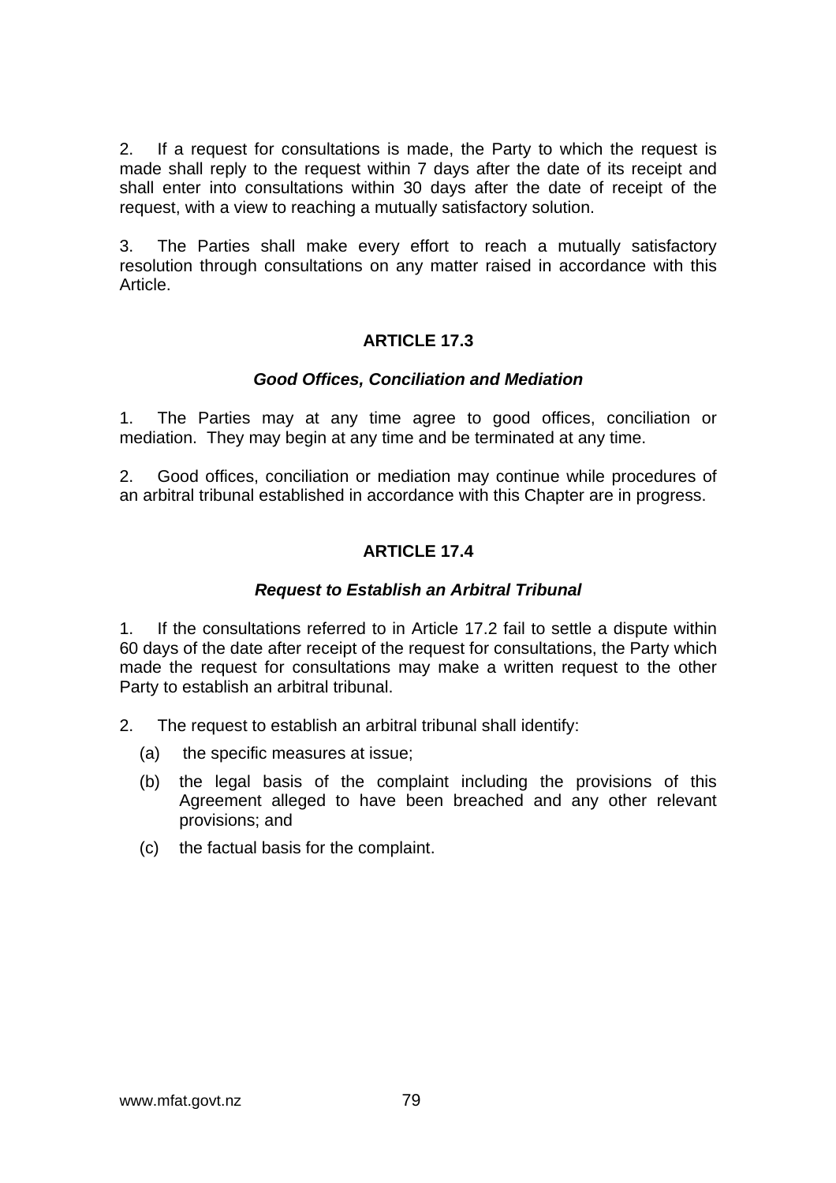2. If a request for consultations is made, the Party to which the request is made shall reply to the request within 7 days after the date of its receipt and shall enter into consultations within 30 days after the date of receipt of the request, with a view to reaching a mutually satisfactory solution.

3. The Parties shall make every effort to reach a mutually satisfactory resolution through consultations on any matter raised in accordance with this Article.

## ARTICLE 17.3

### *Good Offices, Conciliation and Mediation*

1. The Parties may at any time agree to good offices, conciliation or mediation. They may begin at any time and be terminated at any time.

2. Good offices, conciliation or mediation may continue while procedures of an arbitral tribunal established in accordance with this Chapter are in progress.

## ARTICLE 17.4

### *Request to Establish an Arbitral Tribunal*

1. If the consultations referred to in Article 17.2 fail to settle a dispute within 60 days of the date after receipt of the request for consultations, the Party which made the request for consultations may make a written request to the other Party to establish an arbitral tribunal.

2. The request to establish an arbitral tribunal shall identify:

(a) the specific measures at issue;

(b) the legal basis of the complaint including the provisions of this Agreement alleged to have been breached and any other relevant provisions; and

(c) the factual basis for the complaint.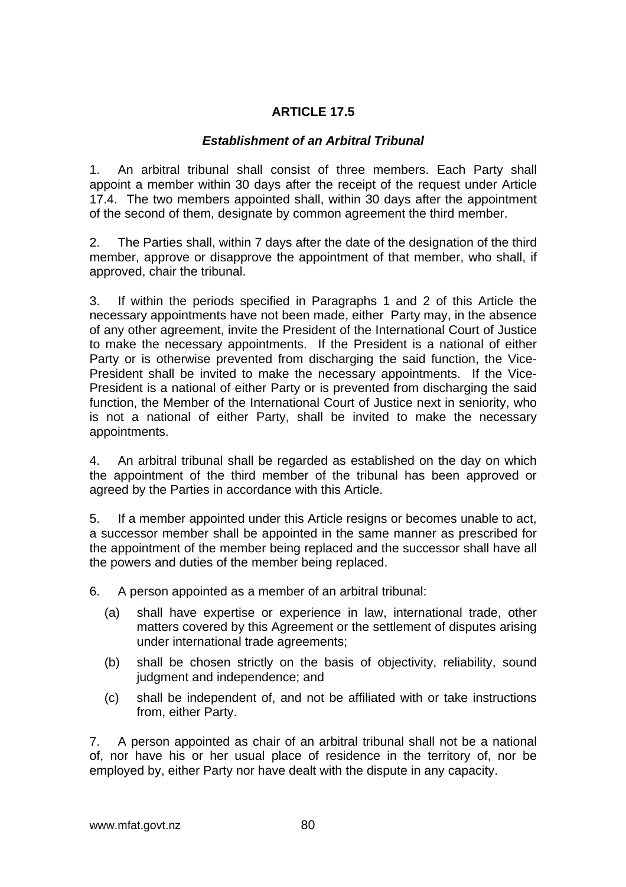## ARTICLE 17.5

### *Establishment of an Arbitral Tribunal*

1. An arbitral tribunal shall consist of three members. Each Party shall appoint a member within 30 days after the receipt of the request under Article 17.4. The two members appointed shall, within 30 days after the appointment of the second of them, designate by common agreement the third member.

2. The Parties shall, within 7 days after the date of the designation of the third member, approve or disapprove the appointment of that member, who shall, if approved, chair the tribunal.

3. If within the periods specified in Paragraphs 1 and 2 of this Article the necessary appointments have not been made, either Party may, in the absence of any other agreement, invite the President of the International Court of Justice to make the necessary appointments. If the President is a national of either Party or is otherwise prevented from discharging the said function, the Vice-President shall be invited to make the necessary appointments. If the Vice-President is a national of either Party or is prevented from discharging the said function, the Member of the International Court of Justice next in seniority, who is not a national of either Party, shall be invited to make the necessary appointments.

4. An arbitral tribunal shall be regarded as established on the day on which the appointment of the third member of the tribunal has been approved or agreed by the Parties in accordance with this Article.

5. If a member appointed under this Article resigns or becomes unable to act, a successor member shall be appointed in the same manner as prescribed for the appointment of the member being replaced and the successor shall have all the powers and duties of the member being replaced.

6. A person appointed as a member of an arbitral tribunal:

   (a) shall have expertise or experience in law, international trade, other matters covered by this Agreement or the settlement of disputes arising under international trade agreements;

   (b) shall be chosen strictly on the basis of objectivity, reliability, sound judgment and independence; and

   (c) shall be independent of, and not be affiliated with or take instructions from, either Party.

7. A person appointed as chair of an arbitral tribunal shall not be a national of, nor have his or her usual place of residence in the territory of, nor be employed by, either Party nor have dealt with the dispute in any capacity.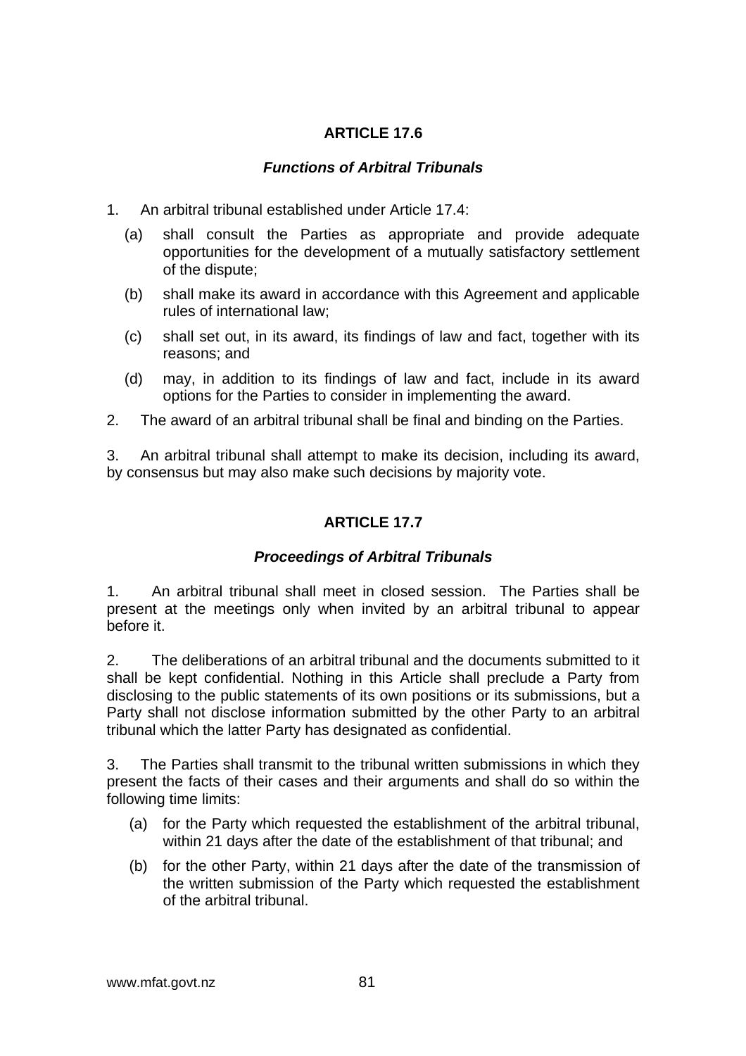## ARTICLE 17.6

### *Functions of Arbitral Tribunals*

1. An arbitral tribunal established under Article 17.4:

   (a) shall consult the Parties as appropriate and provide adequate opportunities for the development of a mutually satisfactory settlement of the dispute;

   (b) shall make its award in accordance with this Agreement and applicable rules of international law;

   (c) shall set out, in its award, its findings of law and fact, together with its reasons; and

   (d) may, in addition to its findings of law and fact, include in its award options for the Parties to consider in implementing the award.

2. The award of an arbitral tribunal shall be final and binding on the Parties.

3. An arbitral tribunal shall attempt to make its decision, including its award, by consensus but may also make such decisions by majority vote.

## ARTICLE 17.7

### *Proceedings of Arbitral Tribunals*

1. An arbitral tribunal shall meet in closed session. The Parties shall be present at the meetings only when invited by an arbitral tribunal to appear before it.

2. The deliberations of an arbitral tribunal and the documents submitted to it shall be kept confidential. Nothing in this Article shall preclude a Party from disclosing to the public statements of its own positions or its submissions, but a Party shall not disclose information submitted by the other Party to an arbitral tribunal which the latter Party has designated as confidential.

3. The Parties shall transmit to the tribunal written submissions in which they present the facts of their cases and their arguments and shall do so within the following time limits:

   (a) for the Party which requested the establishment of the arbitral tribunal, within 21 days after the date of the establishment of that tribunal; and

   (b) for the other Party, within 21 days after the date of the transmission of the written submission of the Party which requested the establishment of the arbitral tribunal.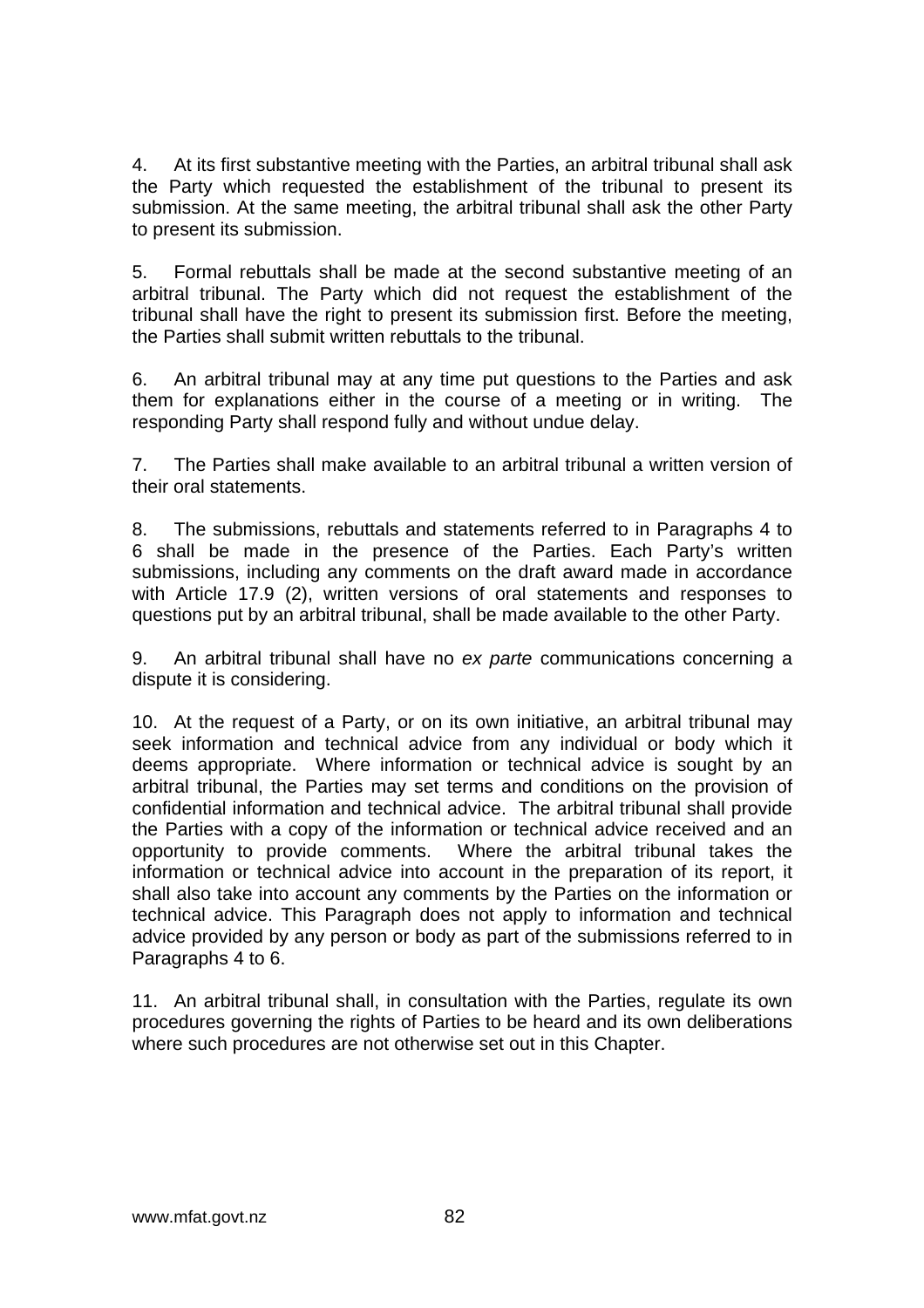4. At its first substantive meeting with the Parties, an arbitral tribunal shall ask the Party which requested the establishment of the tribunal to present its submission. At the same meeting, the arbitral tribunal shall ask the other Party to present its submission.

5. Formal rebuttals shall be made at the second substantive meeting of an arbitral tribunal. The Party which did not request the establishment of the tribunal shall have the right to present its submission first. Before the meeting, the Parties shall submit written rebuttals to the tribunal.

6. An arbitral tribunal may at any time put questions to the Parties and ask them for explanations either in the course of a meeting or in writing. The responding Party shall respond fully and without undue delay.

7. The Parties shall make available to an arbitral tribunal a written version of their oral statements.

8. The submissions, rebuttals and statements referred to in Paragraphs 4 to 6 shall be made in the presence of the Parties. Each Party's written submissions, including any comments on the draft award made in accordance with Article 17.9 (2), written versions of oral statements and responses to questions put by an arbitral tribunal, shall be made available to the other Party.

9. An arbitral tribunal shall have no *ex parte* communications concerning a dispute it is considering.

10. At the request of a Party, or on its own initiative, an arbitral tribunal may seek information and technical advice from any individual or body which it deems appropriate. Where information or technical advice is sought by an arbitral tribunal, the Parties may set terms and conditions on the provision of confidential information and technical advice. The arbitral tribunal shall provide the Parties with a copy of the information or technical advice received and an opportunity to provide comments. Where the arbitral tribunal takes the information or technical advice into account in the preparation of its report, it shall also take into account any comments by the Parties on the information or technical advice. This Paragraph does not apply to information and technical advice provided by any person or body as part of the submissions referred to in Paragraphs 4 to 6.

11. An arbitral tribunal shall, in consultation with the Parties, regulate its own procedures governing the rights of Parties to be heard and its own deliberations where such procedures are not otherwise set out in this Chapter.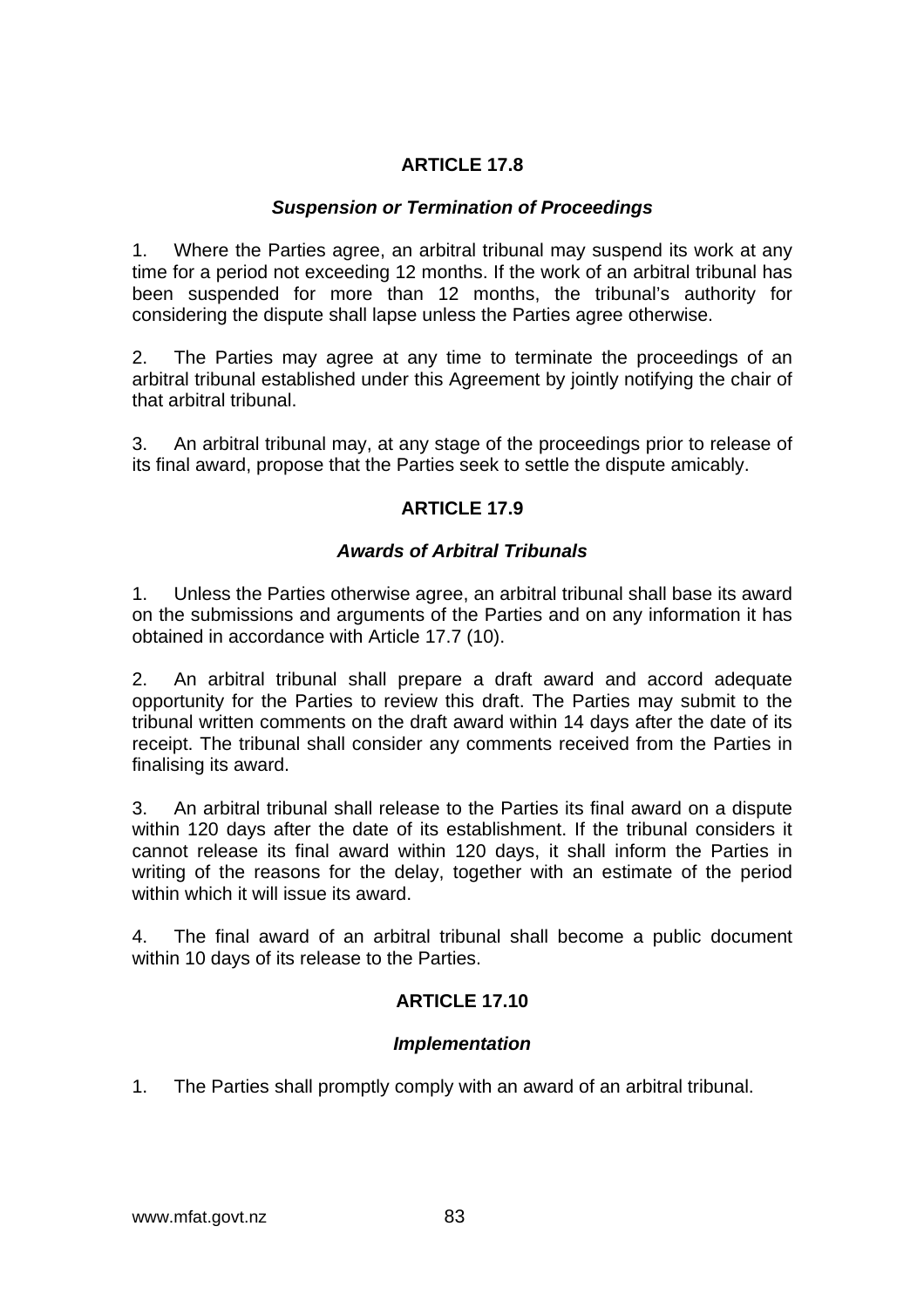## ARTICLE 17.8

### *Suspension or Termination of Proceedings*

1. Where the Parties agree, an arbitral tribunal may suspend its work at any time for a period not exceeding 12 months. If the work of an arbitral tribunal has been suspended for more than 12 months, the tribunal's authority for considering the dispute shall lapse unless the Parties agree otherwise.

2. The Parties may agree at any time to terminate the proceedings of an arbitral tribunal established under this Agreement by jointly notifying the chair of that arbitral tribunal.

3. An arbitral tribunal may, at any stage of the proceedings prior to release of its final award, propose that the Parties seek to settle the dispute amicably.

## ARTICLE 17.9

### *Awards of Arbitral Tribunals*

1. Unless the Parties otherwise agree, an arbitral tribunal shall base its award on the submissions and arguments of the Parties and on any information it has obtained in accordance with Article 17.7 (10).

2. An arbitral tribunal shall prepare a draft award and accord adequate opportunity for the Parties to review this draft. The Parties may submit to the tribunal written comments on the draft award within 14 days after the date of its receipt. The tribunal shall consider any comments received from the Parties in finalising its award.

3. An arbitral tribunal shall release to the Parties its final award on a dispute within 120 days after the date of its establishment. If the tribunal considers it cannot release its final award within 120 days, it shall inform the Parties in writing of the reasons for the delay, together with an estimate of the period within which it will issue its award.

4. The final award of an arbitral tribunal shall become a public document within 10 days of its release to the Parties.

## ARTICLE 17.10

### *Implementation*

1. The Parties shall promptly comply with an award of an arbitral tribunal.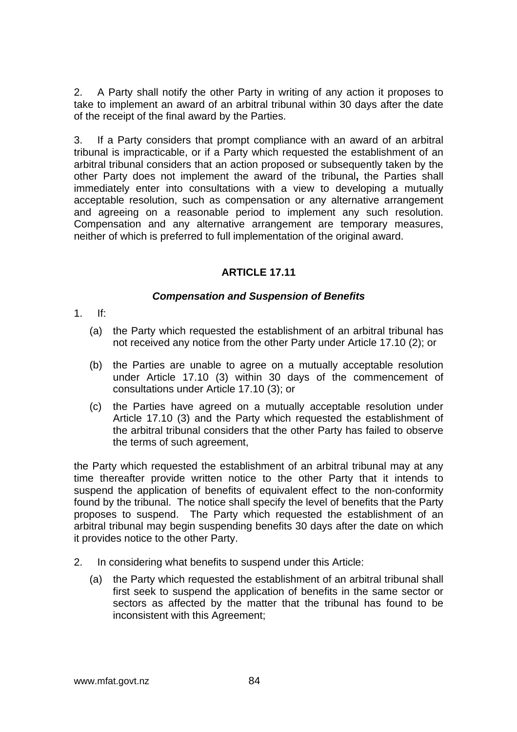2. A Party shall notify the other Party in writing of any action it proposes to take to implement an award of an arbitral tribunal within 30 days after the date of the receipt of the final award by the Parties.

3. If a Party considers that prompt compliance with an award of an arbitral tribunal is impracticable, or if a Party which requested the establishment of an arbitral tribunal considers that an action proposed or subsequently taken by the other Party does not implement the award of the tribunal**,** the Parties shall immediately enter into consultations with a view to developing a mutually acceptable resolution, such as compensation or any alternative arrangement and agreeing on a reasonable period to implement any such resolution. Compensation and any alternative arrangement are temporary measures, neither of which is preferred to full implementation of the original award.

## ARTICLE 17.11

### *Compensation and Suspension of Benefits*

1. If:

   (a) the Party which requested the establishment of an arbitral tribunal has not received any notice from the other Party under Article 17.10 (2); or

   (b) the Parties are unable to agree on a mutually acceptable resolution under Article 17.10 (3) within 30 days of the commencement of consultations under Article 17.10 (3); or

   (c) the Parties have agreed on a mutually acceptable resolution under Article 17.10 (3) and the Party which requested the establishment of the arbitral tribunal considers that the other Party has failed to observe the terms of such agreement,

the Party which requested the establishment of an arbitral tribunal may at any time thereafter provide written notice to the other Party that it intends to suspend the application of benefits of equivalent effect to the non-conformity found by the tribunal. The notice shall specify the level of benefits that the Party proposes to suspend. The Party which requested the establishment of an arbitral tribunal may begin suspending benefits 30 days after the date on which it provides notice to the other Party.

2. In considering what benefits to suspend under this Article:

   (a) the Party which requested the establishment of an arbitral tribunal shall first seek to suspend the application of benefits in the same sector or sectors as affected by the matter that the tribunal has found to be inconsistent with this Agreement;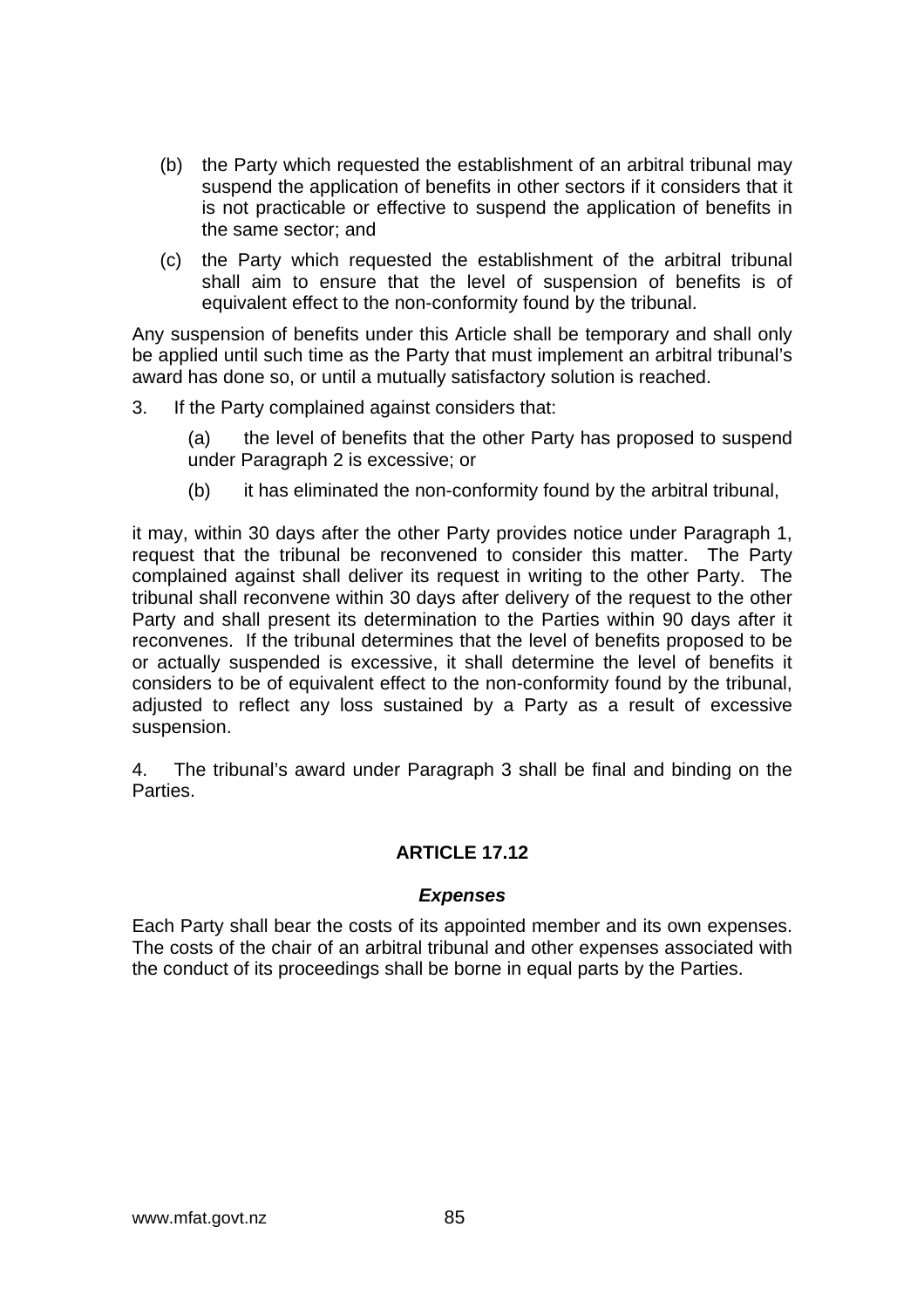(b) the Party which requested the establishment of an arbitral tribunal may suspend the application of benefits in other sectors if it considers that it is not practicable or effective to suspend the application of benefits in the same sector; and

(c) the Party which requested the establishment of the arbitral tribunal shall aim to ensure that the level of suspension of benefits is of equivalent effect to the non-conformity found by the tribunal.

Any suspension of benefits under this Article shall be temporary and shall only be applied until such time as the Party that must implement an arbitral tribunal's award has done so, or until a mutually satisfactory solution is reached.

3. If the Party complained against considers that:

(a) the level of benefits that the other Party has proposed to suspend under Paragraph 2 is excessive; or

(b) it has eliminated the non-conformity found by the arbitral tribunal,

it may, within 30 days after the other Party provides notice under Paragraph 1, request that the tribunal be reconvened to consider this matter. The Party complained against shall deliver its request in writing to the other Party. The tribunal shall reconvene within 30 days after delivery of the request to the other Party and shall present its determination to the Parties within 90 days after it reconvenes. If the tribunal determines that the level of benefits proposed to be or actually suspended is excessive, it shall determine the level of benefits it considers to be of equivalent effect to the non-conformity found by the tribunal, adjusted to reflect any loss sustained by a Party as a result of excessive suspension.

4. The tribunal's award under Paragraph 3 shall be final and binding on the Parties.

## ARTICLE 17.12

### *Expenses*

Each Party shall bear the costs of its appointed member and its own expenses. The costs of the chair of an arbitral tribunal and other expenses associated with the conduct of its proceedings shall be borne in equal parts by the Parties.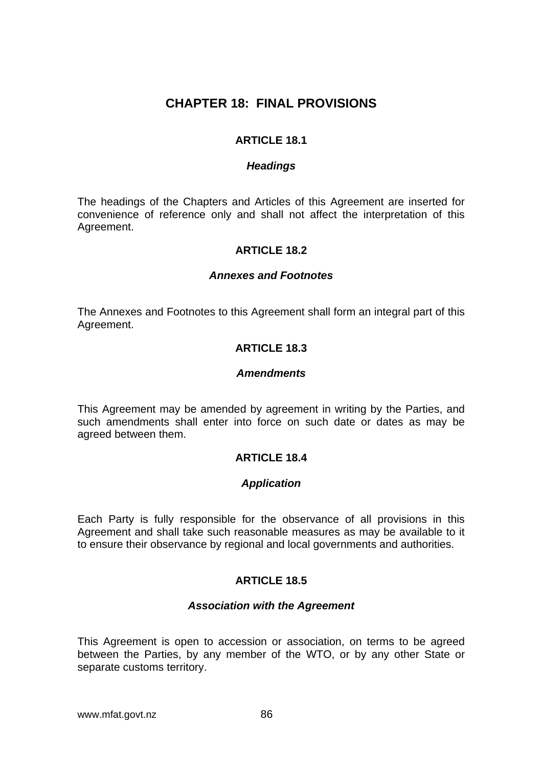# CHAPTER 18: FINAL PROVISIONS

## ARTICLE 18.1

### *Headings*

The headings of the Chapters and Articles of this Agreement are inserted for convenience of reference only and shall not affect the interpretation of this Agreement.

## ARTICLE 18.2

### *Annexes and Footnotes*

The Annexes and Footnotes to this Agreement shall form an integral part of this Agreement.

## ARTICLE 18.3

### *Amendments*

This Agreement may be amended by agreement in writing by the Parties, and such amendments shall enter into force on such date or dates as may be agreed between them.

## ARTICLE 18.4

### *Application*

Each Party is fully responsible for the observance of all provisions in this Agreement and shall take such reasonable measures as may be available to it to ensure their observance by regional and local governments and authorities.

## ARTICLE 18.5

### *Association with the Agreement*

This Agreement is open to accession or association, on terms to be agreed between the Parties, by any member of the WTO, or by any other State or separate customs territory.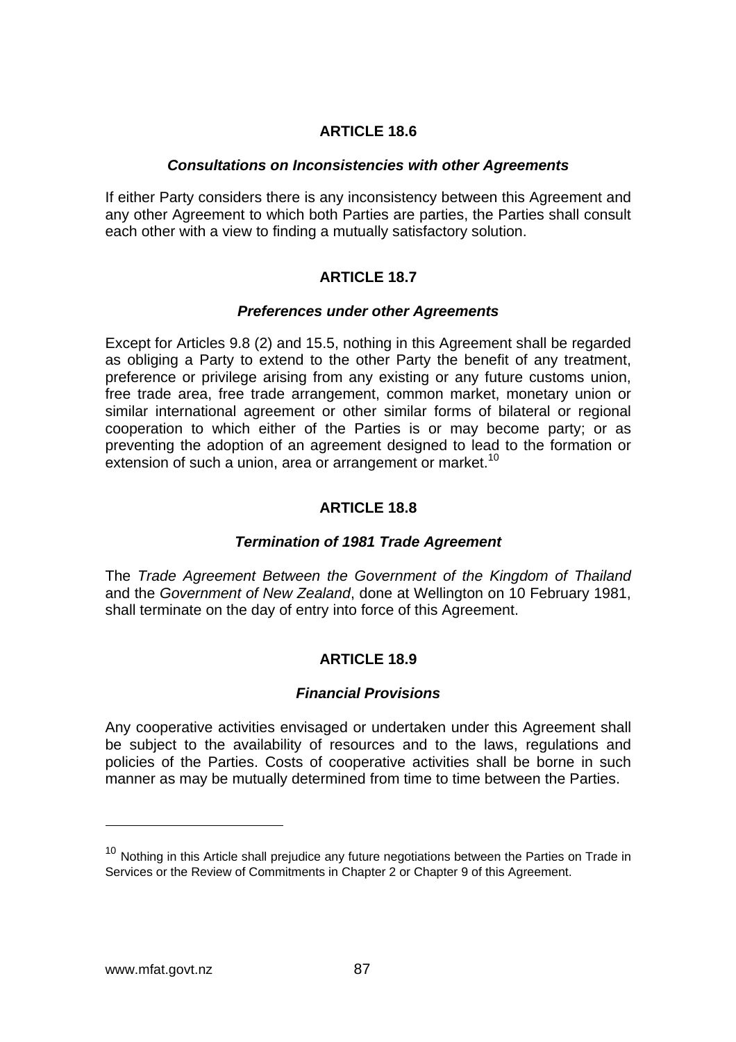## ARTICLE 18.6

### *Consultations on Inconsistencies with other Agreements*

If either Party considers there is any inconsistency between this Agreement and any other Agreement to which both Parties are parties, the Parties shall consult each other with a view to finding a mutually satisfactory solution.

## ARTICLE 18.7

### *Preferences under other Agreements*

Except for Articles 9.8 (2) and 15.5, nothing in this Agreement shall be regarded as obliging a Party to extend to the other Party the benefit of any treatment, preference or privilege arising from any existing or any future customs union, free trade area, free trade arrangement, common market, monetary union or similar international agreement or other similar forms of bilateral or regional cooperation to which either of the Parties is or may become party; or as preventing the adoption of an agreement designed to lead to the formation or extension of such a union, area or arrangement or market.[10]

## ARTICLE 18.8

### *Termination of 1981 Trade Agreement*

The *Trade Agreement Between the Government of the Kingdom of Thailand* and the *Government of New Zealand*, done at Wellington on 10 February 1981, shall terminate on the day of entry into force of this Agreement.

## ARTICLE 18.9

### *Financial Provisions*

Any cooperative activities envisaged or undertaken under this Agreement shall be subject to the availability of resources and to the laws, regulations and policies of the Parties. Costs of cooperative activities shall be borne in such manner as may be mutually determined from time to time between the Parties.

---

[10] Nothing in this Article shall prejudice any future negotiations between the Parties on Trade in Services or the Review of Commitments in Chapter 2 or Chapter 9 of this Agreement.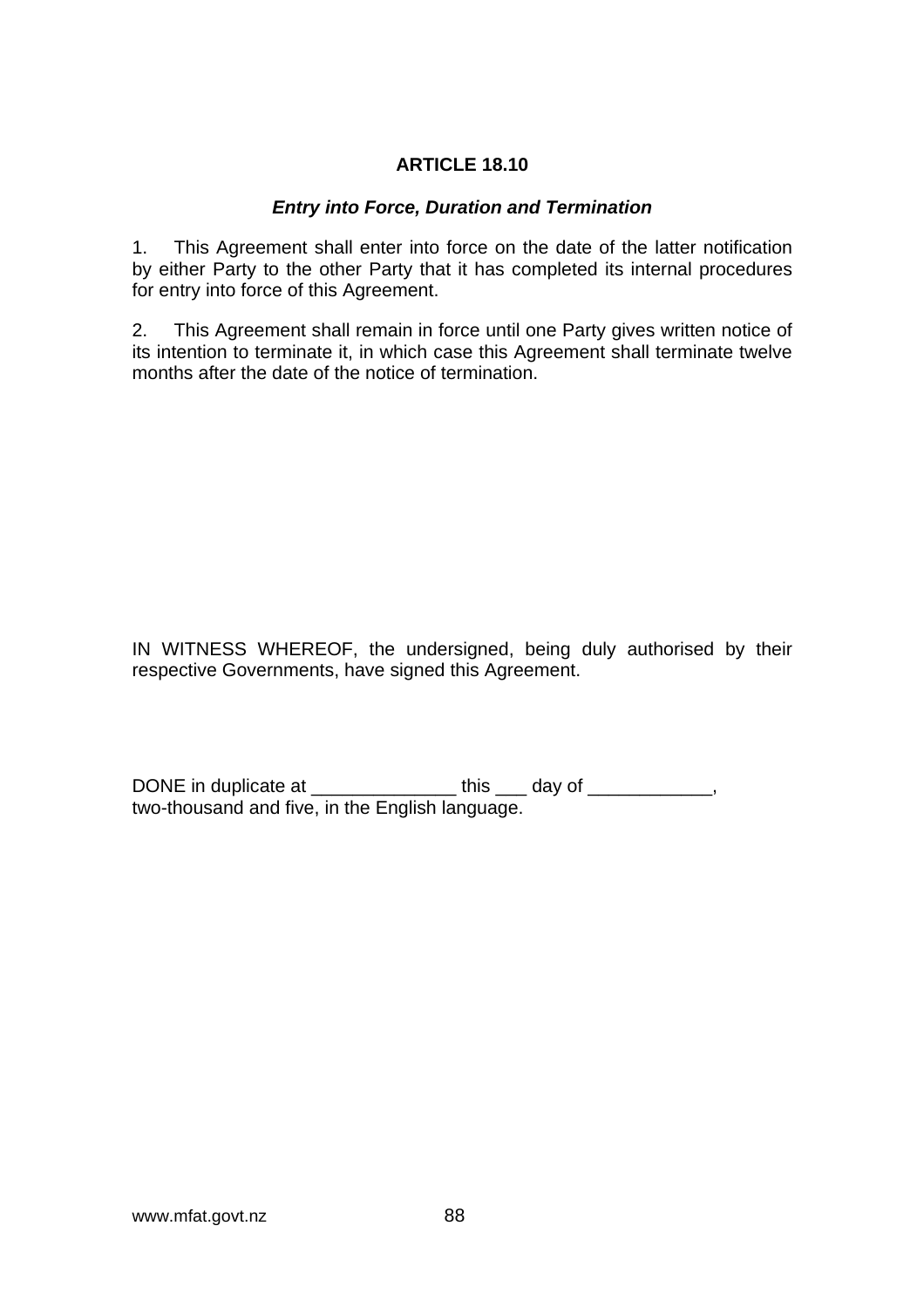## ARTICLE 18.10

### *Entry into Force, Duration and Termination*

1. This Agreement shall enter into force on the date of the latter notification by either Party to the other Party that it has completed its internal procedures for entry into force of this Agreement.

2. This Agreement shall remain in force until one Party gives written notice of its intention to terminate it, in which case this Agreement shall terminate twelve months after the date of the notice of termination.

IN WITNESS WHEREOF, the undersigned, being duly authorised by their respective Governments, have signed this Agreement.

DONE in duplicate at ______________ this ___ day of ____________, two-thousand and five, in the English language.